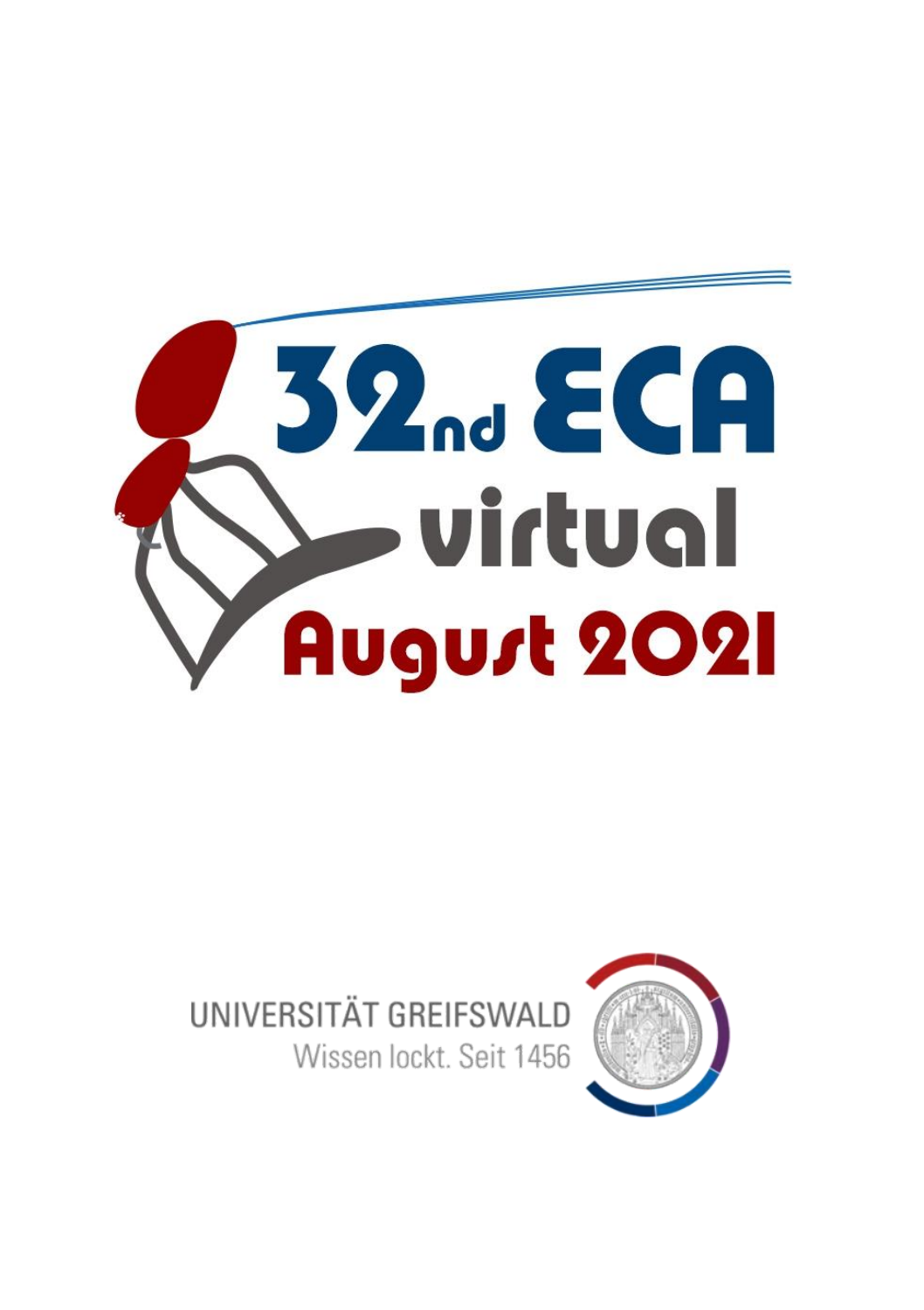# 32nd ECA virtual

## August 2021

UNIVERSITÄT GREIFSWALD
Wissen lockt. Seit 1456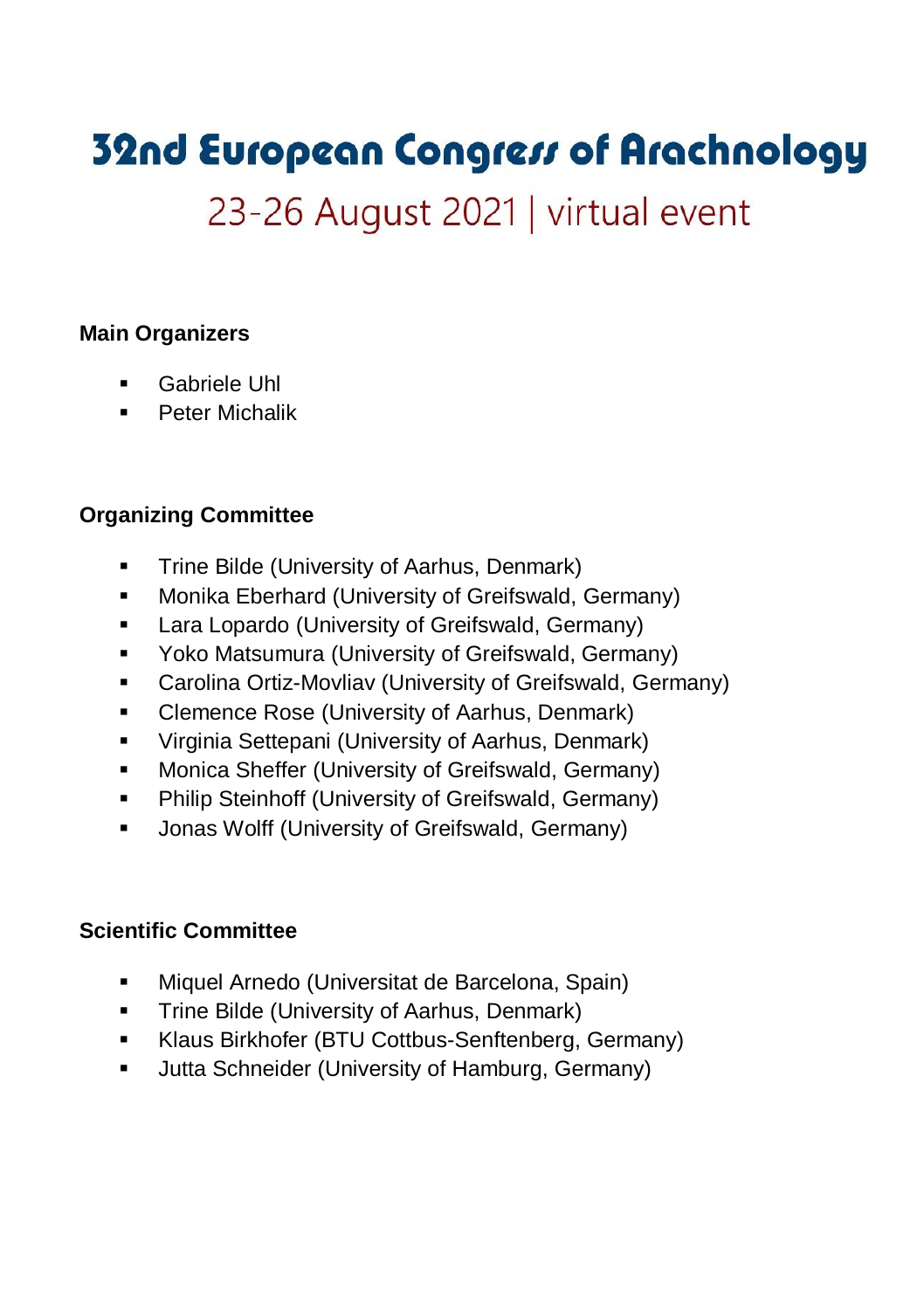# 32nd European Congress of Arachnology

## 23-26 August 2021 | virtual event

**Main Organizers**

- Gabriele Uhl
- Peter Michalik

**Organizing Committee**

- Trine Bilde (University of Aarhus, Denmark)
- Monika Eberhard (University of Greifswald, Germany)
- Lara Lopardo (University of Greifswald, Germany)
- Yoko Matsumura (University of Greifswald, Germany)
- Carolina Ortiz-Movliav (University of Greifswald, Germany)
- Clemence Rose (University of Aarhus, Denmark)
- Virginia Settepani (University of Aarhus, Denmark)
- Monica Sheffer (University of Greifswald, Germany)
- Philip Steinhoff (University of Greifswald, Germany)
- Jonas Wolff (University of Greifswald, Germany)

**Scientific Committee**

- Miquel Arnedo (Universitat de Barcelona, Spain)
- Trine Bilde (University of Aarhus, Denmark)
- Klaus Birkhofer (BTU Cottbus-Senftenberg, Germany)
- Jutta Schneider (University of Hamburg, Germany)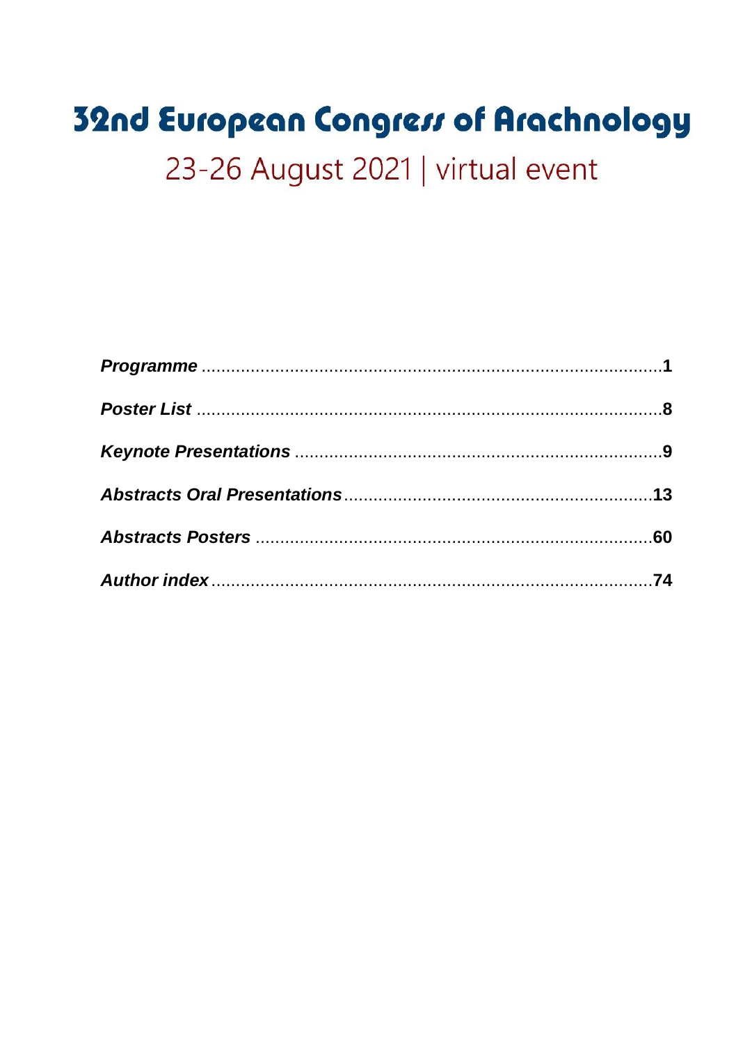# 32nd European Congress of Arachnology

## 23-26 August 2021 | virtual event

*Programme* ............................................................................................1

*Poster List* ..............................................................................................8

*Keynote Presentations* ..........................................................................9

*Abstracts Oral Presentations*..............................................................13

*Abstracts Posters* .................................................................................60

*Author index* .........................................................................................74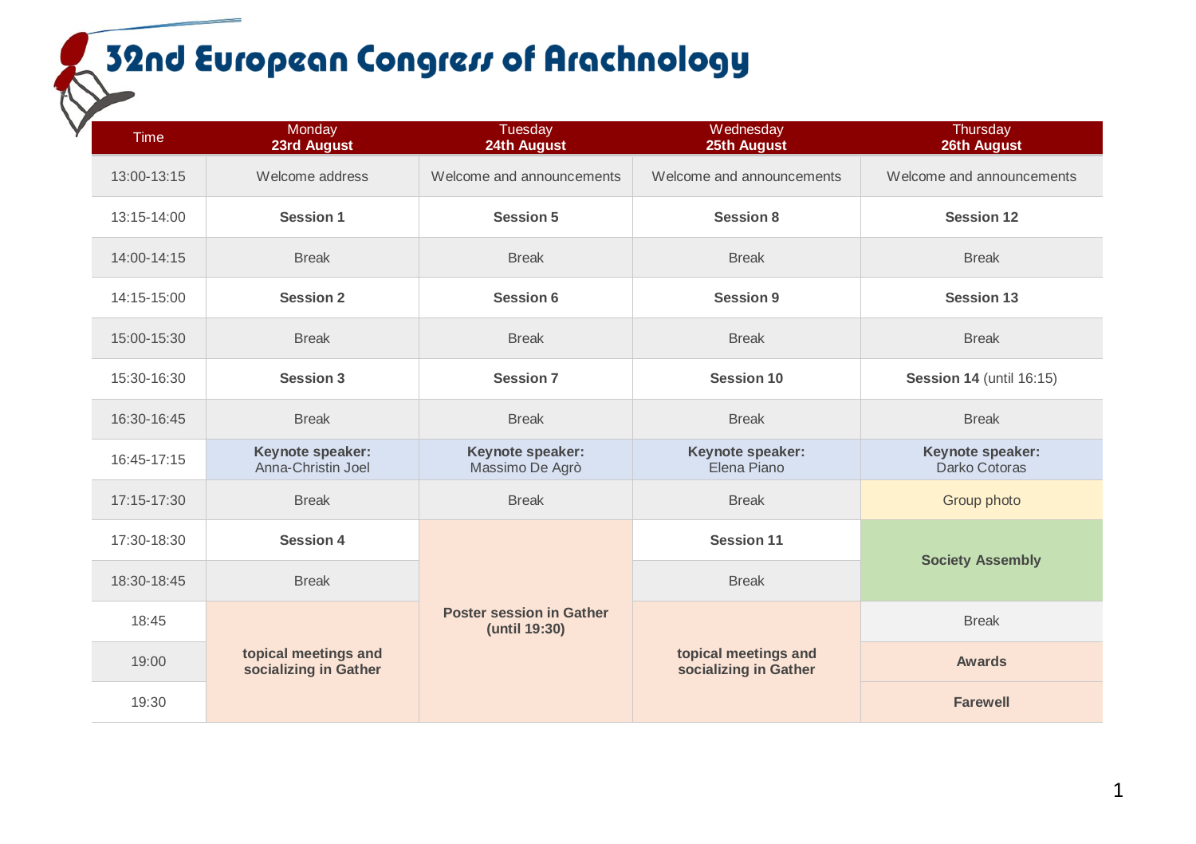# 32nd European Congress of Arachnology

| Time | Monday **23rd August** | Tuesday **24th August** | Wednesday **25th August** | Thursday **26th August** |
|---|---|---|---|---|
| 13:00-13:15 | Welcome address | Welcome and announcements | Welcome and announcements | Welcome and announcements |
| 13:15-14:00 | **Session 1** | **Session 5** | **Session 8** | **Session 12** |
| 14:00-14:15 | Break | Break | Break | Break |
| 14:15-15:00 | **Session 2** | **Session 6** | **Session 9** | **Session 13** |
| 15:00-15:30 | Break | Break | Break | Break |
| 15:30-16:30 | **Session 3** | **Session 7** | **Session 10** | **Session 14** (until 16:15) |
| 16:30-16:45 | Break | Break | Break | Break |
| 16:45-17:15 | **Keynote speaker:** Anna-Christin Joel | **Keynote speaker:** Massimo De Agrò | **Keynote speaker:** Elena Piano | **Keynote speaker:** Darko Cotoras |
| 17:15-17:30 | Break | Break | Break | Group photo |
| 17:30-18:30 | **Session 4** | **Poster session in Gather (until 19:30)** | **Session 11** | **Society Assembly** |
| 18:30-18:45 | Break | | Break | |
| 18:45 | **topical meetings and socializing in Gather** | | **topical meetings and socializing in Gather** | Break |
| 19:00 | | | | **Awards** |
| 19:30 | | | | **Farewell** |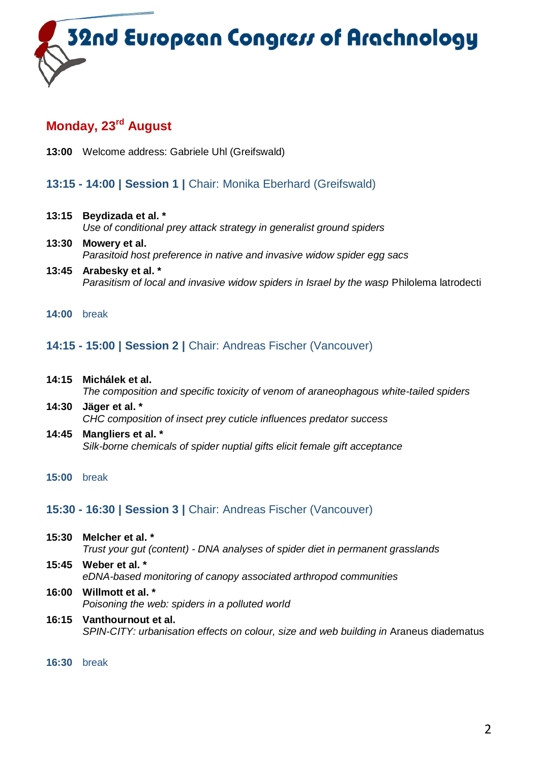# 32nd European Congress of Arachnology

## Monday, 23rd August

**13:00** Welcome address: Gabriele Uhl (Greifswald)

### 13:15 - 14:00 | Session 1 | Chair: Monika Eberhard (Greifswald)

**13:15** **Beydizada et al. ***
*Use of conditional prey attack strategy in generalist ground spiders*

**13:30** **Mowery et al.**
*Parasitoid host preference in native and invasive widow spider egg sacs*

**13:45** **Arabesky et al. ***
*Parasitism of local and invasive widow spiders in Israel by the wasp* Philolema latrodecti

**14:00** break

### 14:15 - 15:00 | Session 2 | Chair: Andreas Fischer (Vancouver)

**14:15** **Michálek et al.**
*The composition and specific toxicity of venom of araneophagous white-tailed spiders*

**14:30** **Jäger et al. ***
*CHC composition of insect prey cuticle influences predator success*

**14:45** **Mangliers et al. ***
*Silk-borne chemicals of spider nuptial gifts elicit female gift acceptance*

**15:00** break

### 15:30 - 16:30 | Session 3 | Chair: Andreas Fischer (Vancouver)

**15:30** **Melcher et al. ***
*Trust your gut (content) - DNA analyses of spider diet in permanent grasslands*

**15:45** **Weber et al. ***
*eDNA-based monitoring of canopy associated arthropod communities*

**16:00** **Willmott et al. ***
*Poisoning the web: spiders in a polluted world*

**16:15** **Vanthournout et al.**
*SPIN-CITY: urbanisation effects on colour, size and web building in* Araneus diadematus

**16:30** break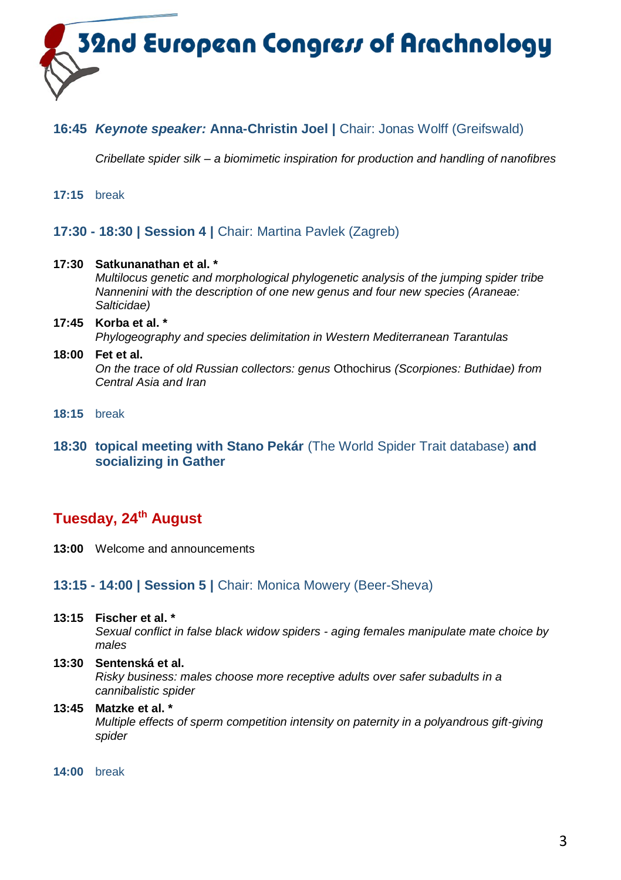**16:45** ***Keynote speaker:*** **Anna-Christin Joel |** Chair: Jonas Wolff (Greifswald)

*Cribellate spider silk – a biomimetic inspiration for production and handling of nanofibres*

**17:15** break

### 17:30 - 18:30 | Session 4 | Chair: Martina Pavlek (Zagreb)

**17:30** **Satkunanathan et al. ***
*Multilocus genetic and morphological phylogenetic analysis of the jumping spider tribe Nannenini with the description of one new genus and four new species (Araneae: Salticidae)*

**17:45** **Korba et al. ***
*Phylogeography and species delimitation in Western Mediterranean Tarantulas*

**18:00** **Fet et al.**
*On the trace of old Russian collectors: genus* Othochirus *(Scorpiones: Buthidae) from Central Asia and Iran*

**18:15** break

### 18:30 topical meeting with Stano Pekár (The World Spider Trait database) and socializing in Gather

## Tuesday, 24th August

**13:00** Welcome and announcements

### 13:15 - 14:00 | Session 5 | Chair: Monica Mowery (Beer-Sheva)

**13:15** **Fischer et al. ***
*Sexual conflict in false black widow spiders - aging females manipulate mate choice by males*

**13:30** **Sentenská et al.**
*Risky business: males choose more receptive adults over safer subadults in a cannibalistic spider*

**13:45** **Matzke et al. ***
*Multiple effects of sperm competition intensity on paternity in a polyandrous gift-giving spider*

**14:00** break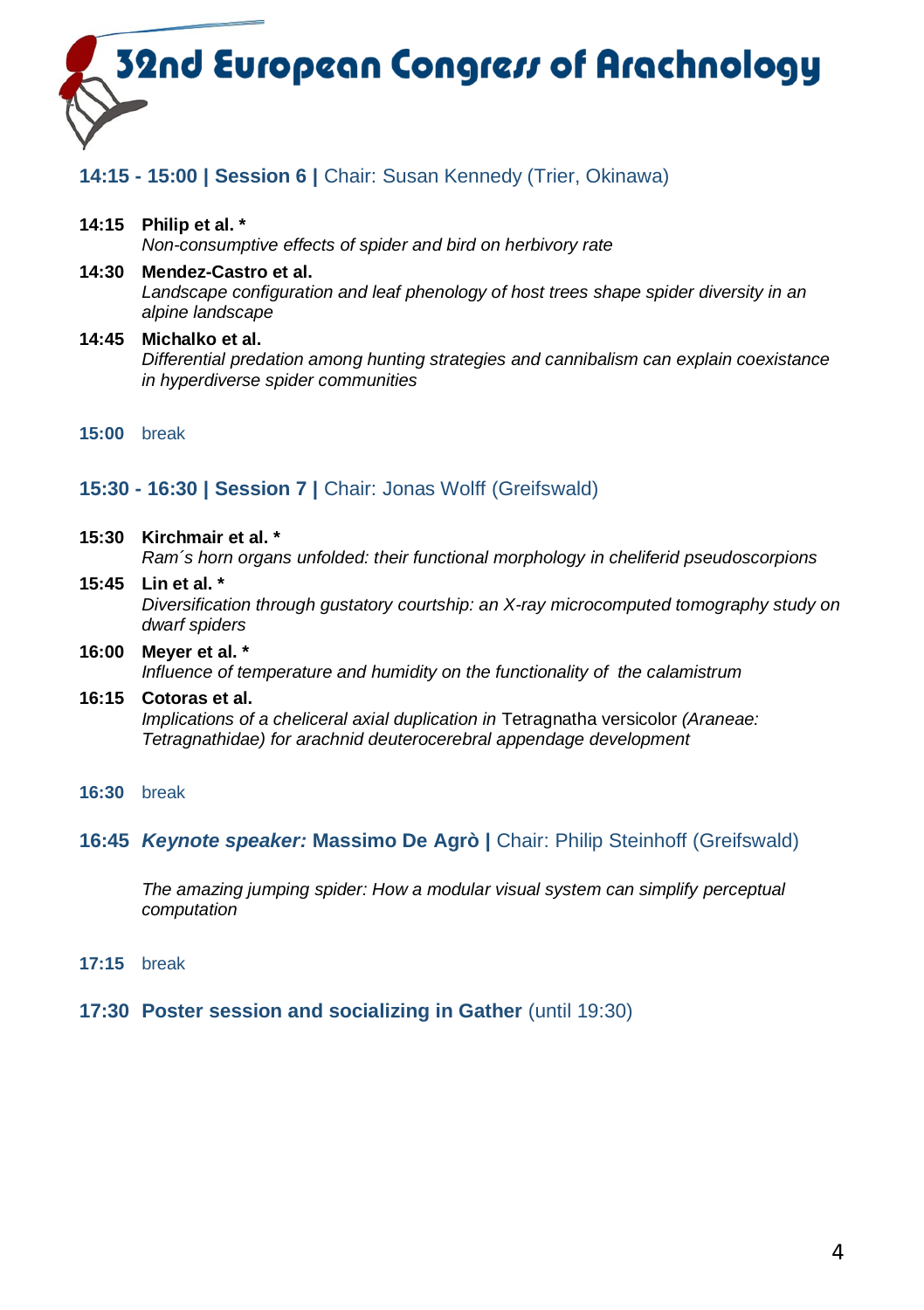# 32nd European Congress of Arachnology

## 14:15 - 15:00 | Session 6 | Chair: Susan Kennedy (Trier, Okinawa)

**14:15 Philip et al. ***
*Non-consumptive effects of spider and bird on herbivory rate*

**14:30 Mendez-Castro et al.**
*Landscape configuration and leaf phenology of host trees shape spider diversity in an alpine landscape*

**14:45 Michalko et al.**
*Differential predation among hunting strategies and cannibalism can explain coexistance in hyperdiverse spider communities*

**15:00** break

## 15:30 - 16:30 | Session 7 | Chair: Jonas Wolff (Greifswald)

**15:30 Kirchmair et al. ***
*Ram´s horn organs unfolded: their functional morphology in cheliferid pseudoscorpions*

**15:45 Lin et al. ***
*Diversification through gustatory courtship: an X-ray microcomputed tomography study on dwarf spiders*

**16:00 Meyer et al. ***
*Influence of temperature and humidity on the functionality of the calamistrum*

**16:15 Cotoras et al.**
*Implications of a cheliceral axial duplication in* Tetragnatha versicolor *(Araneae: Tetragnathidae) for arachnid deuterocerebral appendage development*

**16:30** break

## 16:45 *Keynote speaker:* Massimo De Agrò | Chair: Philip Steinhoff (Greifswald)

*The amazing jumping spider: How a modular visual system can simplify perceptual computation*

**17:15** break

## 17:30 Poster session and socializing in Gather (until 19:30)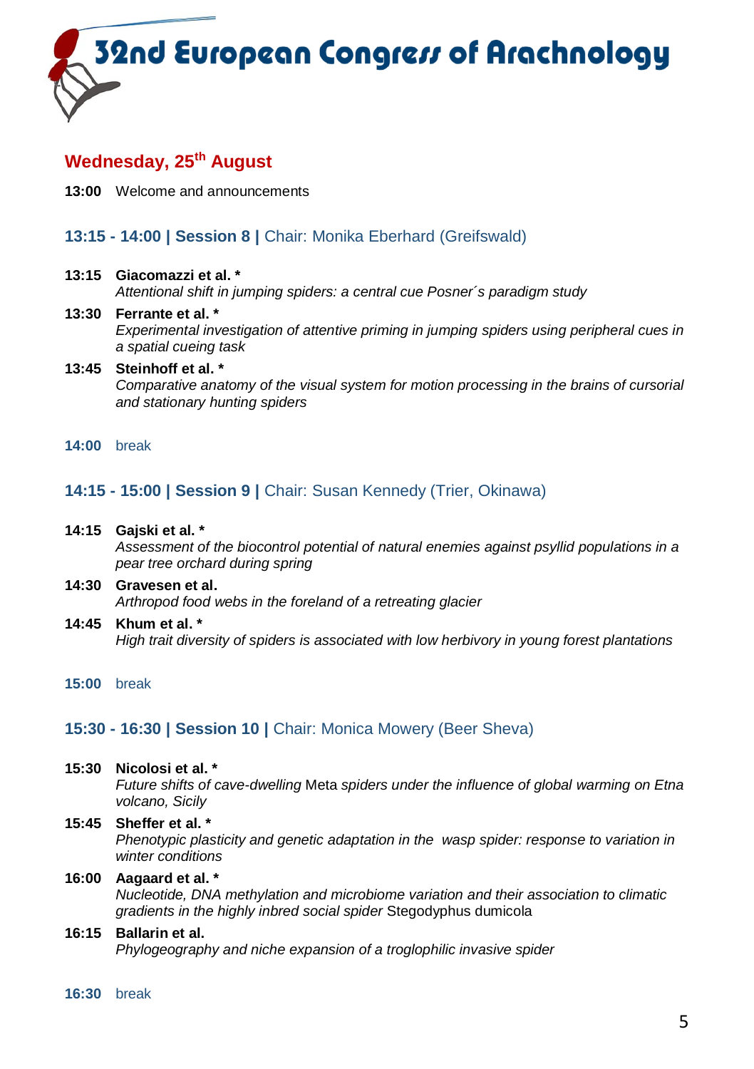# 32nd European Congress of Arachnology

## Wednesday, 25th August

**13:00** Welcome and announcements

### 13:15 - 14:00 | Session 8 | Chair: Monika Eberhard (Greifswald)

**13:15 Giacomazzi et al. ***
*Attentional shift in jumping spiders: a central cue Posner´s paradigm study*

**13:30 Ferrante et al. ***
*Experimental investigation of attentive priming in jumping spiders using peripheral cues in a spatial cueing task*

**13:45 Steinhoff et al. ***
*Comparative anatomy of the visual system for motion processing in the brains of cursorial and stationary hunting spiders*

**14:00** break

### 14:15 - 15:00 | Session 9 | Chair: Susan Kennedy (Trier, Okinawa)

**14:15 Gajski et al. ***
*Assessment of the biocontrol potential of natural enemies against psyllid populations in a pear tree orchard during spring*

**14:30 Gravesen et al.**
*Arthropod food webs in the foreland of a retreating glacier*

**14:45 Khum et al. ***
*High trait diversity of spiders is associated with low herbivory in young forest plantations*

**15:00** break

### 15:30 - 16:30 | Session 10 | Chair: Monica Mowery (Beer Sheva)

**15:30 Nicolosi et al. ***
*Future shifts of cave-dwelling* Meta *spiders under the influence of global warming on Etna volcano, Sicily*

**15:45 Sheffer et al. ***
*Phenotypic plasticity and genetic adaptation in the wasp spider: response to variation in winter conditions*

**16:00 Aagaard et al. ***
*Nucleotide, DNA methylation and microbiome variation and their association to climatic gradients in the highly inbred social spider* Stegodyphus dumicola

**16:15 Ballarin et al.**
*Phylogeography and niche expansion of a troglophilic invasive spider*

**16:30** break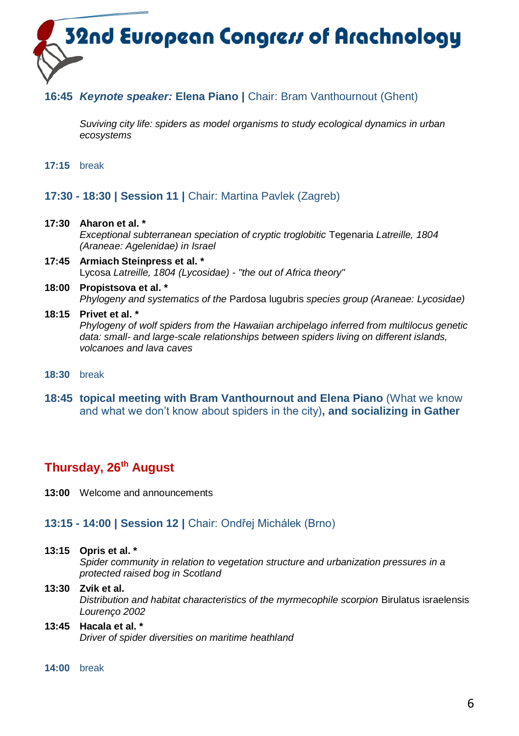**16:45** ***Keynote speaker:* Elena Piano |** Chair: Bram Vanthournout (Ghent)

*Suviving city life: spiders as model organisms to study ecological dynamics in urban ecosystems*

**17:15** break

## 17:30 - 18:30 | Session 11 | Chair: Martina Pavlek (Zagreb)

**17:30** **Aharon et al. \***
*Exceptional subterranean speciation of cryptic troglobitic* Tegenaria *Latreille, 1804 (Araneae: Agelenidae) in Israel*

**17:45** **Armiach Steinpress et al. \***
Lycosa *Latreille, 1804 (Lycosidae) - "the out of Africa theory"*

**18:00** **Propistsova et al. \***
*Phylogeny and systematics of the* Pardosa lugubris *species group (Araneae: Lycosidae)*

**18:15** **Privet et al. \***
*Phylogeny of wolf spiders from the Hawaiian archipelago inferred from multilocus genetic data: small- and large-scale relationships between spiders living on different islands, volcanoes and lava caves*

**18:30** break

**18:45** **topical meeting with Bram Vanthournout and Elena Piano** (What we know and what we don't know about spiders in the city)**, and socializing in Gather**

# Thursday, 26th August

**13:00** Welcome and announcements

## 13:15 - 14:00 | Session 12 | Chair: Ondřej Michálek (Brno)

**13:15** **Opris et al. \***
*Spider community in relation to vegetation structure and urbanization pressures in a protected raised bog in Scotland*

**13:30** **Zvik et al.**
*Distribution and habitat characteristics of the myrmecophile scorpion* Birulatus israelensis *Lourenço 2002*

**13:45** **Hacala et al. \***
*Driver of spider diversities on maritime heathland*

**14:00** break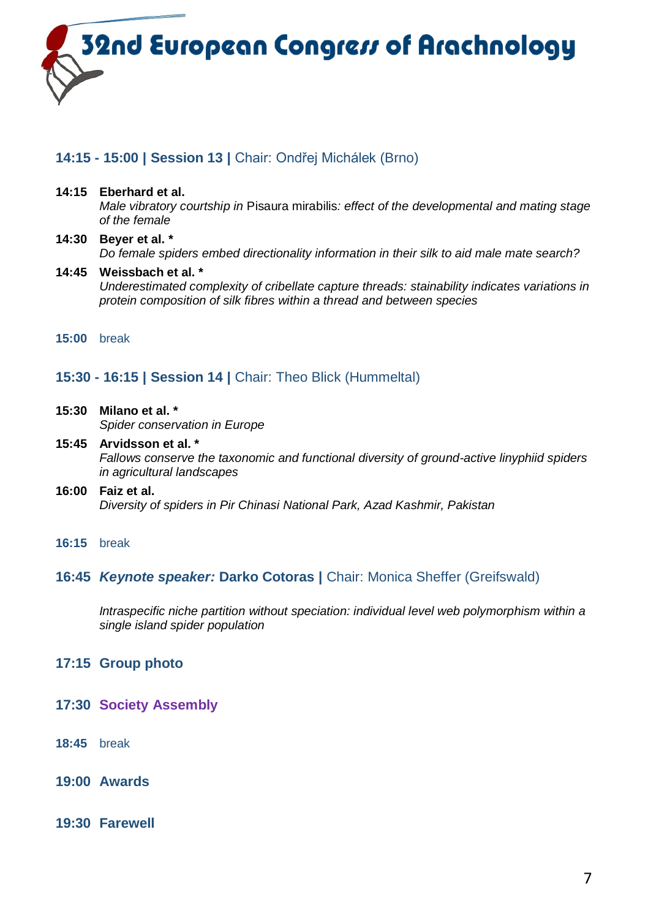### 14:15 - 15:00 | Session 13 | Chair: Ondřej Michálek (Brno)

**14:15 Eberhard et al.**
*Male vibratory courtship in* Pisaura mirabilis*: effect of the developmental and mating stage of the female*

**14:30 Beyer et al. ***
*Do female spiders embed directionality information in their silk to aid male mate search?*

**14:45 Weissbach et al. ***
*Underestimated complexity of cribellate capture threads: stainability indicates variations in protein composition of silk fibres within a thread and between species*

**15:00** break

### 15:30 - 16:15 | Session 14 | Chair: Theo Blick (Hummeltal)

**15:30 Milano et al. ***
*Spider conservation in Europe*

**15:45 Arvidsson et al. ***
*Fallows conserve the taxonomic and functional diversity of ground-active linyphiid spiders in agricultural landscapes*

**16:00 Faiz et al.**
*Diversity of spiders in Pir Chinasi National Park, Azad Kashmir, Pakistan*

**16:15** break

### 16:45 *Keynote speaker:* Darko Cotoras | Chair: Monica Sheffer (Greifswald)

*Intraspecific niche partition without speciation: individual level web polymorphism within a single island spider population*

### 17:15 Group photo

### 17:30 Society Assembly

**18:45** break

### 19:00 Awards

### 19:30 Farewell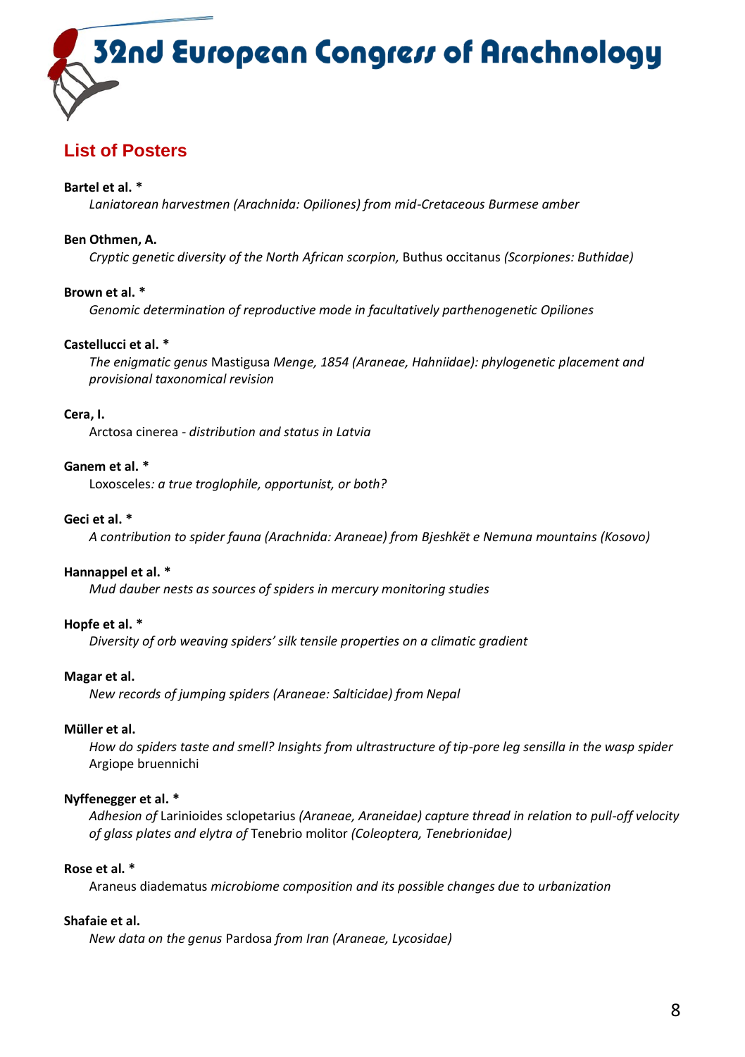## List of Posters

**Bartel et al. ***
*Laniatorean harvestmen (Arachnida: Opiliones) from mid-Cretaceous Burmese amber*

**Ben Othmen, A.**
*Cryptic genetic diversity of the North African scorpion,* Buthus occitanus *(Scorpiones: Buthidae)*

**Brown et al. ***
*Genomic determination of reproductive mode in facultatively parthenogenetic Opiliones*

**Castellucci et al. ***
*The enigmatic genus* Mastigusa *Menge, 1854 (Araneae, Hahniidae): phylogenetic placement and provisional taxonomical revision*

**Cera, I.**
Arctosa cinerea *- distribution and status in Latvia*

**Ganem et al. ***
Loxosceles*: a true troglophile, opportunist, or both?*

**Geci et al. ***
*A contribution to spider fauna (Arachnida: Araneae) from Bjeshkët e Nemuna mountains (Kosovo)*

**Hannappel et al. ***
*Mud dauber nests as sources of spiders in mercury monitoring studies*

**Hopfe et al. ***
*Diversity of orb weaving spiders' silk tensile properties on a climatic gradient*

**Magar et al.**
*New records of jumping spiders (Araneae: Salticidae) from Nepal*

**Müller et al.**
*How do spiders taste and smell? Insights from ultrastructure of tip-pore leg sensilla in the wasp spider* Argiope bruennichi

**Nyffenegger et al. ***
*Adhesion of* Larinioides sclopetarius *(Araneae, Araneidae) capture thread in relation to pull-off velocity of glass plates and elytra of* Tenebrio molitor *(Coleoptera, Tenebrionidae)*

**Rose et al. ***
Araneus diadematus *microbiome composition and its possible changes due to urbanization*

**Shafaie et al.**
*New data on the genus* Pardosa *from Iran (Araneae, Lycosidae)*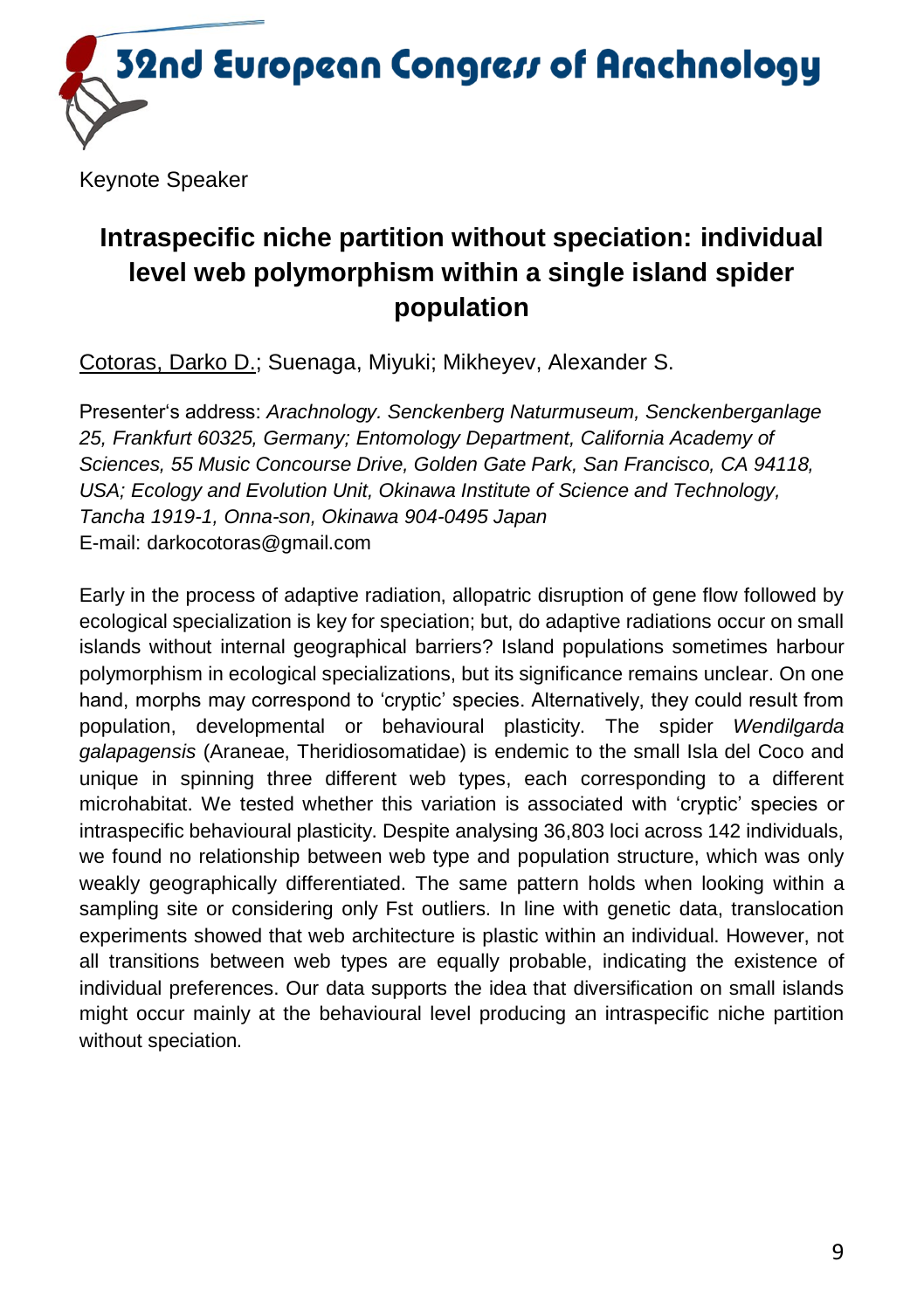Keynote Speaker

# Intraspecific niche partition without speciation: individual level web polymorphism within a single island spider population

<u>Cotoras, Darko D.</u>; Suenaga, Miyuki; Mikheyev, Alexander S.

Presenter's address: *Arachnology. Senckenberg Naturmuseum, Senckenberganlage 25, Frankfurt 60325, Germany; Entomology Department, California Academy of Sciences, 55 Music Concourse Drive, Golden Gate Park, San Francisco, CA 94118, USA; Ecology and Evolution Unit, Okinawa Institute of Science and Technology, Tancha 1919-1, Onna-son, Okinawa 904-0495 Japan*
E-mail: darkocotoras@gmail.com

Early in the process of adaptive radiation, allopatric disruption of gene flow followed by ecological specialization is key for speciation; but, do adaptive radiations occur on small islands without internal geographical barriers? Island populations sometimes harbour polymorphism in ecological specializations, but its significance remains unclear. On one hand, morphs may correspond to 'cryptic' species. Alternatively, they could result from population, developmental or behavioural plasticity. The spider *Wendilgarda galapagensis* (Araneae, Theridiosomatidae) is endemic to the small Isla del Coco and unique in spinning three different web types, each corresponding to a different microhabitat. We tested whether this variation is associated with 'cryptic' species or intraspecific behavioural plasticity. Despite analysing 36,803 loci across 142 individuals, we found no relationship between web type and population structure, which was only weakly geographically differentiated. The same pattern holds when looking within a sampling site or considering only Fst outliers. In line with genetic data, translocation experiments showed that web architecture is plastic within an individual. However, not all transitions between web types are equally probable, indicating the existence of individual preferences. Our data supports the idea that diversification on small islands might occur mainly at the behavioural level producing an intraspecific niche partition without speciation.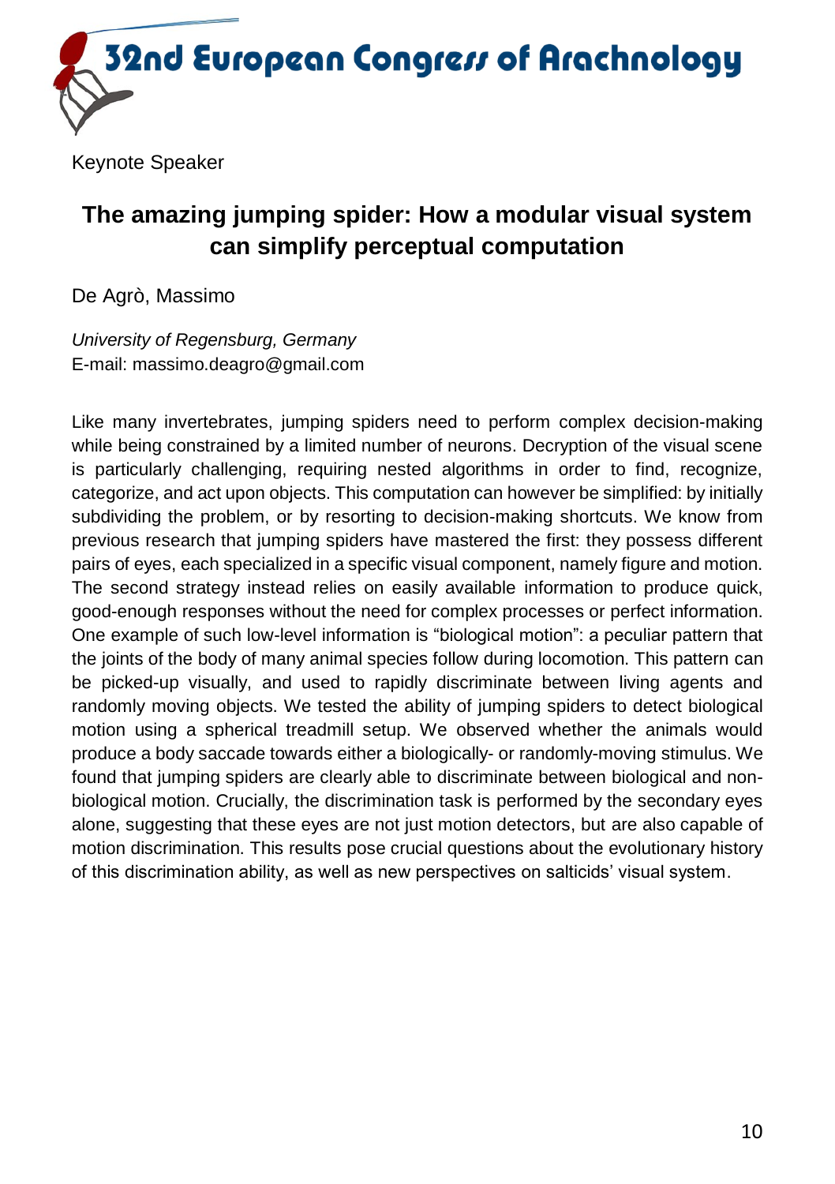Keynote Speaker

## The amazing jumping spider: How a modular visual system can simplify perceptual computation

De Agrò, Massimo

*University of Regensburg, Germany*
E-mail: massimo.deagro@gmail.com

Like many invertebrates, jumping spiders need to perform complex decision-making while being constrained by a limited number of neurons. Decryption of the visual scene is particularly challenging, requiring nested algorithms in order to find, recognize, categorize, and act upon objects. This computation can however be simplified: by initially subdividing the problem, or by resorting to decision-making shortcuts. We know from previous research that jumping spiders have mastered the first: they possess different pairs of eyes, each specialized in a specific visual component, namely figure and motion. The second strategy instead relies on easily available information to produce quick, good-enough responses without the need for complex processes or perfect information. One example of such low-level information is “biological motion”: a peculiar pattern that the joints of the body of many animal species follow during locomotion. This pattern can be picked-up visually, and used to rapidly discriminate between living agents and randomly moving objects. We tested the ability of jumping spiders to detect biological motion using a spherical treadmill setup. We observed whether the animals would produce a body saccade towards either a biologically- or randomly-moving stimulus. We found that jumping spiders are clearly able to discriminate between biological and non-biological motion. Crucially, the discrimination task is performed by the secondary eyes alone, suggesting that these eyes are not just motion detectors, but are also capable of motion discrimination. This results pose crucial questions about the evolutionary history of this discrimination ability, as well as new perspectives on salticids’ visual system.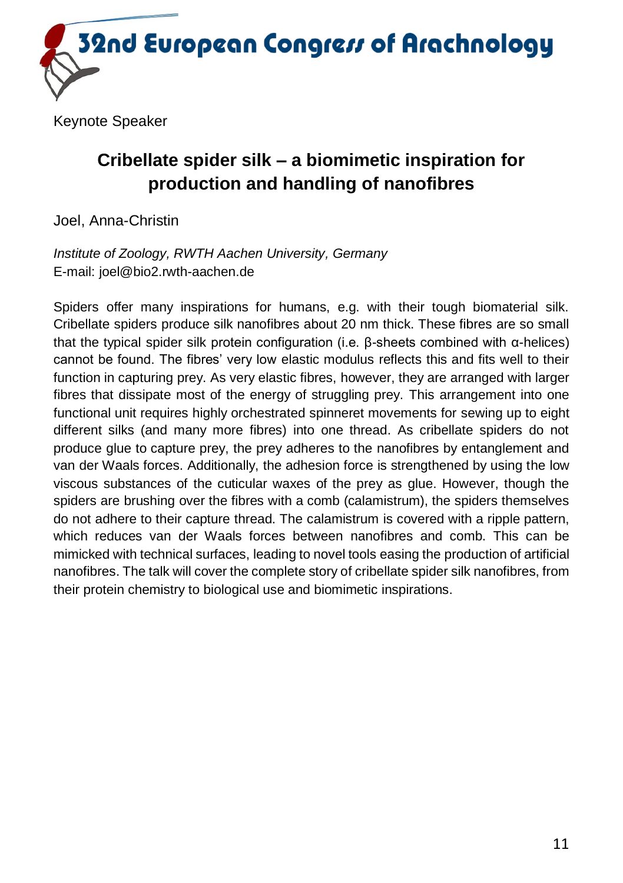Keynote Speaker

# Cribellate spider silk – a biomimetic inspiration for production and handling of nanofibres

Joel, Anna-Christin

*Institute of Zoology, RWTH Aachen University, Germany*
E-mail: joel@bio2.rwth-aachen.de

Spiders offer many inspirations for humans, e.g. with their tough biomaterial silk. Cribellate spiders produce silk nanofibres about 20 nm thick. These fibres are so small that the typical spider silk protein configuration (i.e. β-sheets combined with α-helices) cannot be found. The fibres' very low elastic modulus reflects this and fits well to their function in capturing prey. As very elastic fibres, however, they are arranged with larger fibres that dissipate most of the energy of struggling prey. This arrangement into one functional unit requires highly orchestrated spinneret movements for sewing up to eight different silks (and many more fibres) into one thread. As cribellate spiders do not produce glue to capture prey, the prey adheres to the nanofibres by entanglement and van der Waals forces. Additionally, the adhesion force is strengthened by using the low viscous substances of the cuticular waxes of the prey as glue. However, though the spiders are brushing over the fibres with a comb (calamistrum), the spiders themselves do not adhere to their capture thread. The calamistrum is covered with a ripple pattern, which reduces van der Waals forces between nanofibres and comb. This can be mimicked with technical surfaces, leading to novel tools easing the production of artificial nanofibres. The talk will cover the complete story of cribellate spider silk nanofibres, from their protein chemistry to biological use and biomimetic inspirations.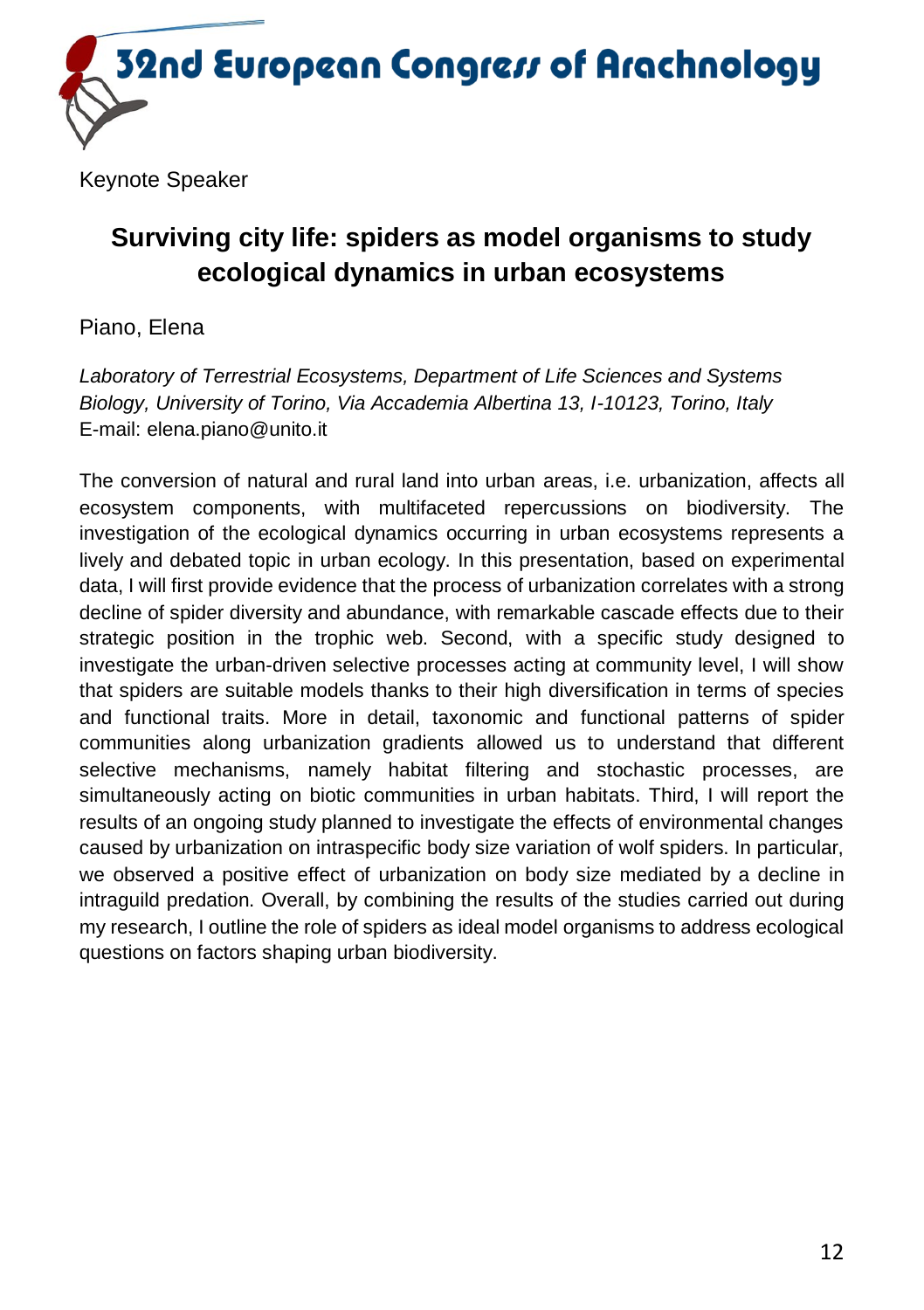Keynote Speaker

## Surviving city life: spiders as model organisms to study ecological dynamics in urban ecosystems

Piano, Elena

*Laboratory of Terrestrial Ecosystems, Department of Life Sciences and Systems Biology, University of Torino, Via Accademia Albertina 13, I-10123, Torino, Italy*
E-mail: elena.piano@unito.it

The conversion of natural and rural land into urban areas, i.e. urbanization, affects all ecosystem components, with multifaceted repercussions on biodiversity. The investigation of the ecological dynamics occurring in urban ecosystems represents a lively and debated topic in urban ecology. In this presentation, based on experimental data, I will first provide evidence that the process of urbanization correlates with a strong decline of spider diversity and abundance, with remarkable cascade effects due to their strategic position in the trophic web. Second, with a specific study designed to investigate the urban-driven selective processes acting at community level, I will show that spiders are suitable models thanks to their high diversification in terms of species and functional traits. More in detail, taxonomic and functional patterns of spider communities along urbanization gradients allowed us to understand that different selective mechanisms, namely habitat filtering and stochastic processes, are simultaneously acting on biotic communities in urban habitats. Third, I will report the results of an ongoing study planned to investigate the effects of environmental changes caused by urbanization on intraspecific body size variation of wolf spiders. In particular, we observed a positive effect of urbanization on body size mediated by a decline in intraguild predation. Overall, by combining the results of the studies carried out during my research, I outline the role of spiders as ideal model organisms to address ecological questions on factors shaping urban biodiversity.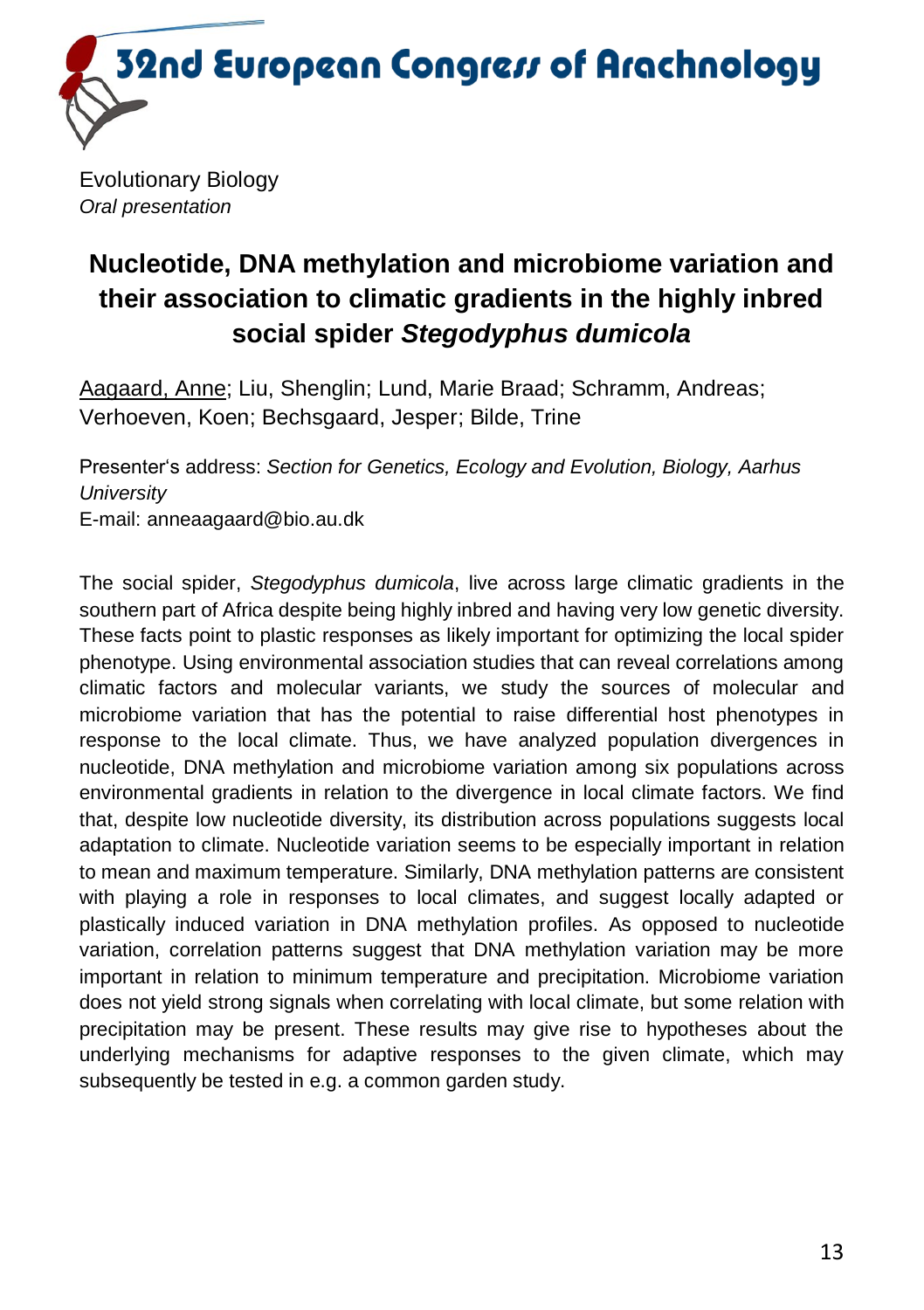Evolutionary Biology
*Oral presentation*

# Nucleotide, DNA methylation and microbiome variation and their association to climatic gradients in the highly inbred social spider *Stegodyphus dumicola*

Aagaard, Anne; Liu, Shenglin; Lund, Marie Braad; Schramm, Andreas; Verhoeven, Koen; Bechsgaard, Jesper; Bilde, Trine

Presenter's address: *Section for Genetics, Ecology and Evolution, Biology, Aarhus University*
E-mail: anneaagaard@bio.au.dk

The social spider, *Stegodyphus dumicola*, live across large climatic gradients in the southern part of Africa despite being highly inbred and having very low genetic diversity. These facts point to plastic responses as likely important for optimizing the local spider phenotype. Using environmental association studies that can reveal correlations among climatic factors and molecular variants, we study the sources of molecular and microbiome variation that has the potential to raise differential host phenotypes in response to the local climate. Thus, we have analyzed population divergences in nucleotide, DNA methylation and microbiome variation among six populations across environmental gradients in relation to the divergence in local climate factors. We find that, despite low nucleotide diversity, its distribution across populations suggests local adaptation to climate. Nucleotide variation seems to be especially important in relation to mean and maximum temperature. Similarly, DNA methylation patterns are consistent with playing a role in responses to local climates, and suggest locally adapted or plastically induced variation in DNA methylation profiles. As opposed to nucleotide variation, correlation patterns suggest that DNA methylation variation may be more important in relation to minimum temperature and precipitation. Microbiome variation does not yield strong signals when correlating with local climate, but some relation with precipitation may be present. These results may give rise to hypotheses about the underlying mechanisms for adaptive responses to the given climate, which may subsequently be tested in e.g. a common garden study.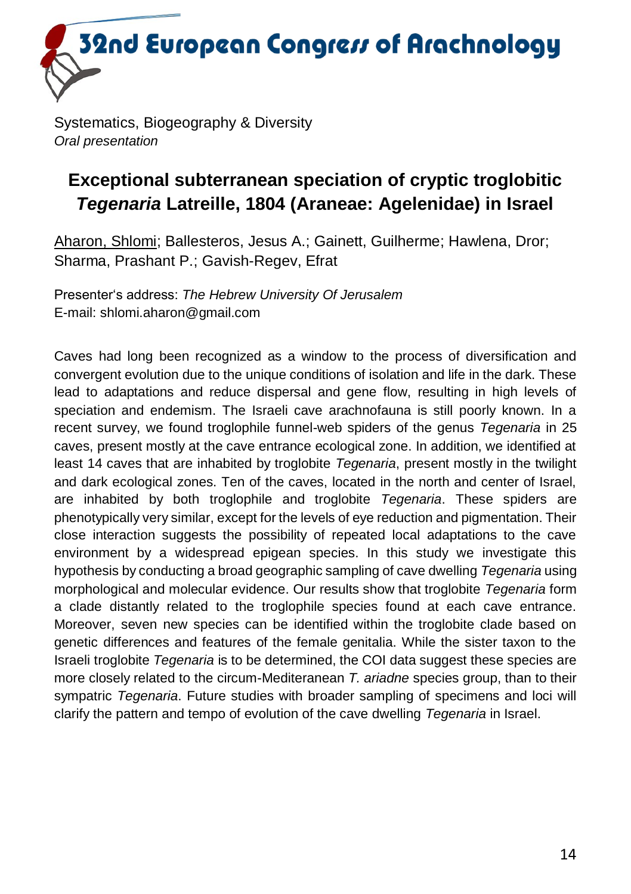Systematics, Biogeography & Diversity
*Oral presentation*

## Exceptional subterranean speciation of cryptic troglobitic *Tegenaria* Latreille, 1804 (Araneae: Agelenidae) in Israel

<u>Aharon, Shlomi</u>; Ballesteros, Jesus A.; Gainett, Guilherme; Hawlena, Dror; Sharma, Prashant P.; Gavish-Regev, Efrat

Presenter's address: *The Hebrew University Of Jerusalem*
E-mail: shlomi.aharon@gmail.com

Caves had long been recognized as a window to the process of diversification and convergent evolution due to the unique conditions of isolation and life in the dark. These lead to adaptations and reduce dispersal and gene flow, resulting in high levels of speciation and endemism. The Israeli cave arachnofauna is still poorly known. In a recent survey, we found troglophile funnel-web spiders of the genus *Tegenaria* in 25 caves, present mostly at the cave entrance ecological zone. In addition, we identified at least 14 caves that are inhabited by troglobite *Tegenaria*, present mostly in the twilight and dark ecological zones. Ten of the caves, located in the north and center of Israel, are inhabited by both troglophile and troglobite *Tegenaria*. These spiders are phenotypically very similar, except for the levels of eye reduction and pigmentation. Their close interaction suggests the possibility of repeated local adaptations to the cave environment by a widespread epigean species. In this study we investigate this hypothesis by conducting a broad geographic sampling of cave dwelling *Tegenaria* using morphological and molecular evidence. Our results show that troglobite *Tegenaria* form a clade distantly related to the troglophile species found at each cave entrance. Moreover, seven new species can be identified within the troglobite clade based on genetic differences and features of the female genitalia. While the sister taxon to the Israeli troglobite *Tegenaria* is to be determined, the COI data suggest these species are more closely related to the circum-Mediteranean *T. ariadne* species group, than to their sympatric *Tegenaria*. Future studies with broader sampling of specimens and loci will clarify the pattern and tempo of evolution of the cave dwelling *Tegenaria* in Israel.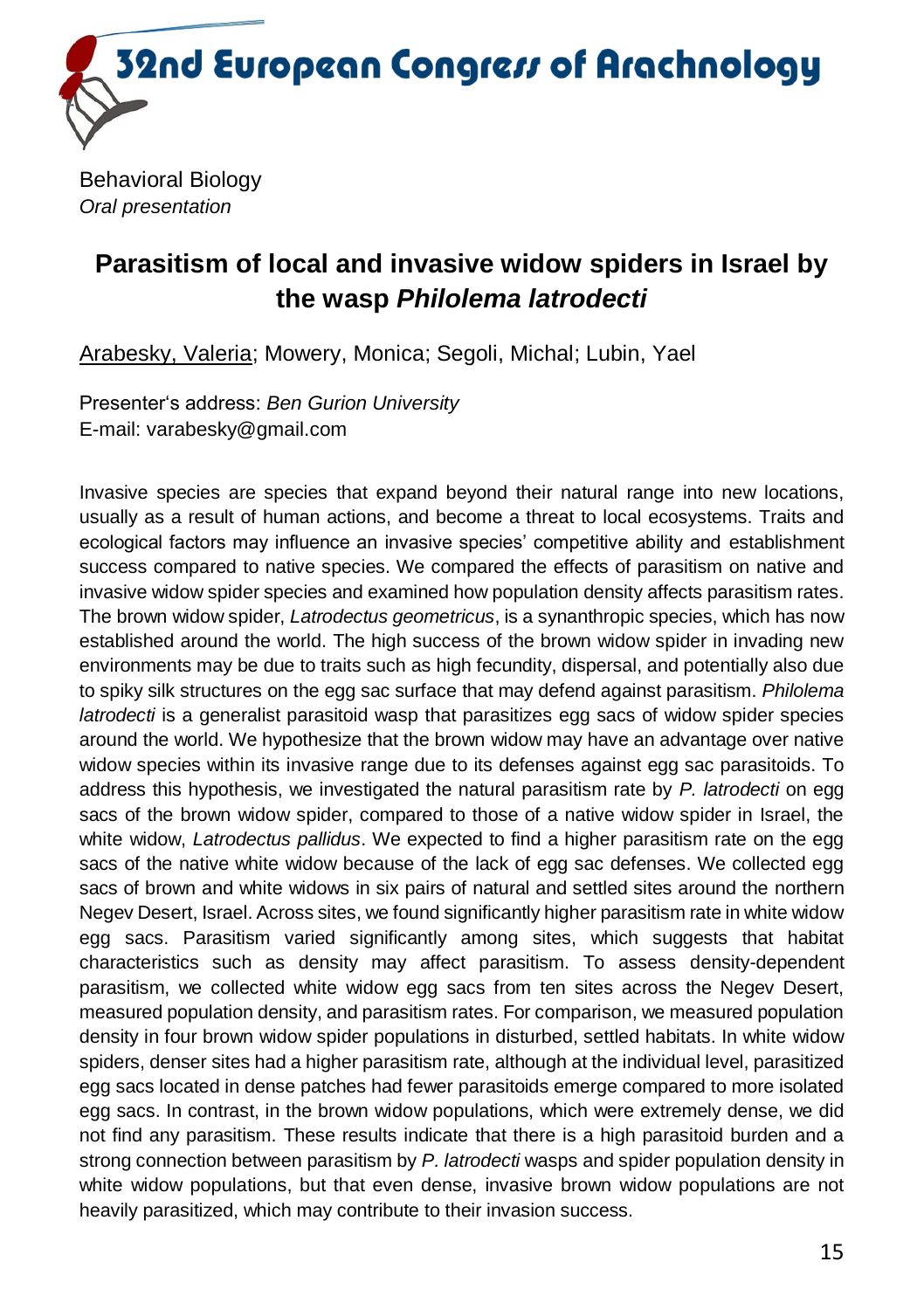Behavioral Biology
*Oral presentation*

# Parasitism of local and invasive widow spiders in Israel by the wasp *Philolema latrodecti*

Arabesky, Valeria; Mowery, Monica; Segoli, Michal; Lubin, Yael

Presenter's address: *Ben Gurion University*
E-mail: varabesky@gmail.com

Invasive species are species that expand beyond their natural range into new locations, usually as a result of human actions, and become a threat to local ecosystems. Traits and ecological factors may influence an invasive species' competitive ability and establishment success compared to native species. We compared the effects of parasitism on native and invasive widow spider species and examined how population density affects parasitism rates. The brown widow spider, *Latrodectus geometricus*, is a synanthropic species, which has now established around the world. The high success of the brown widow spider in invading new environments may be due to traits such as high fecundity, dispersal, and potentially also due to spiky silk structures on the egg sac surface that may defend against parasitism. *Philolema latrodecti* is a generalist parasitoid wasp that parasitizes egg sacs of widow spider species around the world. We hypothesize that the brown widow may have an advantage over native widow species within its invasive range due to its defenses against egg sac parasitoids. To address this hypothesis, we investigated the natural parasitism rate by *P. latrodecti* on egg sacs of the brown widow spider, compared to those of a native widow spider in Israel, the white widow, *Latrodectus pallidus*. We expected to find a higher parasitism rate on the egg sacs of the native white widow because of the lack of egg sac defenses. We collected egg sacs of brown and white widows in six pairs of natural and settled sites around the northern Negev Desert, Israel. Across sites, we found significantly higher parasitism rate in white widow egg sacs. Parasitism varied significantly among sites, which suggests that habitat characteristics such as density may affect parasitism. To assess density-dependent parasitism, we collected white widow egg sacs from ten sites across the Negev Desert, measured population density, and parasitism rates. For comparison, we measured population density in four brown widow spider populations in disturbed, settled habitats. In white widow spiders, denser sites had a higher parasitism rate, although at the individual level, parasitized egg sacs located in dense patches had fewer parasitoids emerge compared to more isolated egg sacs. In contrast, in the brown widow populations, which were extremely dense, we did not find any parasitism. These results indicate that there is a high parasitoid burden and a strong connection between parasitism by *P. latrodecti* wasps and spider population density in white widow populations, but that even dense, invasive brown widow populations are not heavily parasitized, which may contribute to their invasion success.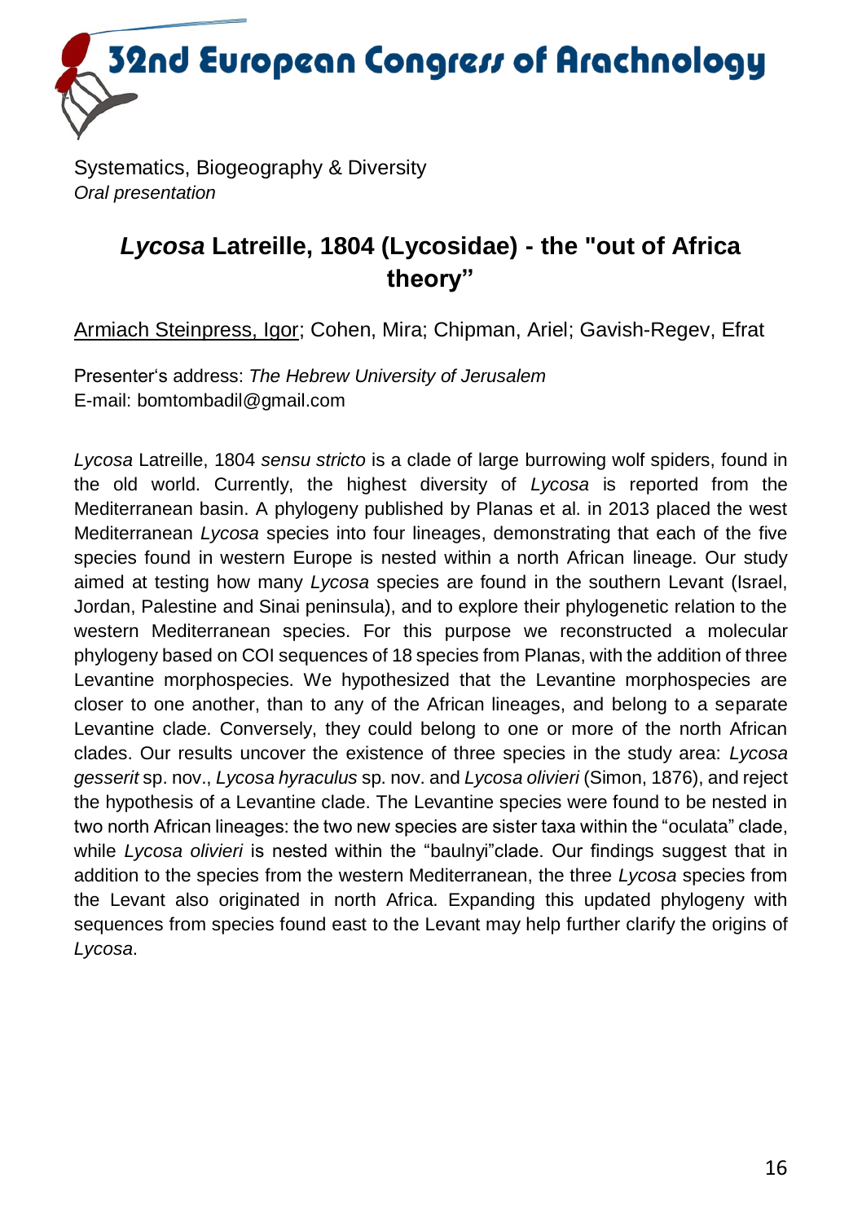Systematics, Biogeography & Diversity
*Oral presentation*

## *Lycosa* Latreille, 1804 (Lycosidae) - the "out of Africa theory"

<u>Armiach Steinpress, Igor</u>; Cohen, Mira; Chipman, Ariel; Gavish-Regev, Efrat

Presenter's address: *The Hebrew University of Jerusalem*
E-mail: bomtombadil@gmail.com

*Lycosa* Latreille, 1804 *sensu stricto* is a clade of large burrowing wolf spiders, found in the old world. Currently, the highest diversity of *Lycosa* is reported from the Mediterranean basin. A phylogeny published by Planas et al. in 2013 placed the west Mediterranean *Lycosa* species into four lineages, demonstrating that each of the five species found in western Europe is nested within a north African lineage. Our study aimed at testing how many *Lycosa* species are found in the southern Levant (Israel, Jordan, Palestine and Sinai peninsula), and to explore their phylogenetic relation to the western Mediterranean species. For this purpose we reconstructed a molecular phylogeny based on COI sequences of 18 species from Planas, with the addition of three Levantine morphospecies. We hypothesized that the Levantine morphospecies are closer to one another, than to any of the African lineages, and belong to a separate Levantine clade. Conversely, they could belong to one or more of the north African clades. Our results uncover the existence of three species in the study area: *Lycosa gesserit* sp. nov., *Lycosa hyraculus* sp. nov. and *Lycosa olivieri* (Simon, 1876), and reject the hypothesis of a Levantine clade. The Levantine species were found to be nested in two north African lineages: the two new species are sister taxa within the "oculata" clade, while *Lycosa olivieri* is nested within the "baulnyi"clade. Our findings suggest that in addition to the species from the western Mediterranean, the three *Lycosa* species from the Levant also originated in north Africa. Expanding this updated phylogeny with sequences from species found east to the Levant may help further clarify the origins of *Lycosa*.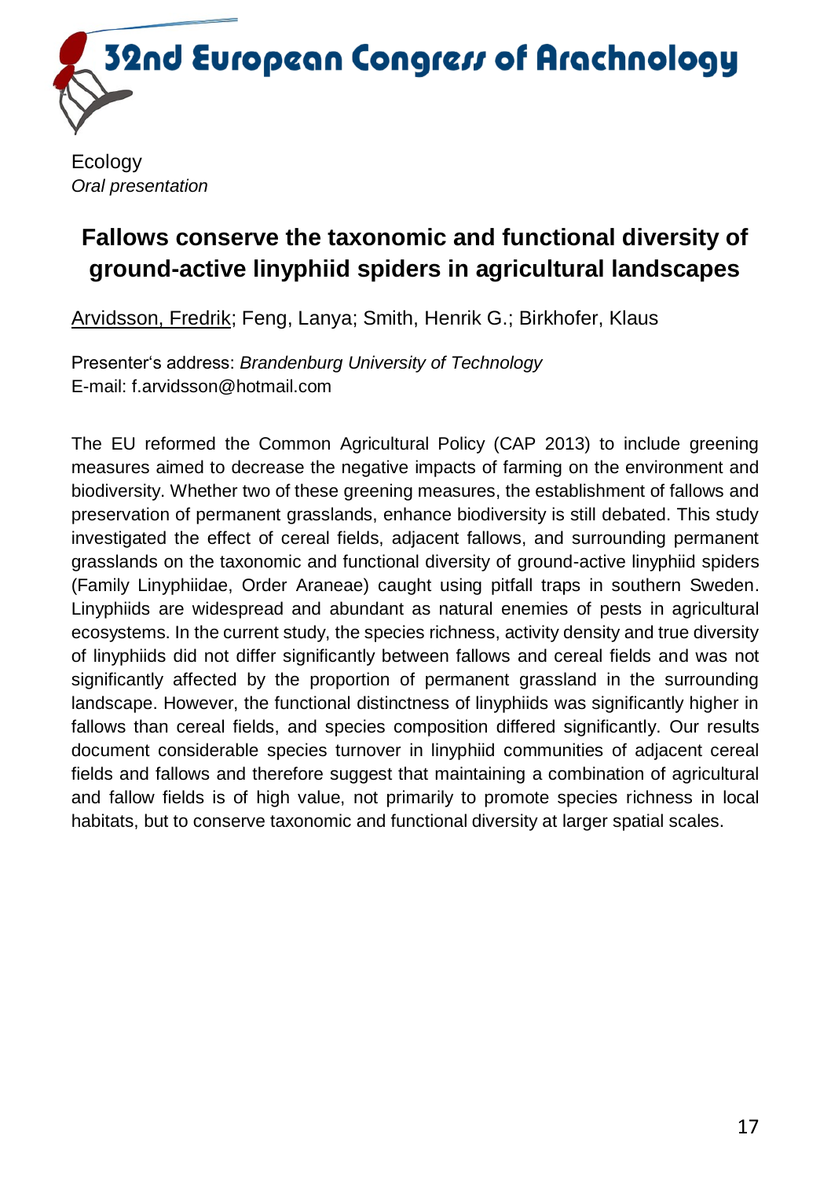Ecology
*Oral presentation*

## Fallows conserve the taxonomic and functional diversity of ground-active linyphiid spiders in agricultural landscapes

Arvidsson, Fredrik; Feng, Lanya; Smith, Henrik G.; Birkhofer, Klaus

Presenter's address: *Brandenburg University of Technology*
E-mail: f.arvidsson@hotmail.com

The EU reformed the Common Agricultural Policy (CAP 2013) to include greening measures aimed to decrease the negative impacts of farming on the environment and biodiversity. Whether two of these greening measures, the establishment of fallows and preservation of permanent grasslands, enhance biodiversity is still debated. This study investigated the effect of cereal fields, adjacent fallows, and surrounding permanent grasslands on the taxonomic and functional diversity of ground-active linyphiid spiders (Family Linyphiidae, Order Araneae) caught using pitfall traps in southern Sweden. Linyphiids are widespread and abundant as natural enemies of pests in agricultural ecosystems. In the current study, the species richness, activity density and true diversity of linyphiids did not differ significantly between fallows and cereal fields and was not significantly affected by the proportion of permanent grassland in the surrounding landscape. However, the functional distinctness of linyphiids was significantly higher in fallows than cereal fields, and species composition differed significantly. Our results document considerable species turnover in linyphiid communities of adjacent cereal fields and fallows and therefore suggest that maintaining a combination of agricultural and fallow fields is of high value, not primarily to promote species richness in local habitats, but to conserve taxonomic and functional diversity at larger spatial scales.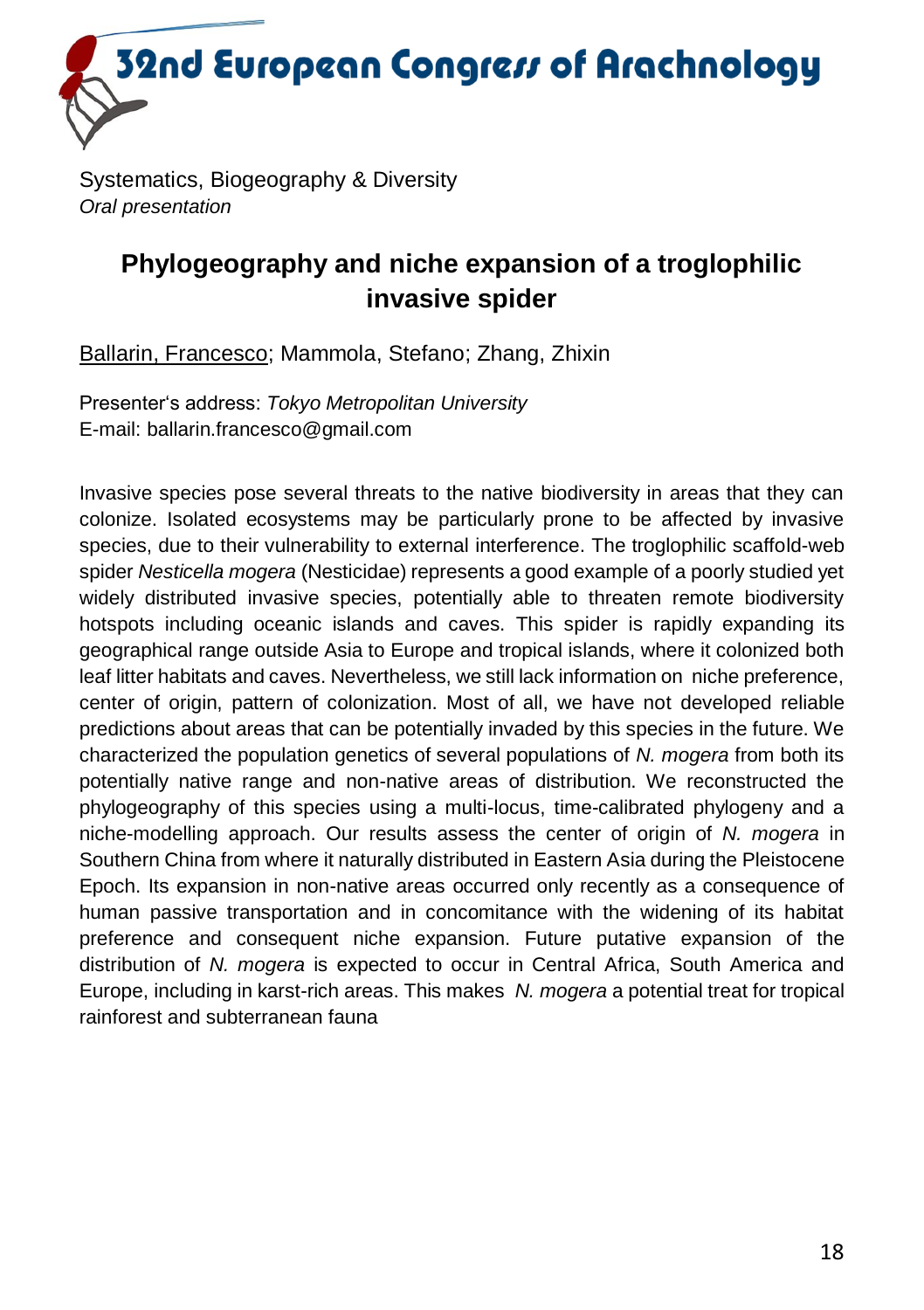Systematics, Biogeography & Diversity
*Oral presentation*

## Phylogeography and niche expansion of a troglophilic invasive spider

Ballarin, Francesco; Mammola, Stefano; Zhang, Zhixin

Presenter's address: *Tokyo Metropolitan University*
E-mail: ballarin.francesco@gmail.com

Invasive species pose several threats to the native biodiversity in areas that they can colonize. Isolated ecosystems may be particularly prone to be affected by invasive species, due to their vulnerability to external interference. The troglophilic scaffold-web spider *Nesticella mogera* (Nesticidae) represents a good example of a poorly studied yet widely distributed invasive species, potentially able to threaten remote biodiversity hotspots including oceanic islands and caves. This spider is rapidly expanding its geographical range outside Asia to Europe and tropical islands, where it colonized both leaf litter habitats and caves. Nevertheless, we still lack information on niche preference, center of origin, pattern of colonization. Most of all, we have not developed reliable predictions about areas that can be potentially invaded by this species in the future. We characterized the population genetics of several populations of *N. mogera* from both its potentially native range and non-native areas of distribution. We reconstructed the phylogeography of this species using a multi-locus, time-calibrated phylogeny and a niche-modelling approach. Our results assess the center of origin of *N. mogera* in Southern China from where it naturally distributed in Eastern Asia during the Pleistocene Epoch. Its expansion in non-native areas occurred only recently as a consequence of human passive transportation and in concomitance with the widening of its habitat preference and consequent niche expansion. Future putative expansion of the distribution of *N. mogera* is expected to occur in Central Africa, South America and Europe, including in karst-rich areas. This makes *N. mogera* a potential treat for tropical rainforest and subterranean fauna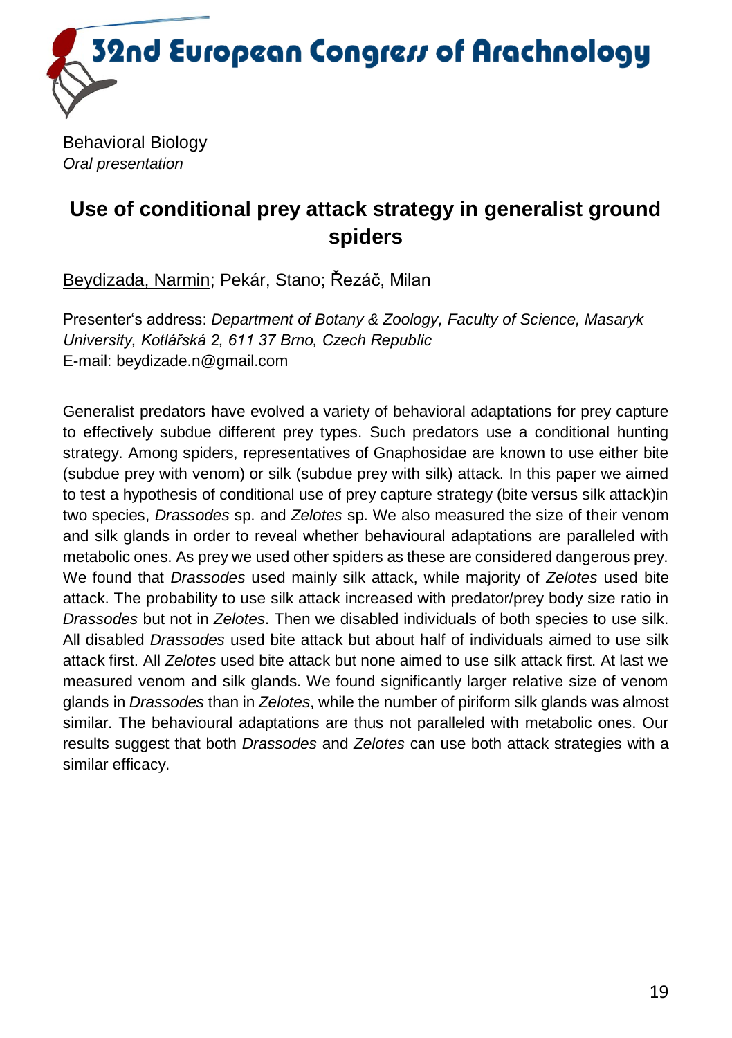Behavioral Biology
*Oral presentation*

## Use of conditional prey attack strategy in generalist ground spiders

Beydizada, Narmin; Pekár, Stano; Řezáč, Milan

Presenter's address: *Department of Botany & Zoology, Faculty of Science, Masaryk University, Kotlářská 2, 611 37 Brno, Czech Republic*
E-mail: beydizade.n@gmail.com

Generalist predators have evolved a variety of behavioral adaptations for prey capture to effectively subdue different prey types. Such predators use a conditional hunting strategy. Among spiders, representatives of Gnaphosidae are known to use either bite (subdue prey with venom) or silk (subdue prey with silk) attack. In this paper we aimed to test a hypothesis of conditional use of prey capture strategy (bite versus silk attack)in two species, *Drassodes* sp. and *Zelotes* sp. We also measured the size of their venom and silk glands in order to reveal whether behavioural adaptations are paralleled with metabolic ones. As prey we used other spiders as these are considered dangerous prey. We found that *Drassodes* used mainly silk attack, while majority of *Zelotes* used bite attack. The probability to use silk attack increased with predator/prey body size ratio in *Drassodes* but not in *Zelotes*. Then we disabled individuals of both species to use silk. All disabled *Drassodes* used bite attack but about half of individuals aimed to use silk attack first. All *Zelotes* used bite attack but none aimed to use silk attack first. At last we measured venom and silk glands. We found significantly larger relative size of venom glands in *Drassodes* than in *Zelotes*, while the number of piriform silk glands was almost similar. The behavioural adaptations are thus not paralleled with metabolic ones. Our results suggest that both *Drassodes* and *Zelotes* can use both attack strategies with a similar efficacy.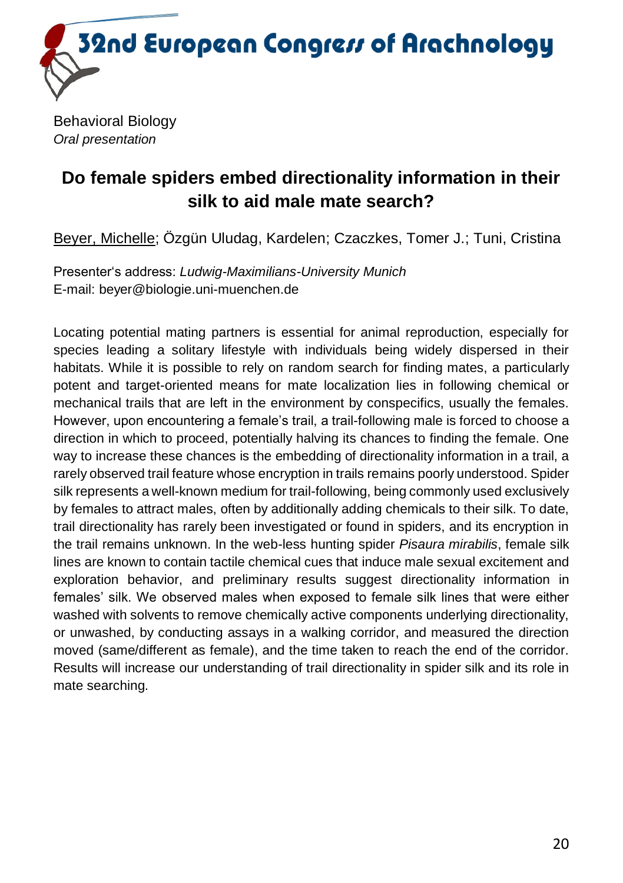Behavioral Biology
*Oral presentation*

## Do female spiders embed directionality information in their silk to aid male mate search?

<u>Beyer, Michelle</u>; Özgün Uludag, Kardelen; Czaczkes, Tomer J.; Tuni, Cristina

Presenter's address: *Ludwig-Maximilians-University Munich*
E-mail: beyer@biologie.uni-muenchen.de

Locating potential mating partners is essential for animal reproduction, especially for species leading a solitary lifestyle with individuals being widely dispersed in their habitats. While it is possible to rely on random search for finding mates, a particularly potent and target-oriented means for mate localization lies in following chemical or mechanical trails that are left in the environment by conspecifics, usually the females. However, upon encountering a female's trail, a trail-following male is forced to choose a direction in which to proceed, potentially halving its chances to finding the female. One way to increase these chances is the embedding of directionality information in a trail, a rarely observed trail feature whose encryption in trails remains poorly understood. Spider silk represents a well-known medium for trail-following, being commonly used exclusively by females to attract males, often by additionally adding chemicals to their silk. To date, trail directionality has rarely been investigated or found in spiders, and its encryption in the trail remains unknown. In the web-less hunting spider *Pisaura mirabilis*, female silk lines are known to contain tactile chemical cues that induce male sexual excitement and exploration behavior, and preliminary results suggest directionality information in females' silk. We observed males when exposed to female silk lines that were either washed with solvents to remove chemically active components underlying directionality, or unwashed, by conducting assays in a walking corridor, and measured the direction moved (same/different as female), and the time taken to reach the end of the corridor. Results will increase our understanding of trail directionality in spider silk and its role in mate searching.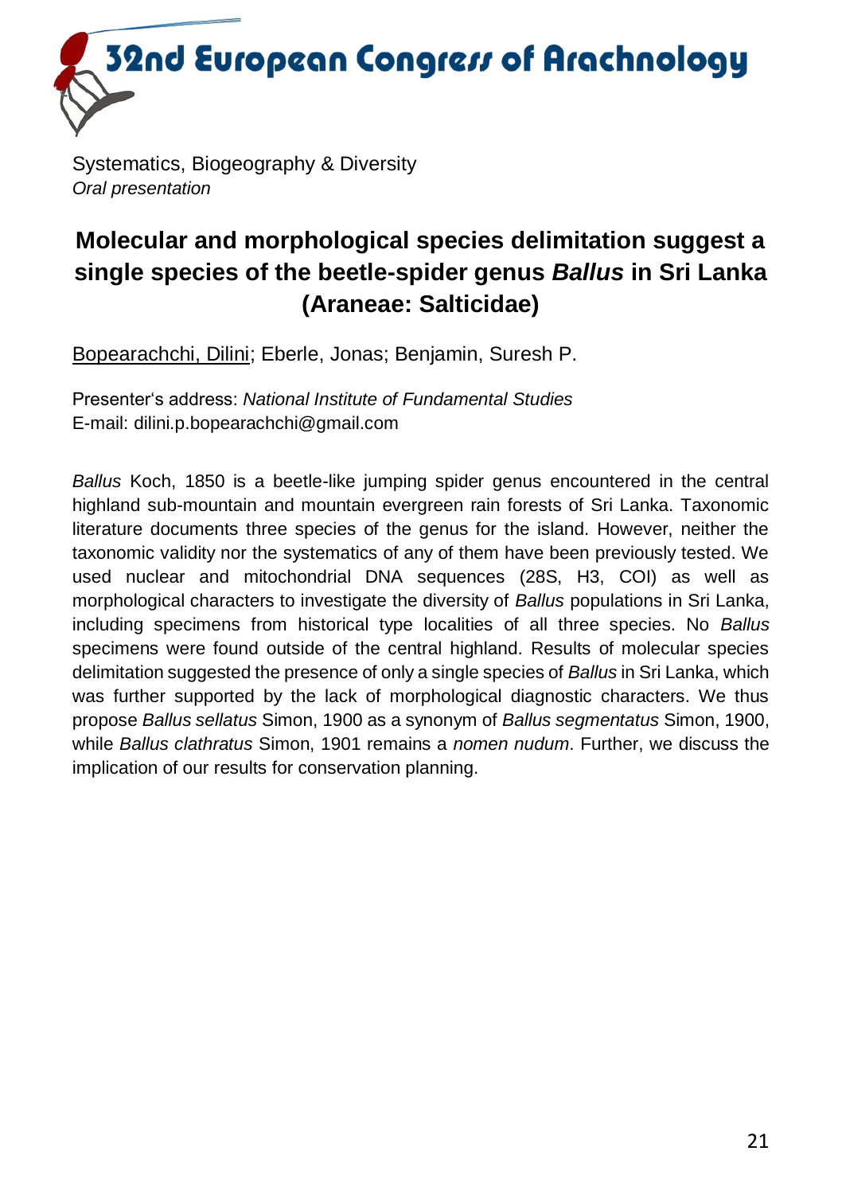Systematics, Biogeography & Diversity
*Oral presentation*

## Molecular and morphological species delimitation suggest a single species of the beetle-spider genus *Ballus* in Sri Lanka (Araneae: Salticidae)

<u>Bopearachchi, Dilini</u>; Eberle, Jonas; Benjamin, Suresh P.

Presenter's address: *National Institute of Fundamental Studies*
E-mail: dilini.p.bopearachchi@gmail.com

*Ballus* Koch, 1850 is a beetle-like jumping spider genus encountered in the central highland sub-mountain and mountain evergreen rain forests of Sri Lanka. Taxonomic literature documents three species of the genus for the island. However, neither the taxonomic validity nor the systematics of any of them have been previously tested. We used nuclear and mitochondrial DNA sequences (28S, H3, COI) as well as morphological characters to investigate the diversity of *Ballus* populations in Sri Lanka, including specimens from historical type localities of all three species. No *Ballus* specimens were found outside of the central highland. Results of molecular species delimitation suggested the presence of only a single species of *Ballus* in Sri Lanka, which was further supported by the lack of morphological diagnostic characters. We thus propose *Ballus sellatus* Simon, 1900 as a synonym of *Ballus segmentatus* Simon, 1900, while *Ballus clathratus* Simon, 1901 remains a *nomen nudum*. Further, we discuss the implication of our results for conservation planning.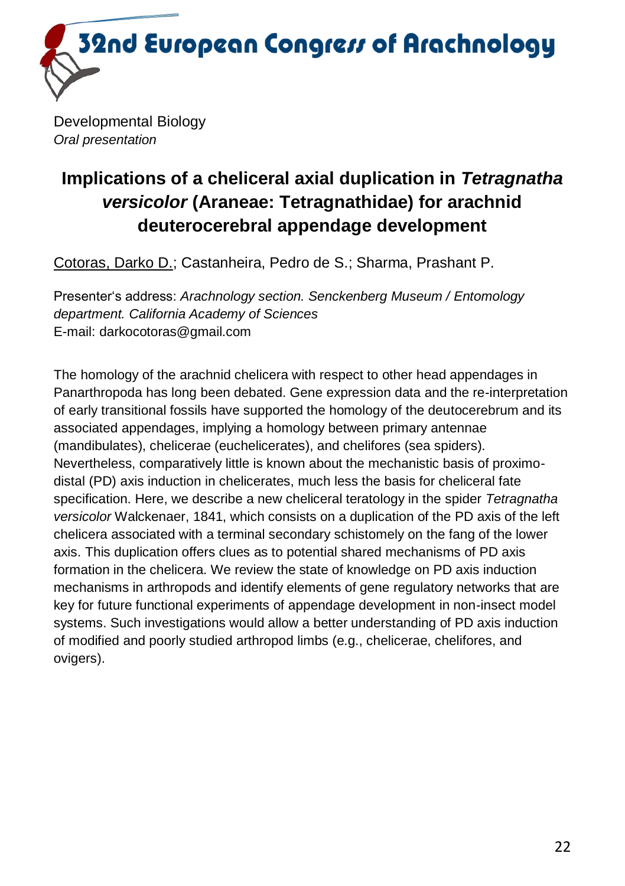Developmental Biology
*Oral presentation*

# Implications of a cheliceral axial duplication in *Tetragnatha versicolor* (Araneae: Tetragnathidae) for arachnid deuterocerebral appendage development

Cotoras, Darko D.; Castanheira, Pedro de S.; Sharma, Prashant P.

Presenter's address: *Arachnology section. Senckenberg Museum / Entomology department. California Academy of Sciences*
E-mail: darkocotoras@gmail.com

The homology of the arachnid chelicera with respect to other head appendages in Panarthropoda has long been debated. Gene expression data and the re-interpretation of early transitional fossils have supported the homology of the deutocerebrum and its associated appendages, implying a homology between primary antennae (mandibulates), chelicerae (euchelicerates), and chelifores (sea spiders). Nevertheless, comparatively little is known about the mechanistic basis of proximo-distal (PD) axis induction in chelicerates, much less the basis for cheliceral fate specification. Here, we describe a new cheliceral teratology in the spider *Tetragnatha versicolor* Walckenaer, 1841, which consists on a duplication of the PD axis of the left chelicera associated with a terminal secondary schistomely on the fang of the lower axis. This duplication offers clues as to potential shared mechanisms of PD axis formation in the chelicera. We review the state of knowledge on PD axis induction mechanisms in arthropods and identify elements of gene regulatory networks that are key for future functional experiments of appendage development in non-insect model systems. Such investigations would allow a better understanding of PD axis induction of modified and poorly studied arthropod limbs (e.g., chelicerae, chelifores, and ovigers).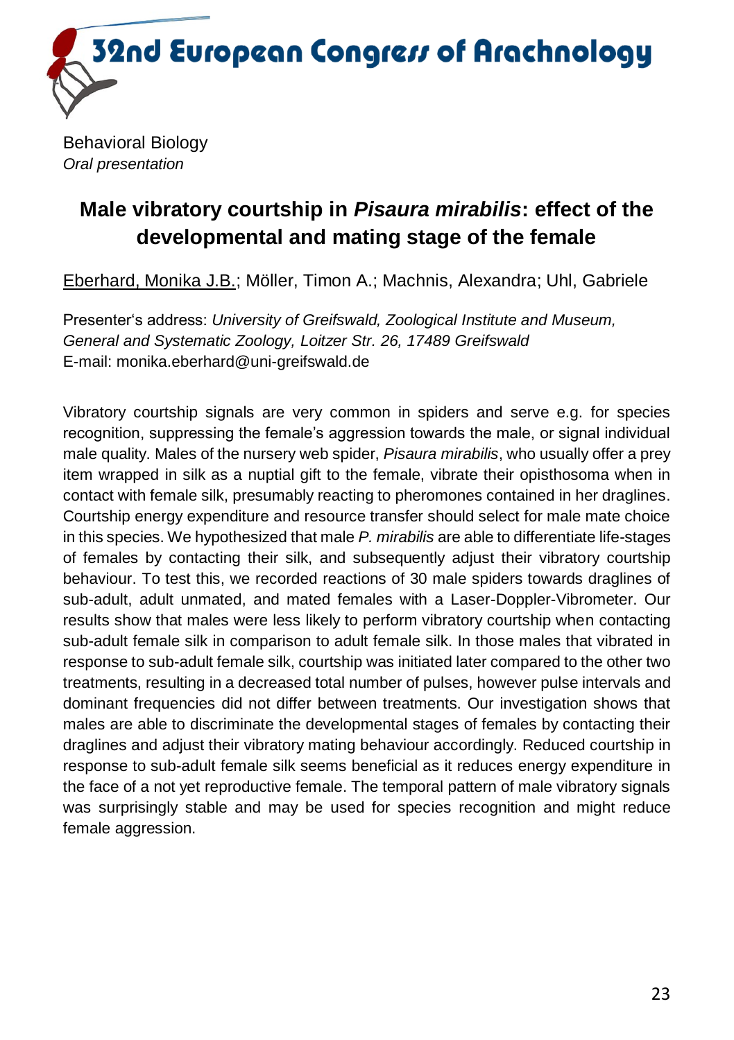Behavioral Biology

*Oral presentation*

## Male vibratory courtship in *Pisaura mirabilis*: effect of the developmental and mating stage of the female

Eberhard, Monika J.B.; Möller, Timon A.; Machnis, Alexandra; Uhl, Gabriele

Presenter's address: *University of Greifswald, Zoological Institute and Museum, General and Systematic Zoology, Loitzer Str. 26, 17489 Greifswald*
E-mail: monika.eberhard@uni-greifswald.de

Vibratory courtship signals are very common in spiders and serve e.g. for species recognition, suppressing the female's aggression towards the male, or signal individual male quality. Males of the nursery web spider, *Pisaura mirabilis*, who usually offer a prey item wrapped in silk as a nuptial gift to the female, vibrate their opisthosoma when in contact with female silk, presumably reacting to pheromones contained in her draglines. Courtship energy expenditure and resource transfer should select for male mate choice in this species. We hypothesized that male *P. mirabilis* are able to differentiate life-stages of females by contacting their silk, and subsequently adjust their vibratory courtship behaviour. To test this, we recorded reactions of 30 male spiders towards draglines of sub-adult, adult unmated, and mated females with a Laser-Doppler-Vibrometer. Our results show that males were less likely to perform vibratory courtship when contacting sub-adult female silk in comparison to adult female silk. In those males that vibrated in response to sub-adult female silk, courtship was initiated later compared to the other two treatments, resulting in a decreased total number of pulses, however pulse intervals and dominant frequencies did not differ between treatments. Our investigation shows that males are able to discriminate the developmental stages of females by contacting their draglines and adjust their vibratory mating behaviour accordingly. Reduced courtship in response to sub-adult female silk seems beneficial as it reduces energy expenditure in the face of a not yet reproductive female. The temporal pattern of male vibratory signals was surprisingly stable and may be used for species recognition and might reduce female aggression.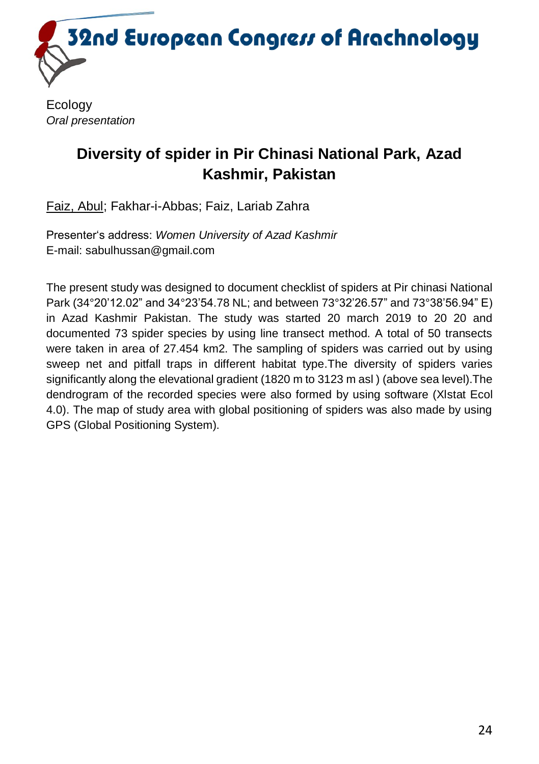Ecology

*Oral presentation*

## Diversity of spider in Pir Chinasi National Park, Azad Kashmir, Pakistan

Faiz, Abul; Fakhar-i-Abbas; Faiz, Lariab Zahra

Presenter's address: *Women University of Azad Kashmir*
E-mail: sabulhussan@gmail.com

The present study was designed to document checklist of spiders at Pir chinasi National Park (34°20'12.02" and 34°23'54.78 NL; and between 73°32'26.57" and 73°38'56.94" E) in Azad Kashmir Pakistan. The study was started 20 march 2019 to 20 20 and documented 73 spider species by using line transect method. A total of 50 transects were taken in area of 27.454 km2. The sampling of spiders was carried out by using sweep net and pitfall traps in different habitat type.The diversity of spiders varies significantly along the elevational gradient (1820 m to 3123 m asl ) (above sea level).The dendrogram of the recorded species were also formed by using software (Xlstat Ecol 4.0). The map of study area with global positioning of spiders was also made by using GPS (Global Positioning System).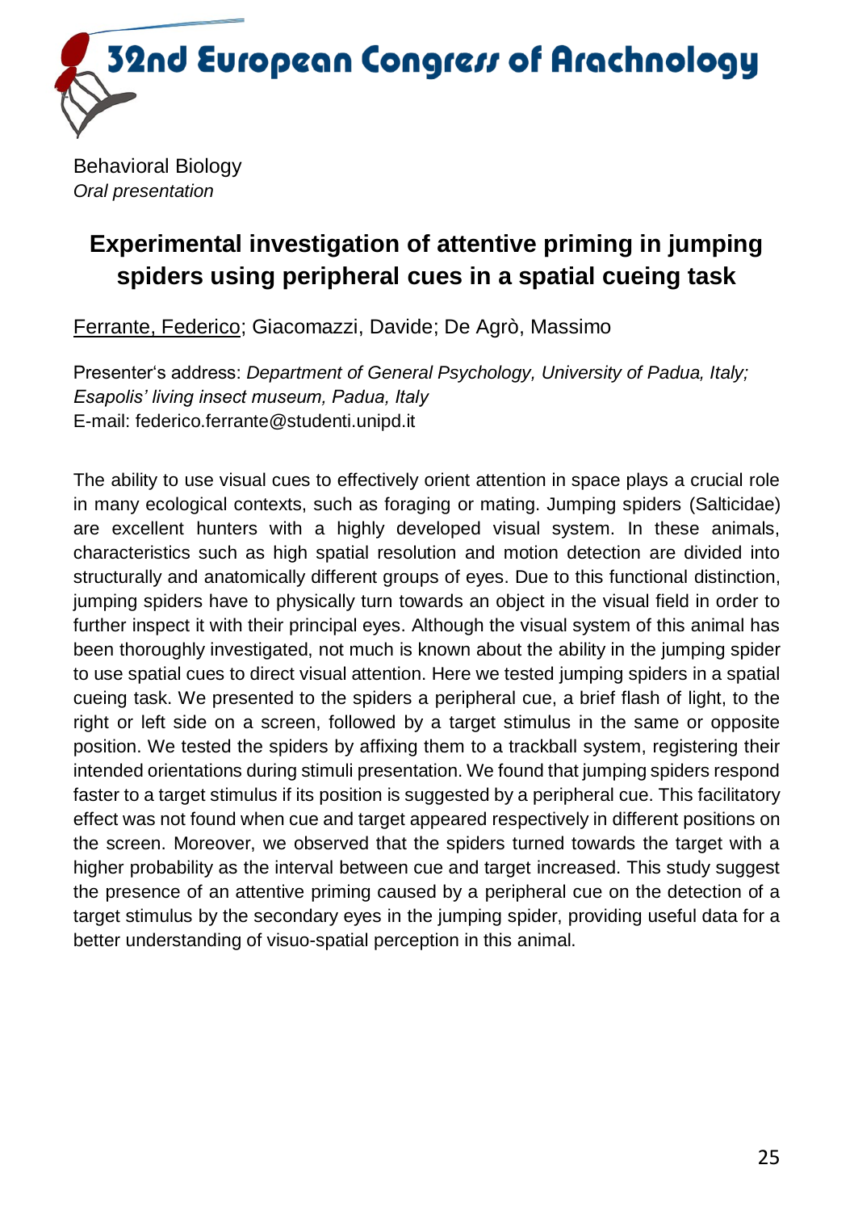Behavioral Biology

*Oral presentation*

## Experimental investigation of attentive priming in jumping spiders using peripheral cues in a spatial cueing task

Ferrante, Federico; Giacomazzi, Davide; De Agrò, Massimo

Presenter's address: *Department of General Psychology, University of Padua, Italy; Esapolis' living insect museum, Padua, Italy*
E-mail: federico.ferrante@studenti.unipd.it

The ability to use visual cues to effectively orient attention in space plays a crucial role in many ecological contexts, such as foraging or mating. Jumping spiders (Salticidae) are excellent hunters with a highly developed visual system. In these animals, characteristics such as high spatial resolution and motion detection are divided into structurally and anatomically different groups of eyes. Due to this functional distinction, jumping spiders have to physically turn towards an object in the visual field in order to further inspect it with their principal eyes. Although the visual system of this animal has been thoroughly investigated, not much is known about the ability in the jumping spider to use spatial cues to direct visual attention. Here we tested jumping spiders in a spatial cueing task. We presented to the spiders a peripheral cue, a brief flash of light, to the right or left side on a screen, followed by a target stimulus in the same or opposite position. We tested the spiders by affixing them to a trackball system, registering their intended orientations during stimuli presentation. We found that jumping spiders respond faster to a target stimulus if its position is suggested by a peripheral cue. This facilitatory effect was not found when cue and target appeared respectively in different positions on the screen. Moreover, we observed that the spiders turned towards the target with a higher probability as the interval between cue and target increased. This study suggest the presence of an attentive priming caused by a peripheral cue on the detection of a target stimulus by the secondary eyes in the jumping spider, providing useful data for a better understanding of visuo-spatial perception in this animal.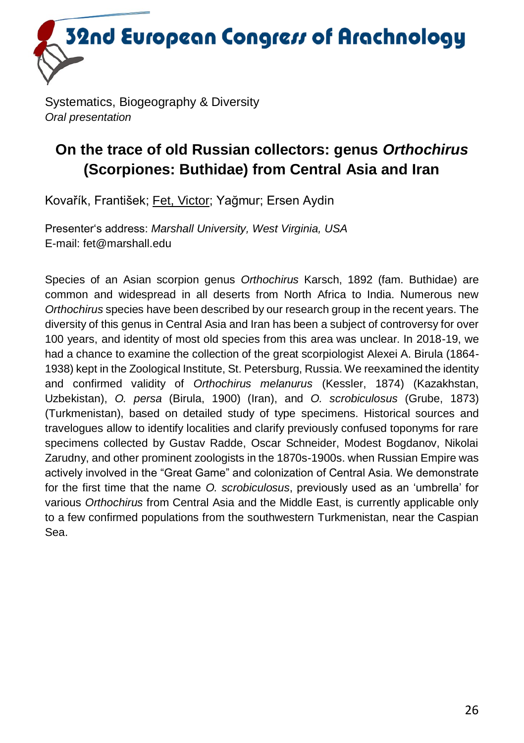Systematics, Biogeography & Diversity
*Oral presentation*

## On the trace of old Russian collectors: genus *Orthochirus* (Scorpiones: Buthidae) from Central Asia and Iran

Kovařík, František; Fet, Victor; Yağmur; Ersen Aydin

Presenter's address: *Marshall University, West Virginia, USA*
E-mail: fet@marshall.edu

Species of an Asian scorpion genus *Orthochirus* Karsch, 1892 (fam. Buthidae) are common and widespread in all deserts from North Africa to India. Numerous new *Orthochirus* species have been described by our research group in the recent years. The diversity of this genus in Central Asia and Iran has been a subject of controversy for over 100 years, and identity of most old species from this area was unclear. In 2018-19, we had a chance to examine the collection of the great scorpiologist Alexei A. Birula (1864-1938) kept in the Zoological Institute, St. Petersburg, Russia. We reexamined the identity and confirmed validity of *Orthochirus melanurus* (Kessler, 1874) (Kazakhstan, Uzbekistan), *O. persa* (Birula, 1900) (Iran), and *O. scrobiculosus* (Grube, 1873) (Turkmenistan), based on detailed study of type specimens. Historical sources and travelogues allow to identify localities and clarify previously confused toponyms for rare specimens collected by Gustav Radde, Oscar Schneider, Modest Bogdanov, Nikolai Zarudny, and other prominent zoologists in the 1870s-1900s. when Russian Empire was actively involved in the “Great Game” and colonization of Central Asia. We demonstrate for the first time that the name *O. scrobiculosus*, previously used as an ‘umbrella’ for various *Orthochirus* from Central Asia and the Middle East, is currently applicable only to a few confirmed populations from the southwestern Turkmenistan, near the Caspian Sea.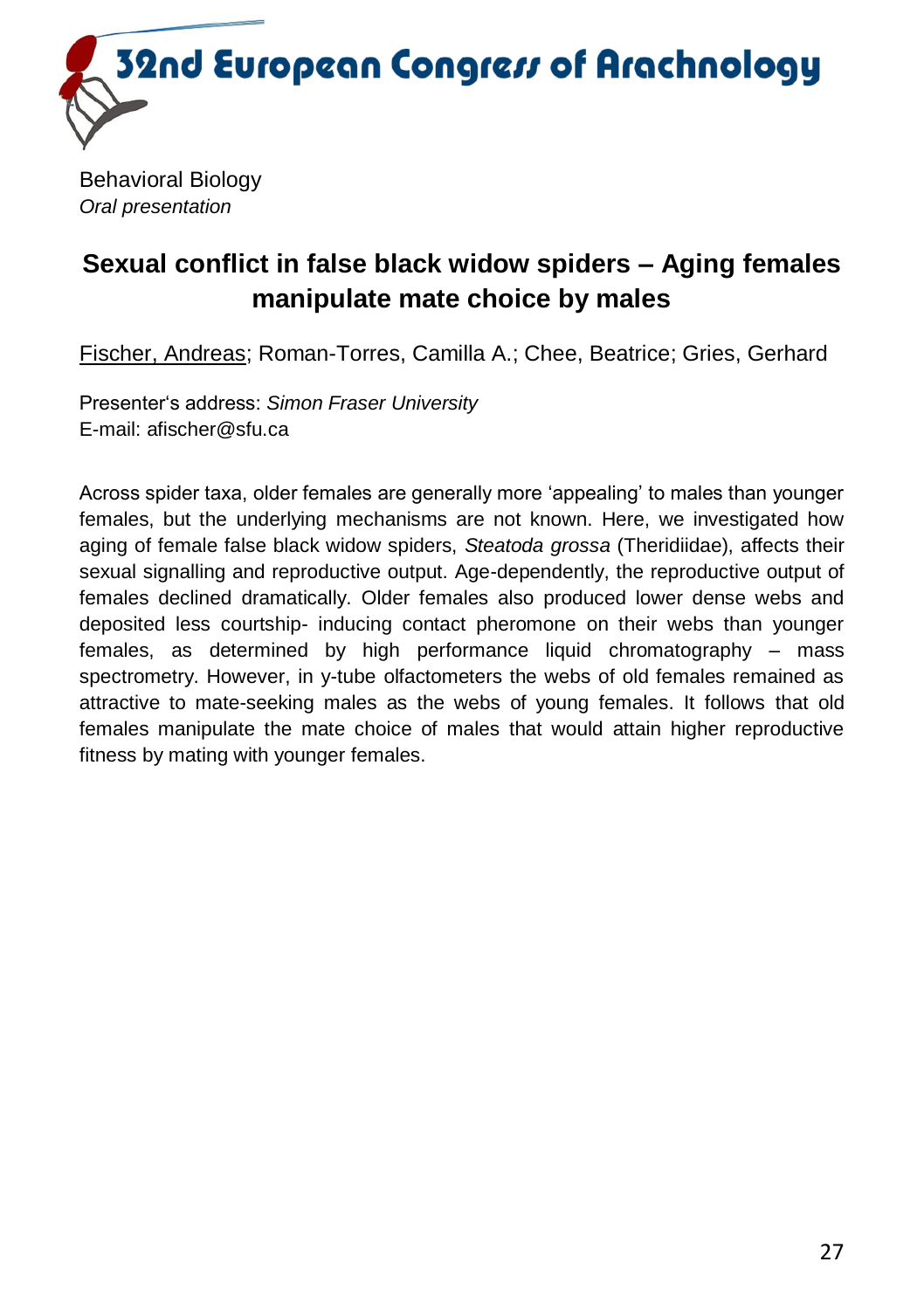Behavioral Biology
*Oral presentation*

## Sexual conflict in false black widow spiders – Aging females manipulate mate choice by males

Fischer, Andreas; Roman-Torres, Camilla A.; Chee, Beatrice; Gries, Gerhard

Presenter's address: *Simon Fraser University*
E-mail: afischer@sfu.ca

Across spider taxa, older females are generally more 'appealing' to males than younger females, but the underlying mechanisms are not known. Here, we investigated how aging of female false black widow spiders, *Steatoda grossa* (Theridiidae), affects their sexual signalling and reproductive output. Age-dependently, the reproductive output of females declined dramatically. Older females also produced lower dense webs and deposited less courtship- inducing contact pheromone on their webs than younger females, as determined by high performance liquid chromatography – mass spectrometry. However, in y-tube olfactometers the webs of old females remained as attractive to mate-seeking males as the webs of young females. It follows that old females manipulate the mate choice of males that would attain higher reproductive fitness by mating with younger females.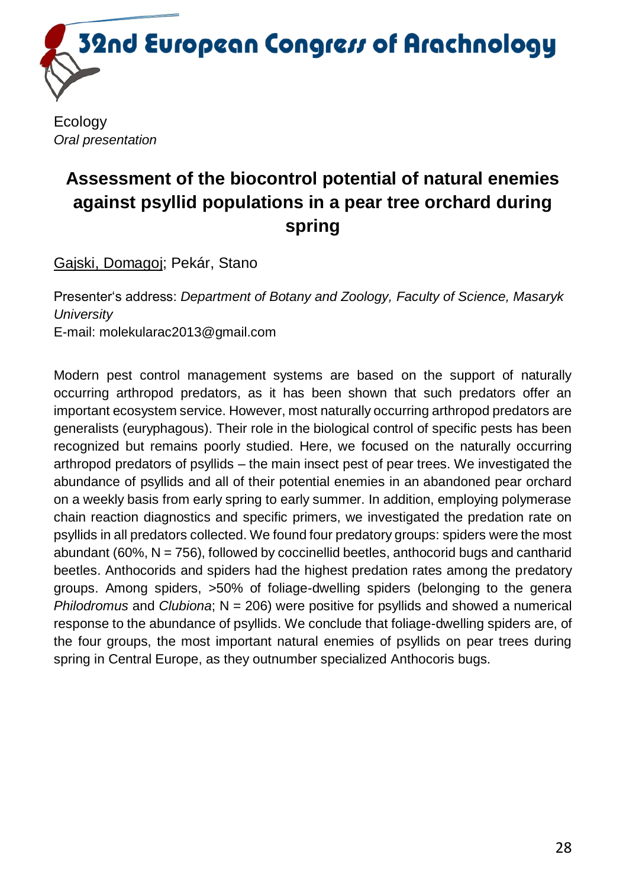Ecology

*Oral presentation*

## Assessment of the biocontrol potential of natural enemies against psyllid populations in a pear tree orchard during spring

Gajski, Domagoj; Pekár, Stano

Presenter's address: *Department of Botany and Zoology, Faculty of Science, Masaryk University*
E-mail: molekularac2013@gmail.com

Modern pest control management systems are based on the support of naturally occurring arthropod predators, as it has been shown that such predators offer an important ecosystem service. However, most naturally occurring arthropod predators are generalists (euryphagous). Their role in the biological control of specific pests has been recognized but remains poorly studied. Here, we focused on the naturally occurring arthropod predators of psyllids – the main insect pest of pear trees. We investigated the abundance of psyllids and all of their potential enemies in an abandoned pear orchard on a weekly basis from early spring to early summer. In addition, employing polymerase chain reaction diagnostics and specific primers, we investigated the predation rate on psyllids in all predators collected. We found four predatory groups: spiders were the most abundant (60%, N = 756), followed by coccinellid beetles, anthocorid bugs and cantharid beetles. Anthocorids and spiders had the highest predation rates among the predatory groups. Among spiders, >50% of foliage-dwelling spiders (belonging to the genera *Philodromus* and *Clubiona*; N = 206) were positive for psyllids and showed a numerical response to the abundance of psyllids. We conclude that foliage-dwelling spiders are, of the four groups, the most important natural enemies of psyllids on pear trees during spring in Central Europe, as they outnumber specialized Anthocoris bugs.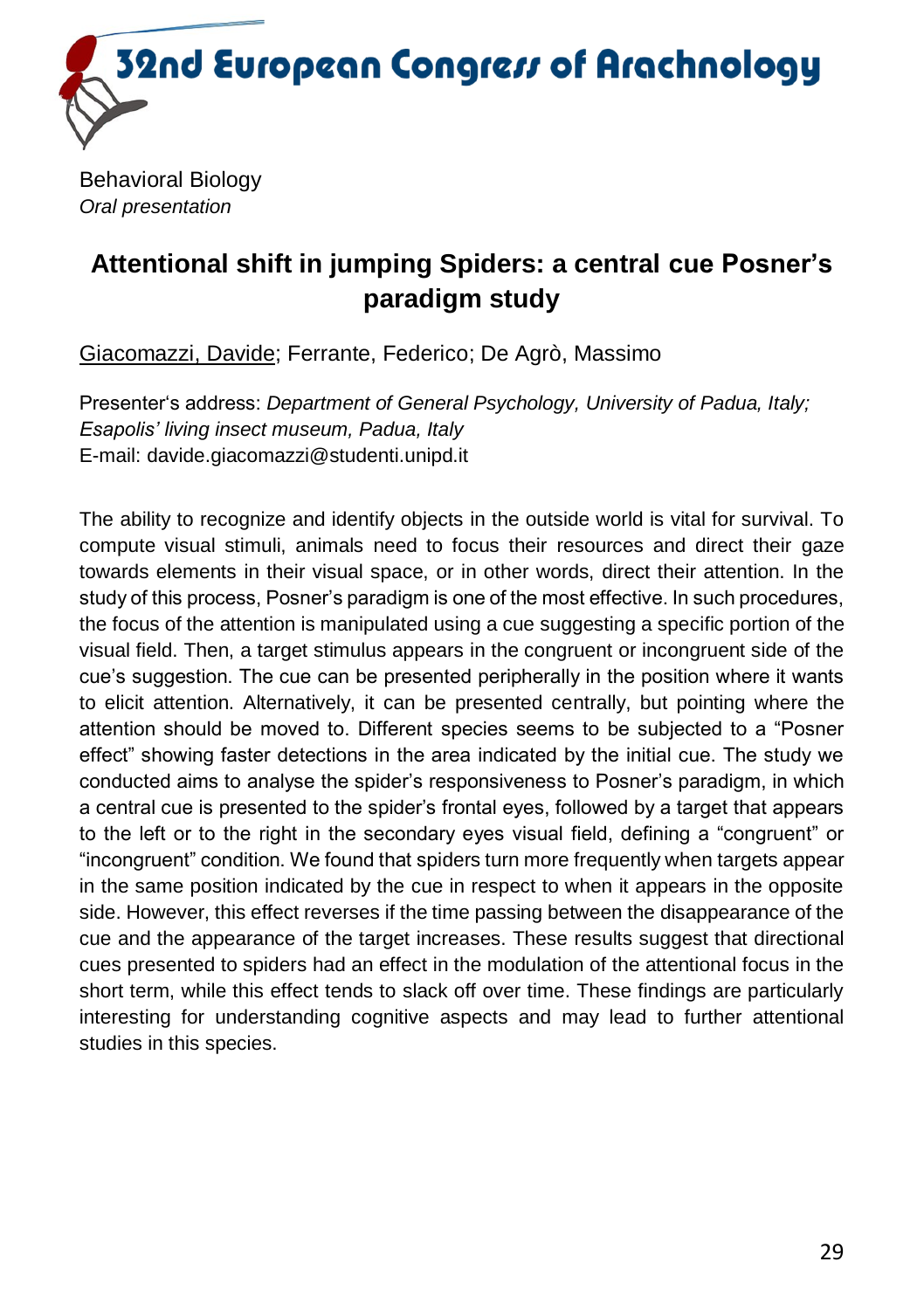Behavioral Biology
*Oral presentation*

## Attentional shift in jumping Spiders: a central cue Posner's paradigm study

Giacomazzi, Davide; Ferrante, Federico; De Agrò, Massimo

Presenter's address: *Department of General Psychology, University of Padua, Italy; Esapolis' living insect museum, Padua, Italy*
E-mail: davide.giacomazzi@studenti.unipd.it

The ability to recognize and identify objects in the outside world is vital for survival. To compute visual stimuli, animals need to focus their resources and direct their gaze towards elements in their visual space, or in other words, direct their attention. In the study of this process, Posner's paradigm is one of the most effective. In such procedures, the focus of the attention is manipulated using a cue suggesting a specific portion of the visual field. Then, a target stimulus appears in the congruent or incongruent side of the cue's suggestion. The cue can be presented peripherally in the position where it wants to elicit attention. Alternatively, it can be presented centrally, but pointing where the attention should be moved to. Different species seems to be subjected to a "Posner effect" showing faster detections in the area indicated by the initial cue. The study we conducted aims to analyse the spider's responsiveness to Posner's paradigm, in which a central cue is presented to the spider's frontal eyes, followed by a target that appears to the left or to the right in the secondary eyes visual field, defining a "congruent" or "incongruent" condition. We found that spiders turn more frequently when targets appear in the same position indicated by the cue in respect to when it appears in the opposite side. However, this effect reverses if the time passing between the disappearance of the cue and the appearance of the target increases. These results suggest that directional cues presented to spiders had an effect in the modulation of the attentional focus in the short term, while this effect tends to slack off over time. These findings are particularly interesting for understanding cognitive aspects and may lead to further attentional studies in this species.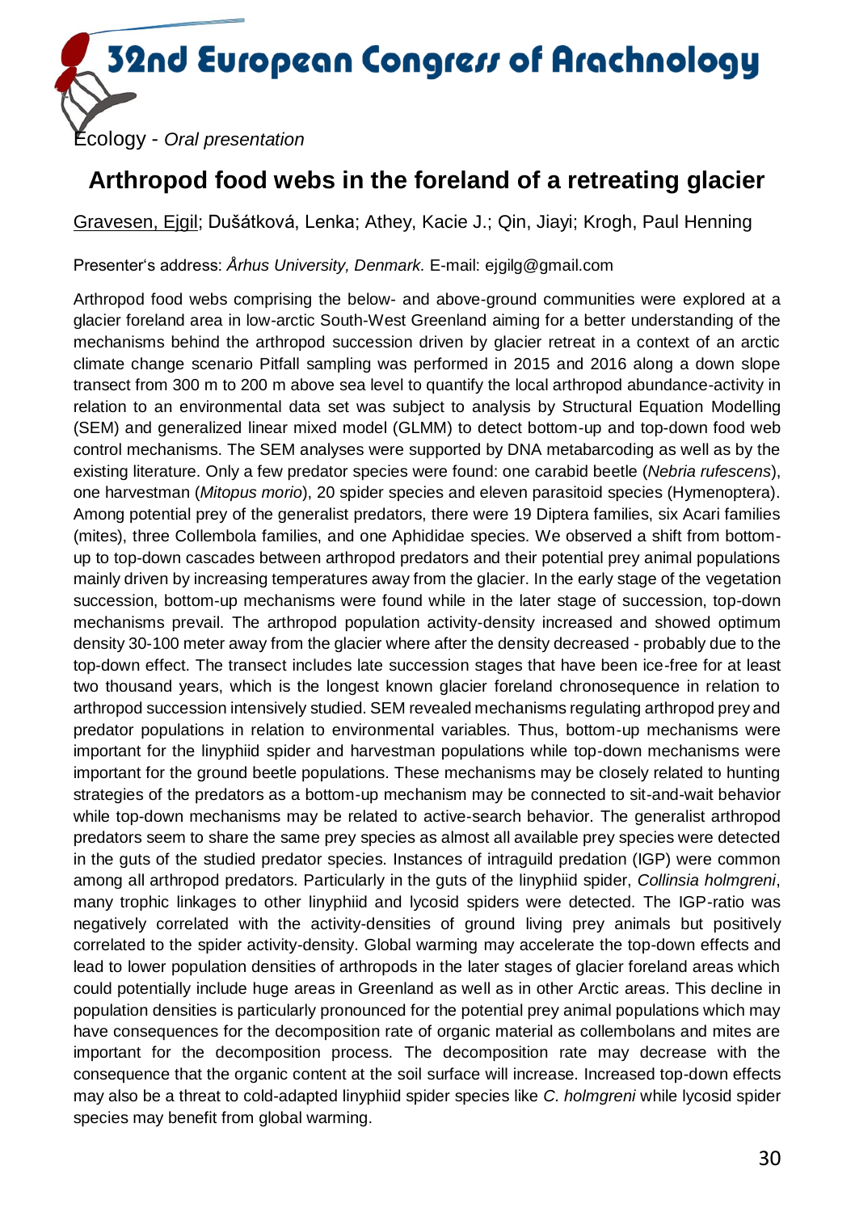Ecology - *Oral presentation*

## Arthropod food webs in the foreland of a retreating glacier

Gravesen, Ejgil; Dušátková, Lenka; Athey, Kacie J.; Qin, Jiayi; Krogh, Paul Henning

Presenter's address: *Århus University, Denmark.* E-mail: ejgilg@gmail.com

Arthropod food webs comprising the below- and above-ground communities were explored at a glacier foreland area in low-arctic South-West Greenland aiming for a better understanding of the mechanisms behind the arthropod succession driven by glacier retreat in a context of an arctic climate change scenario Pitfall sampling was performed in 2015 and 2016 along a down slope transect from 300 m to 200 m above sea level to quantify the local arthropod abundance-activity in relation to an environmental data set was subject to analysis by Structural Equation Modelling (SEM) and generalized linear mixed model (GLMM) to detect bottom-up and top-down food web control mechanisms. The SEM analyses were supported by DNA metabarcoding as well as by the existing literature. Only a few predator species were found: one carabid beetle (*Nebria rufescens*), one harvestman (*Mitopus morio*), 20 spider species and eleven parasitoid species (Hymenoptera). Among potential prey of the generalist predators, there were 19 Diptera families, six Acari families (mites), three Collembola families, and one Aphididae species. We observed a shift from bottom-up to top-down cascades between arthropod predators and their potential prey animal populations mainly driven by increasing temperatures away from the glacier. In the early stage of the vegetation succession, bottom-up mechanisms were found while in the later stage of succession, top-down mechanisms prevail. The arthropod population activity-density increased and showed optimum density 30-100 meter away from the glacier where after the density decreased - probably due to the top-down effect. The transect includes late succession stages that have been ice-free for at least two thousand years, which is the longest known glacier foreland chronosequence in relation to arthropod succession intensively studied. SEM revealed mechanisms regulating arthropod prey and predator populations in relation to environmental variables. Thus, bottom-up mechanisms were important for the linyphiid spider and harvestman populations while top-down mechanisms were important for the ground beetle populations. These mechanisms may be closely related to hunting strategies of the predators as a bottom-up mechanism may be connected to sit-and-wait behavior while top-down mechanisms may be related to active-search behavior. The generalist arthropod predators seem to share the same prey species as almost all available prey species were detected in the guts of the studied predator species. Instances of intraguild predation (IGP) were common among all arthropod predators. Particularly in the guts of the linyphiid spider, *Collinsia holmgreni*, many trophic linkages to other linyphiid and lycosid spiders were detected. The IGP-ratio was negatively correlated with the activity-densities of ground living prey animals but positively correlated to the spider activity-density. Global warming may accelerate the top-down effects and lead to lower population densities of arthropods in the later stages of glacier foreland areas which could potentially include huge areas in Greenland as well as in other Arctic areas. This decline in population densities is particularly pronounced for the potential prey animal populations which may have consequences for the decomposition rate of organic material as collembolans and mites are important for the decomposition process. The decomposition rate may decrease with the consequence that the organic content at the soil surface will increase. Increased top-down effects may also be a threat to cold-adapted linyphiid spider species like *C. holmgreni* while lycosid spider species may benefit from global warming.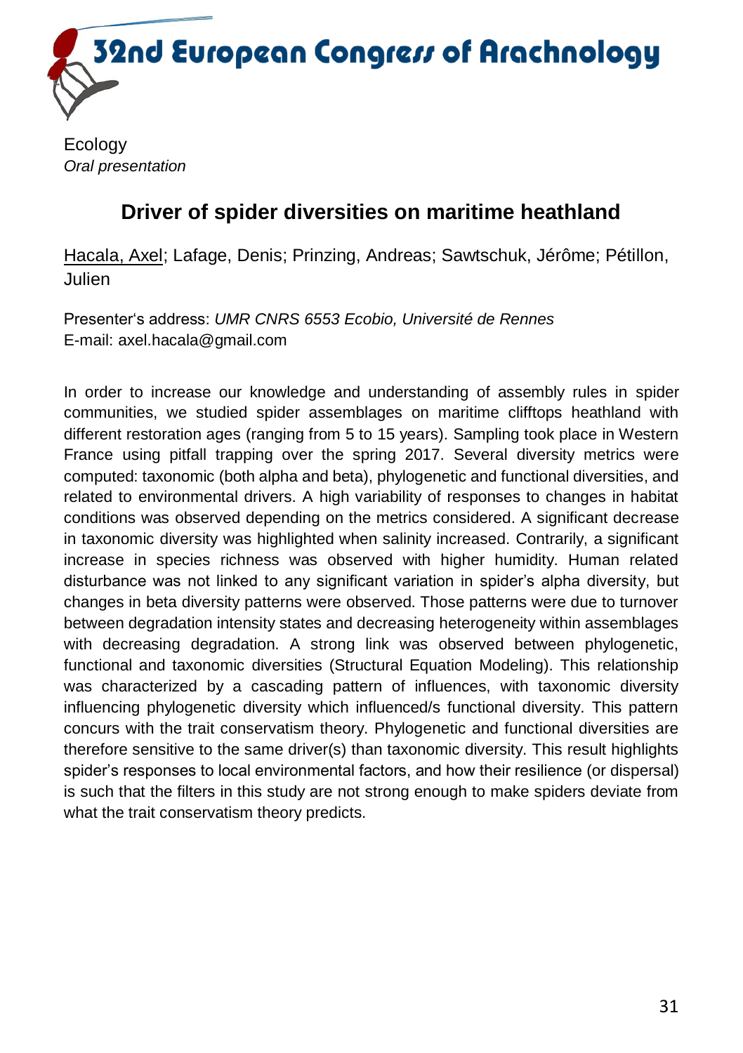Ecology

*Oral presentation*

## Driver of spider diversities on maritime heathland

Hacala, Axel; Lafage, Denis; Prinzing, Andreas; Sawtschuk, Jérôme; Pétillon, Julien

Presenter's address: *UMR CNRS 6553 Ecobio, Université de Rennes*
E-mail: axel.hacala@gmail.com

In order to increase our knowledge and understanding of assembly rules in spider communities, we studied spider assemblages on maritime clifftops heathland with different restoration ages (ranging from 5 to 15 years). Sampling took place in Western France using pitfall trapping over the spring 2017. Several diversity metrics were computed: taxonomic (both alpha and beta), phylogenetic and functional diversities, and related to environmental drivers. A high variability of responses to changes in habitat conditions was observed depending on the metrics considered. A significant decrease in taxonomic diversity was highlighted when salinity increased. Contrarily, a significant increase in species richness was observed with higher humidity. Human related disturbance was not linked to any significant variation in spider's alpha diversity, but changes in beta diversity patterns were observed. Those patterns were due to turnover between degradation intensity states and decreasing heterogeneity within assemblages with decreasing degradation. A strong link was observed between phylogenetic, functional and taxonomic diversities (Structural Equation Modeling). This relationship was characterized by a cascading pattern of influences, with taxonomic diversity influencing phylogenetic diversity which influenced/s functional diversity. This pattern concurs with the trait conservatism theory. Phylogenetic and functional diversities are therefore sensitive to the same driver(s) than taxonomic diversity. This result highlights spider's responses to local environmental factors, and how their resilience (or dispersal) is such that the filters in this study are not strong enough to make spiders deviate from what the trait conservatism theory predicts.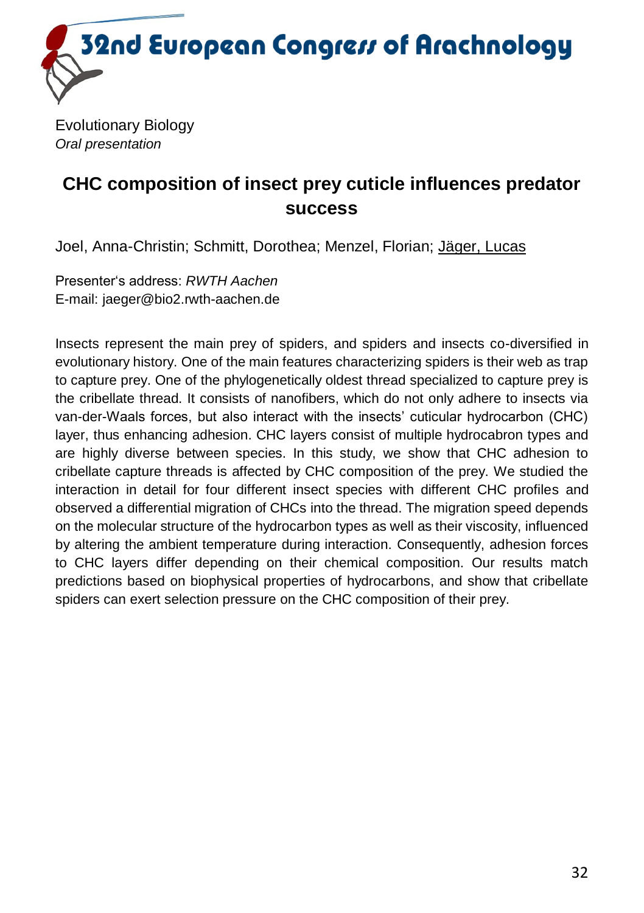Evolutionary Biology
*Oral presentation*

## CHC composition of insect prey cuticle influences predator success

Joel, Anna-Christin; Schmitt, Dorothea; Menzel, Florian; Jäger, Lucas

Presenter's address: *RWTH Aachen*
E-mail: jaeger@bio2.rwth-aachen.de

Insects represent the main prey of spiders, and spiders and insects co-diversified in evolutionary history. One of the main features characterizing spiders is their web as trap to capture prey. One of the phylogenetically oldest thread specialized to capture prey is the cribellate thread. It consists of nanofibers, which do not only adhere to insects via van-der-Waals forces, but also interact with the insects' cuticular hydrocarbon (CHC) layer, thus enhancing adhesion. CHC layers consist of multiple hydrocabron types and are highly diverse between species. In this study, we show that CHC adhesion to cribellate capture threads is affected by CHC composition of the prey. We studied the interaction in detail for four different insect species with different CHC profiles and observed a differential migration of CHCs into the thread. The migration speed depends on the molecular structure of the hydrocarbon types as well as their viscosity, influenced by altering the ambient temperature during interaction. Consequently, adhesion forces to CHC layers differ depending on their chemical composition. Our results match predictions based on biophysical properties of hydrocarbons, and show that cribellate spiders can exert selection pressure on the CHC composition of their prey.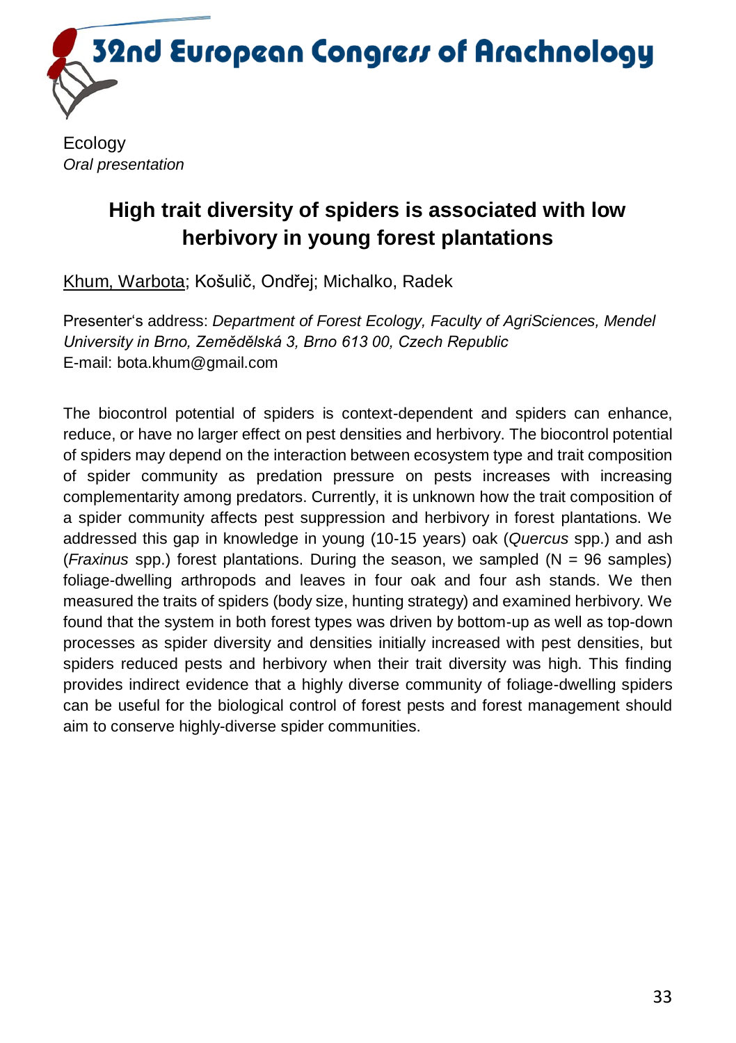Ecology
*Oral presentation*

## High trait diversity of spiders is associated with low herbivory in young forest plantations

Khum, Warbota; Košulič, Ondřej; Michalko, Radek

Presenter's address: *Department of Forest Ecology, Faculty of AgriSciences, Mendel University in Brno, Zemědělská 3, Brno 613 00, Czech Republic*
E-mail: bota.khum@gmail.com

The biocontrol potential of spiders is context-dependent and spiders can enhance, reduce, or have no larger effect on pest densities and herbivory. The biocontrol potential of spiders may depend on the interaction between ecosystem type and trait composition of spider community as predation pressure on pests increases with increasing complementarity among predators. Currently, it is unknown how the trait composition of a spider community affects pest suppression and herbivory in forest plantations. We addressed this gap in knowledge in young (10-15 years) oak (*Quercus* spp.) and ash (*Fraxinus* spp.) forest plantations. During the season, we sampled (N = 96 samples) foliage-dwelling arthropods and leaves in four oak and four ash stands. We then measured the traits of spiders (body size, hunting strategy) and examined herbivory. We found that the system in both forest types was driven by bottom-up as well as top-down processes as spider diversity and densities initially increased with pest densities, but spiders reduced pests and herbivory when their trait diversity was high. This finding provides indirect evidence that a highly diverse community of foliage-dwelling spiders can be useful for the biological control of forest pests and forest management should aim to conserve highly-diverse spider communities.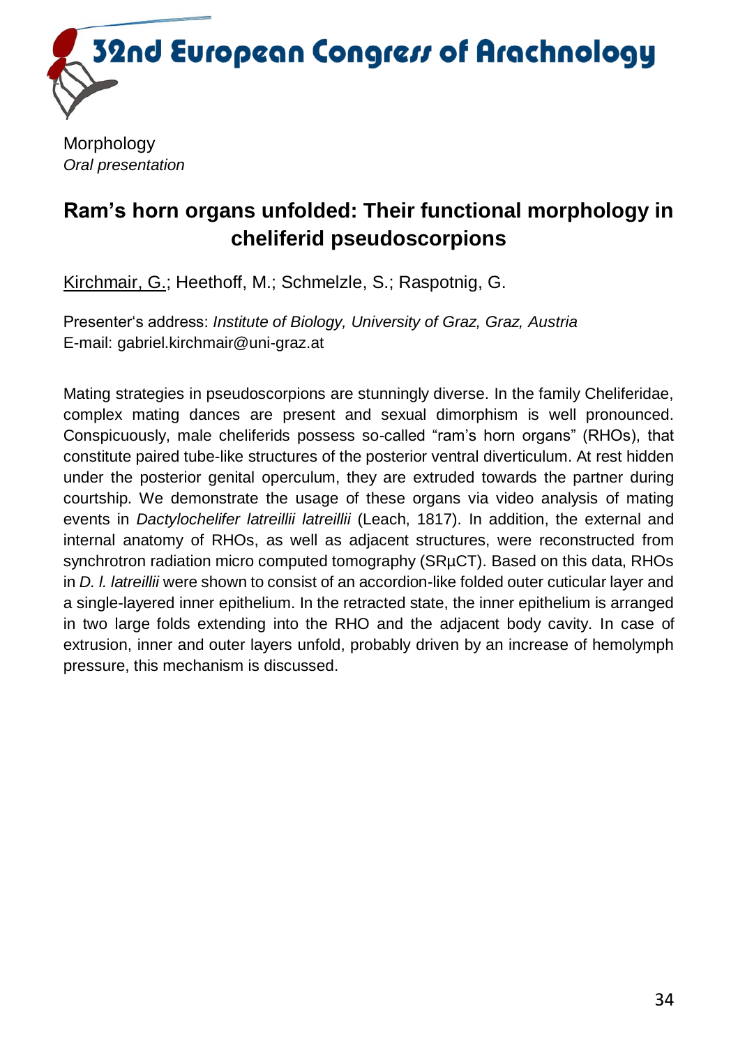Morphology
*Oral presentation*

## Ram's horn organs unfolded: Their functional morphology in cheliferid pseudoscorpions

<u>Kirchmair, G.</u>; Heethoff, M.; Schmelzle, S.; Raspotnig, G.

Presenter's address: *Institute of Biology, University of Graz, Graz, Austria*
E-mail: gabriel.kirchmair@uni-graz.at

Mating strategies in pseudoscorpions are stunningly diverse. In the family Cheliferidae, complex mating dances are present and sexual dimorphism is well pronounced. Conspicuously, male cheliferids possess so-called "ram's horn organs" (RHOs), that constitute paired tube-like structures of the posterior ventral diverticulum. At rest hidden under the posterior genital operculum, they are extruded towards the partner during courtship. We demonstrate the usage of these organs via video analysis of mating events in *Dactylochelifer latreillii latreillii* (Leach, 1817). In addition, the external and internal anatomy of RHOs, as well as adjacent structures, were reconstructed from synchrotron radiation micro computed tomography (SRµCT). Based on this data, RHOs in *D. l. latreillii* were shown to consist of an accordion-like folded outer cuticular layer and a single-layered inner epithelium. In the retracted state, the inner epithelium is arranged in two large folds extending into the RHO and the adjacent body cavity. In case of extrusion, inner and outer layers unfold, probably driven by an increase of hemolymph pressure, this mechanism is discussed.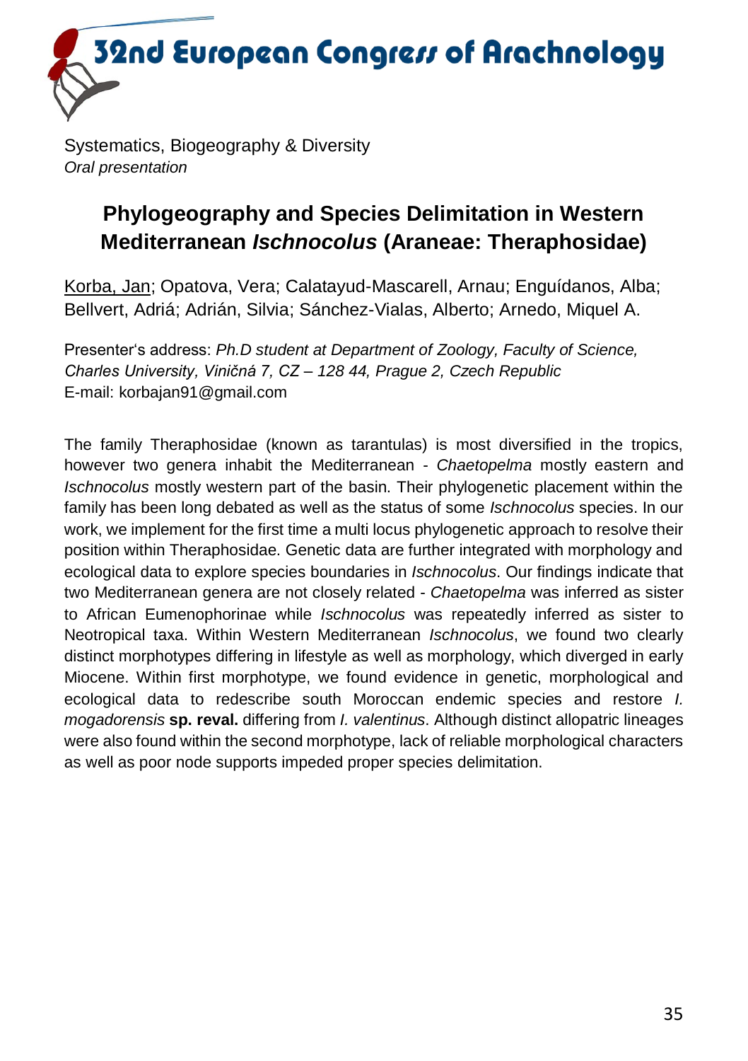Systematics, Biogeography & Diversity
*Oral presentation*

## Phylogeography and Species Delimitation in Western Mediterranean *Ischnocolus* (Araneae: Theraphosidae)

Korba, Jan; Opatova, Vera; Calatayud-Mascarell, Arnau; Enguídanos, Alba; Bellvert, Adriá; Adrián, Silvia; Sánchez-Vialas, Alberto; Arnedo, Miquel A.

Presenter's address: *Ph.D student at Department of Zoology, Faculty of Science, Charles University, Viničná 7, CZ – 128 44, Prague 2, Czech Republic*
E-mail: korbajan91@gmail.com

The family Theraphosidae (known as tarantulas) is most diversified in the tropics, however two genera inhabit the Mediterranean - *Chaetopelma* mostly eastern and *Ischnocolus* mostly western part of the basin. Their phylogenetic placement within the family has been long debated as well as the status of some *Ischnocolus* species. In our work, we implement for the first time a multi locus phylogenetic approach to resolve their position within Theraphosidae. Genetic data are further integrated with morphology and ecological data to explore species boundaries in *Ischnocolus*. Our findings indicate that two Mediterranean genera are not closely related - *Chaetopelma* was inferred as sister to African Eumenophorinae while *Ischnocolus* was repeatedly inferred as sister to Neotropical taxa. Within Western Mediterranean *Ischnocolus*, we found two clearly distinct morphotypes differing in lifestyle as well as morphology, which diverged in early Miocene. Within first morphotype, we found evidence in genetic, morphological and ecological data to redescribe south Moroccan endemic species and restore *I. mogadorensis* **sp. reval.** differing from *I. valentinus*. Although distinct allopatric lineages were also found within the second morphotype, lack of reliable morphological characters as well as poor node supports impeded proper species delimitation.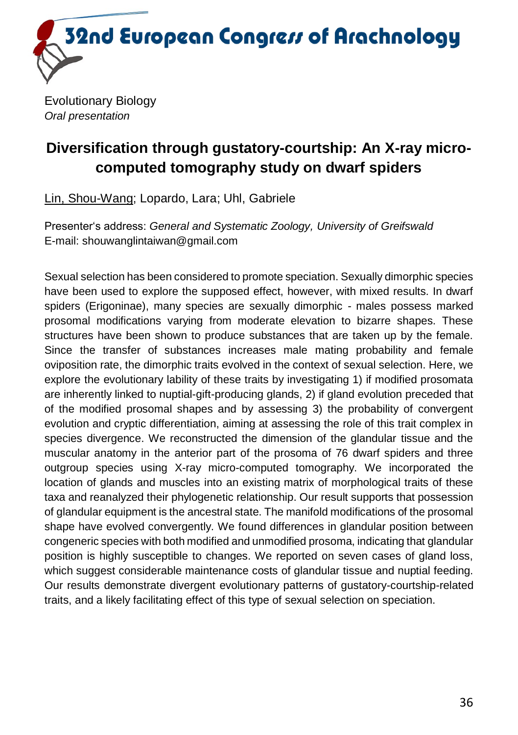Evolutionary Biology
*Oral presentation*

## Diversification through gustatory-courtship: An X-ray micro-computed tomography study on dwarf spiders

Lin, Shou-Wang; Lopardo, Lara; Uhl, Gabriele

Presenter's address: *General and Systematic Zoology, University of Greifswald*
E-mail: shouwanglintaiwan@gmail.com

Sexual selection has been considered to promote speciation. Sexually dimorphic species have been used to explore the supposed effect, however, with mixed results. In dwarf spiders (Erigoninae), many species are sexually dimorphic - males possess marked prosomal modifications varying from moderate elevation to bizarre shapes. These structures have been shown to produce substances that are taken up by the female. Since the transfer of substances increases male mating probability and female oviposition rate, the dimorphic traits evolved in the context of sexual selection. Here, we explore the evolutionary lability of these traits by investigating 1) if modified prosomata are inherently linked to nuptial-gift-producing glands, 2) if gland evolution preceded that of the modified prosomal shapes and by assessing 3) the probability of convergent evolution and cryptic differentiation, aiming at assessing the role of this trait complex in species divergence. We reconstructed the dimension of the glandular tissue and the muscular anatomy in the anterior part of the prosoma of 76 dwarf spiders and three outgroup species using X-ray micro-computed tomography. We incorporated the location of glands and muscles into an existing matrix of morphological traits of these taxa and reanalyzed their phylogenetic relationship. Our result supports that possession of glandular equipment is the ancestral state. The manifold modifications of the prosomal shape have evolved convergently. We found differences in glandular position between congeneric species with both modified and unmodified prosoma, indicating that glandular position is highly susceptible to changes. We reported on seven cases of gland loss, which suggest considerable maintenance costs of glandular tissue and nuptial feeding. Our results demonstrate divergent evolutionary patterns of gustatory-courtship-related traits, and a likely facilitating effect of this type of sexual selection on speciation.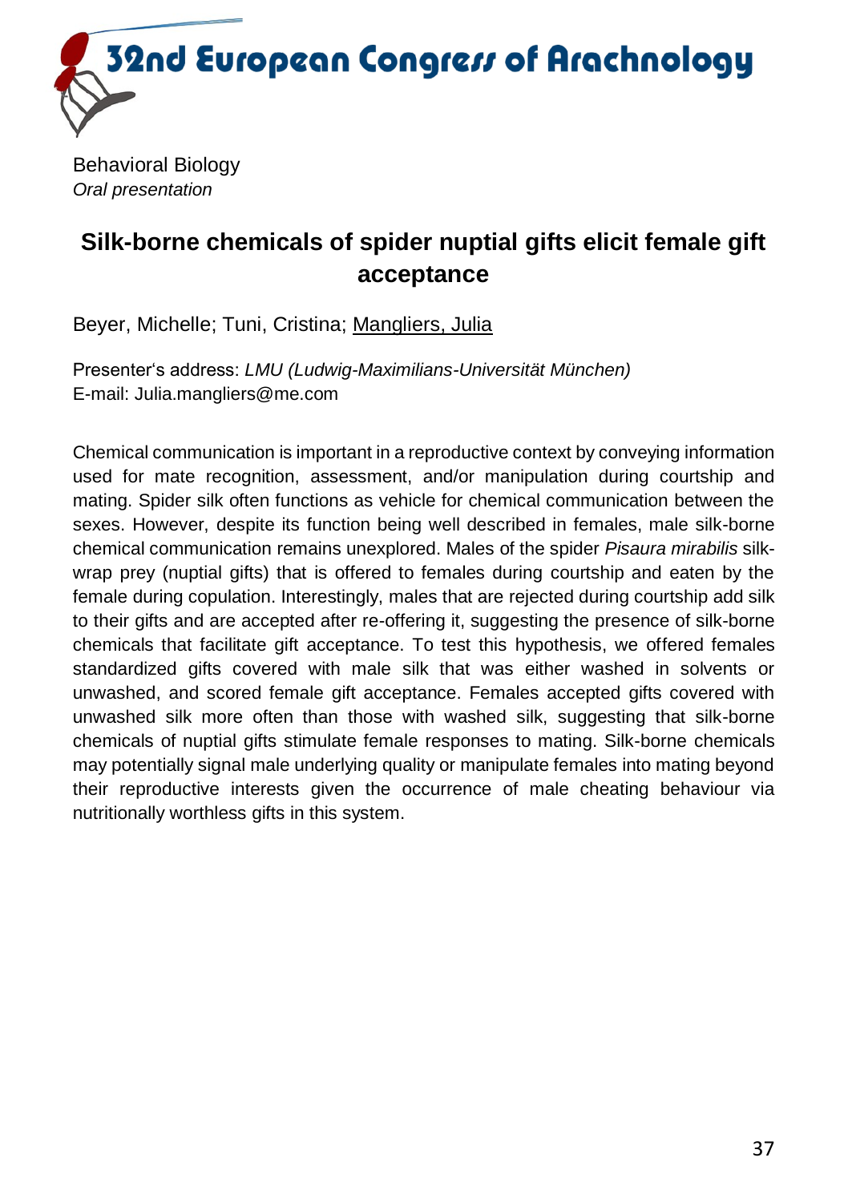Behavioral Biology
*Oral presentation*

## Silk-borne chemicals of spider nuptial gifts elicit female gift acceptance

Beyer, Michelle; Tuni, Cristina; Mangliers, Julia

Presenter‘s address: *LMU (Ludwig-Maximilians-Universität München)*
E-mail: Julia.mangliers@me.com

Chemical communication is important in a reproductive context by conveying information used for mate recognition, assessment, and/or manipulation during courtship and mating. Spider silk often functions as vehicle for chemical communication between the sexes. However, despite its function being well described in females, male silk-borne chemical communication remains unexplored. Males of the spider *Pisaura mirabilis* silk-wrap prey (nuptial gifts) that is offered to females during courtship and eaten by the female during copulation. Interestingly, males that are rejected during courtship add silk to their gifts and are accepted after re-offering it, suggesting the presence of silk-borne chemicals that facilitate gift acceptance. To test this hypothesis, we offered females standardized gifts covered with male silk that was either washed in solvents or unwashed, and scored female gift acceptance. Females accepted gifts covered with unwashed silk more often than those with washed silk, suggesting that silk-borne chemicals of nuptial gifts stimulate female responses to mating. Silk-borne chemicals may potentially signal male underlying quality or manipulate females into mating beyond their reproductive interests given the occurrence of male cheating behaviour via nutritionally worthless gifts in this system.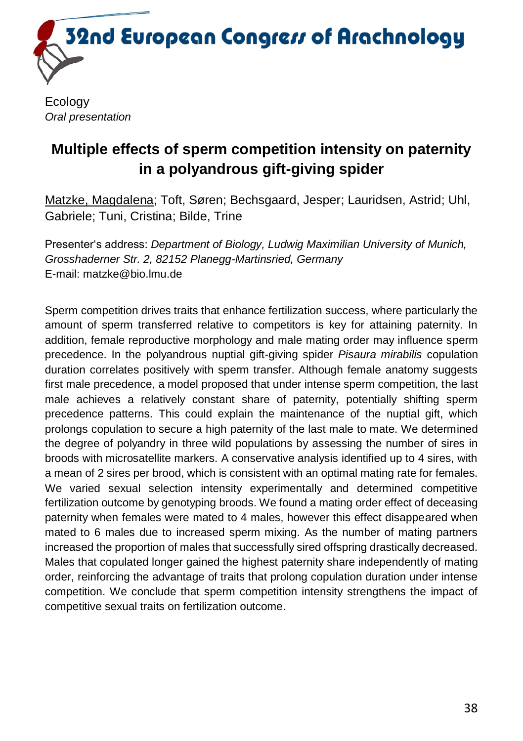Ecology
*Oral presentation*

# Multiple effects of sperm competition intensity on paternity in a polyandrous gift-giving spider

<u>Matzke, Magdalena</u>; Toft, Søren; Bechsgaard, Jesper; Lauridsen, Astrid; Uhl, Gabriele; Tuni, Cristina; Bilde, Trine

Presenter's address: *Department of Biology, Ludwig Maximilian University of Munich, Grosshaderner Str. 2, 82152 Planegg-Martinsried, Germany*
E-mail: matzke@bio.lmu.de

Sperm competition drives traits that enhance fertilization success, where particularly the amount of sperm transferred relative to competitors is key for attaining paternity. In addition, female reproductive morphology and male mating order may influence sperm precedence. In the polyandrous nuptial gift-giving spider *Pisaura mirabilis* copulation duration correlates positively with sperm transfer. Although female anatomy suggests first male precedence, a model proposed that under intense sperm competition, the last male achieves a relatively constant share of paternity, potentially shifting sperm precedence patterns. This could explain the maintenance of the nuptial gift, which prolongs copulation to secure a high paternity of the last male to mate. We determined the degree of polyandry in three wild populations by assessing the number of sires in broods with microsatellite markers. A conservative analysis identified up to 4 sires, with a mean of 2 sires per brood, which is consistent with an optimal mating rate for females. We varied sexual selection intensity experimentally and determined competitive fertilization outcome by genotyping broods. We found a mating order effect of deceasing paternity when females were mated to 4 males, however this effect disappeared when mated to 6 males due to increased sperm mixing. As the number of mating partners increased the proportion of males that successfully sired offspring drastically decreased. Males that copulated longer gained the highest paternity share independently of mating order, reinforcing the advantage of traits that prolong copulation duration under intense competition. We conclude that sperm competition intensity strengthens the impact of competitive sexual traits on fertilization outcome.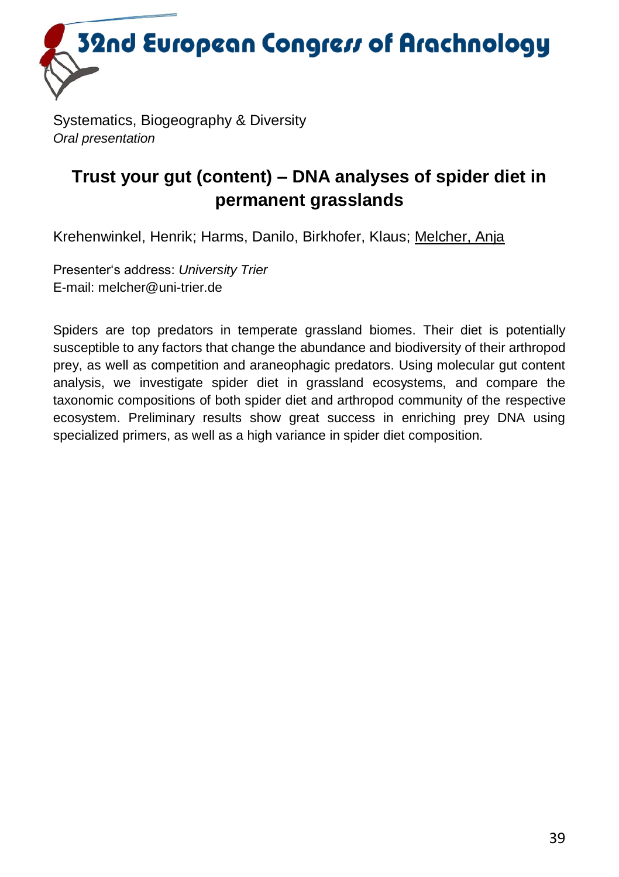Systematics, Biogeography & Diversity

*Oral presentation*

## Trust your gut (content) – DNA analyses of spider diet in permanent grasslands

Krehenwinkel, Henrik; Harms, Danilo, Birkhofer, Klaus; Melcher, Anja

Presenter's address: *University Trier*

E-mail: melcher@uni-trier.de

Spiders are top predators in temperate grassland biomes. Their diet is potentially susceptible to any factors that change the abundance and biodiversity of their arthropod prey, as well as competition and araneophagic predators. Using molecular gut content analysis, we investigate spider diet in grassland ecosystems, and compare the taxonomic compositions of both spider diet and arthropod community of the respective ecosystem. Preliminary results show great success in enriching prey DNA using specialized primers, as well as a high variance in spider diet composition.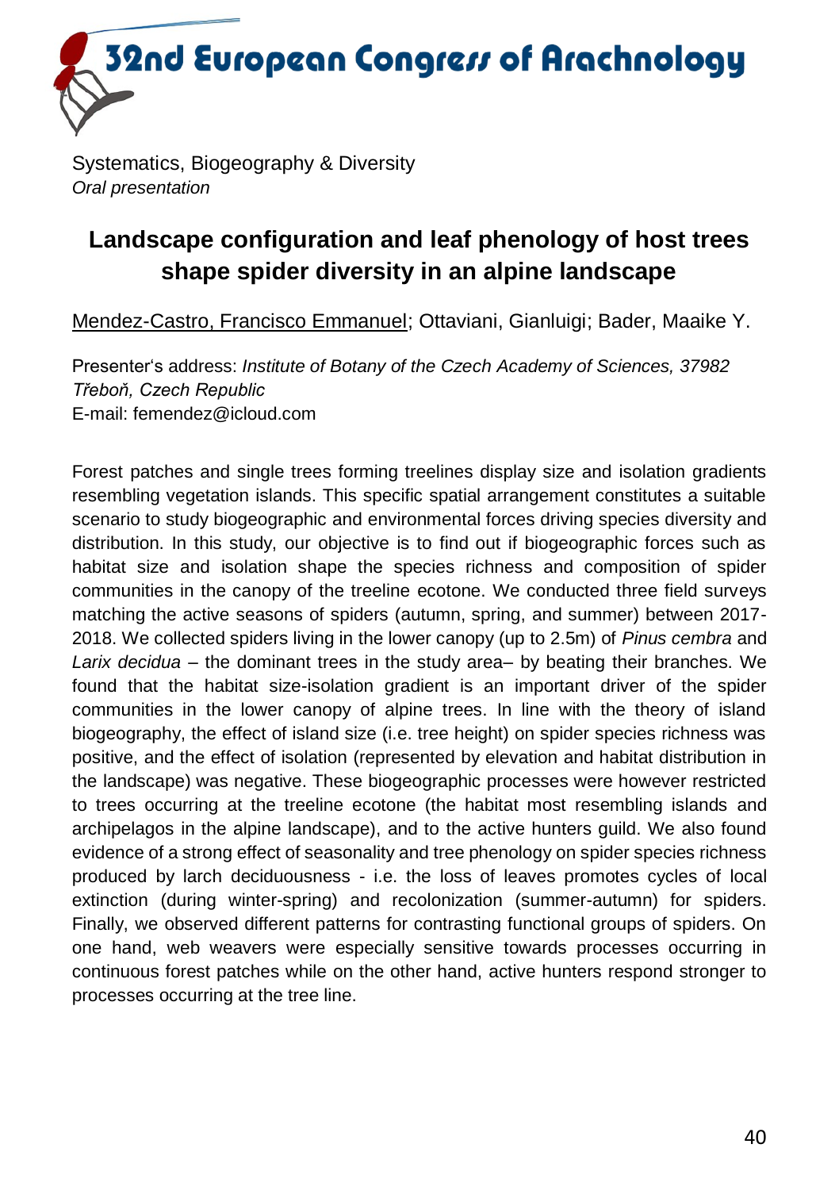Systematics, Biogeography & Diversity
*Oral presentation*

## Landscape configuration and leaf phenology of host trees shape spider diversity in an alpine landscape

<u>Mendez-Castro, Francisco Emmanuel</u>; Ottaviani, Gianluigi; Bader, Maaike Y.

Presenter's address: *Institute of Botany of the Czech Academy of Sciences, 37982 Třeboň, Czech Republic*
E-mail: femendez@icloud.com

Forest patches and single trees forming treelines display size and isolation gradients resembling vegetation islands. This specific spatial arrangement constitutes a suitable scenario to study biogeographic and environmental forces driving species diversity and distribution. In this study, our objective is to find out if biogeographic forces such as habitat size and isolation shape the species richness and composition of spider communities in the canopy of the treeline ecotone. We conducted three field surveys matching the active seasons of spiders (autumn, spring, and summer) between 2017-2018. We collected spiders living in the lower canopy (up to 2.5m) of *Pinus cembra* and *Larix decidua* – the dominant trees in the study area– by beating their branches. We found that the habitat size-isolation gradient is an important driver of the spider communities in the lower canopy of alpine trees. In line with the theory of island biogeography, the effect of island size (i.e. tree height) on spider species richness was positive, and the effect of isolation (represented by elevation and habitat distribution in the landscape) was negative. These biogeographic processes were however restricted to trees occurring at the treeline ecotone (the habitat most resembling islands and archipelagos in the alpine landscape), and to the active hunters guild. We also found evidence of a strong effect of seasonality and tree phenology on spider species richness produced by larch deciduousness - i.e. the loss of leaves promotes cycles of local extinction (during winter-spring) and recolonization (summer-autumn) for spiders. Finally, we observed different patterns for contrasting functional groups of spiders. On one hand, web weavers were especially sensitive towards processes occurring in continuous forest patches while on the other hand, active hunters respond stronger to processes occurring at the tree line.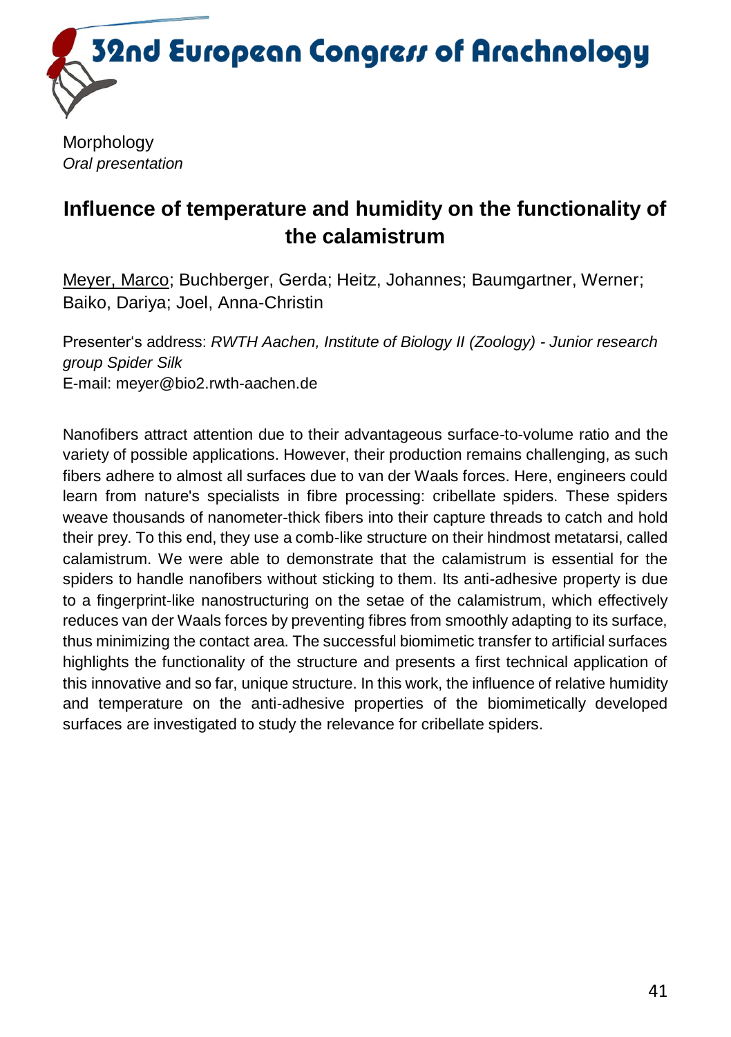Morphology

*Oral presentation*

# Influence of temperature and humidity on the functionality of the calamistrum

Meyer, Marco; Buchberger, Gerda; Heitz, Johannes; Baumgartner, Werner; Baiko, Dariya; Joel, Anna-Christin

Presenter‘s address: *RWTH Aachen, Institute of Biology II (Zoology) - Junior research group Spider Silk*
E-mail: meyer@bio2.rwth-aachen.de

Nanofibers attract attention due to their advantageous surface-to-volume ratio and the variety of possible applications. However, their production remains challenging, as such fibers adhere to almost all surfaces due to van der Waals forces. Here, engineers could learn from nature's specialists in fibre processing: cribellate spiders. These spiders weave thousands of nanometer-thick fibers into their capture threads to catch and hold their prey. To this end, they use a comb-like structure on their hindmost metatarsi, called calamistrum. We were able to demonstrate that the calamistrum is essential for the spiders to handle nanofibers without sticking to them. Its anti-adhesive property is due to a fingerprint-like nanostructuring on the setae of the calamistrum, which effectively reduces van der Waals forces by preventing fibres from smoothly adapting to its surface, thus minimizing the contact area. The successful biomimetic transfer to artificial surfaces highlights the functionality of the structure and presents a first technical application of this innovative and so far, unique structure. In this work, the influence of relative humidity and temperature on the anti-adhesive properties of the biomimetically developed surfaces are investigated to study the relevance for cribellate spiders.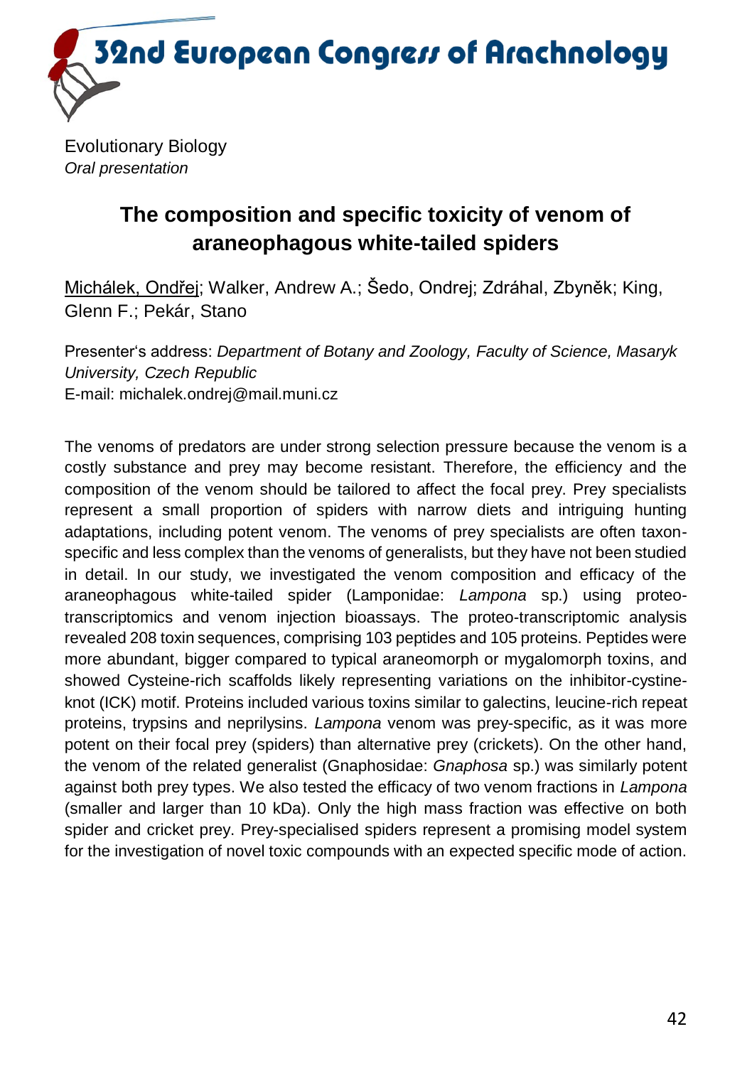Evolutionary Biology
*Oral presentation*

## The composition and specific toxicity of venom of araneophagous white-tailed spiders

Michálek, Ondřej; Walker, Andrew A.; Šedo, Ondrej; Zdráhal, Zbyněk; King, Glenn F.; Pekár, Stano

Presenter's address: *Department of Botany and Zoology, Faculty of Science, Masaryk University, Czech Republic*
E-mail: michalek.ondrej@mail.muni.cz

The venoms of predators are under strong selection pressure because the venom is a costly substance and prey may become resistant. Therefore, the efficiency and the composition of the venom should be tailored to affect the focal prey. Prey specialists represent a small proportion of spiders with narrow diets and intriguing hunting adaptations, including potent venom. The venoms of prey specialists are often taxon-specific and less complex than the venoms of generalists, but they have not been studied in detail. In our study, we investigated the venom composition and efficacy of the araneophagous white-tailed spider (Lamponidae: *Lampona* sp.) using proteo-transcriptomics and venom injection bioassays. The proteo-transcriptomic analysis revealed 208 toxin sequences, comprising 103 peptides and 105 proteins. Peptides were more abundant, bigger compared to typical araneomorph or mygalomorph toxins, and showed Cysteine-rich scaffolds likely representing variations on the inhibitor-cystine-knot (ICK) motif. Proteins included various toxins similar to galectins, leucine-rich repeat proteins, trypsins and neprilysins. *Lampona* venom was prey-specific, as it was more potent on their focal prey (spiders) than alternative prey (crickets). On the other hand, the venom of the related generalist (Gnaphosidae: *Gnaphosa* sp.) was similarly potent against both prey types. We also tested the efficacy of two venom fractions in *Lampona* (smaller and larger than 10 kDa). Only the high mass fraction was effective on both spider and cricket prey. Prey-specialised spiders represent a promising model system for the investigation of novel toxic compounds with an expected specific mode of action.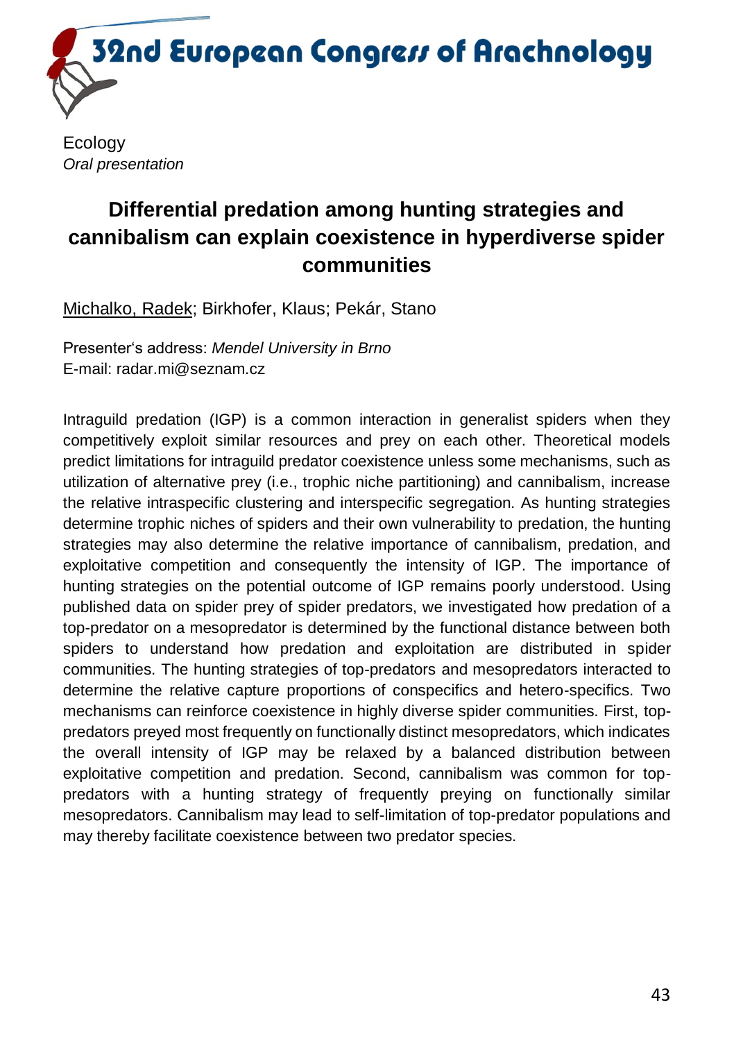Ecology

*Oral presentation*

# Differential predation among hunting strategies and cannibalism can explain coexistence in hyperdiverse spider communities

<u>Michalko, Radek</u>; Birkhofer, Klaus; Pekár, Stano

Presenter's address: *Mendel University in Brno*
E-mail: radar.mi@seznam.cz

Intraguild predation (IGP) is a common interaction in generalist spiders when they competitively exploit similar resources and prey on each other. Theoretical models predict limitations for intraguild predator coexistence unless some mechanisms, such as utilization of alternative prey (i.e., trophic niche partitioning) and cannibalism, increase the relative intraspecific clustering and interspecific segregation. As hunting strategies determine trophic niches of spiders and their own vulnerability to predation, the hunting strategies may also determine the relative importance of cannibalism, predation, and exploitative competition and consequently the intensity of IGP. The importance of hunting strategies on the potential outcome of IGP remains poorly understood. Using published data on spider prey of spider predators, we investigated how predation of a top-predator on a mesopredator is determined by the functional distance between both spiders to understand how predation and exploitation are distributed in spider communities. The hunting strategies of top-predators and mesopredators interacted to determine the relative capture proportions of conspecifics and hetero-specifics. Two mechanisms can reinforce coexistence in highly diverse spider communities. First, top-predators preyed most frequently on functionally distinct mesopredators, which indicates the overall intensity of IGP may be relaxed by a balanced distribution between exploitative competition and predation. Second, cannibalism was common for top-predators with a hunting strategy of frequently preying on functionally similar mesopredators. Cannibalism may lead to self-limitation of top-predator populations and may thereby facilitate coexistence between two predator species.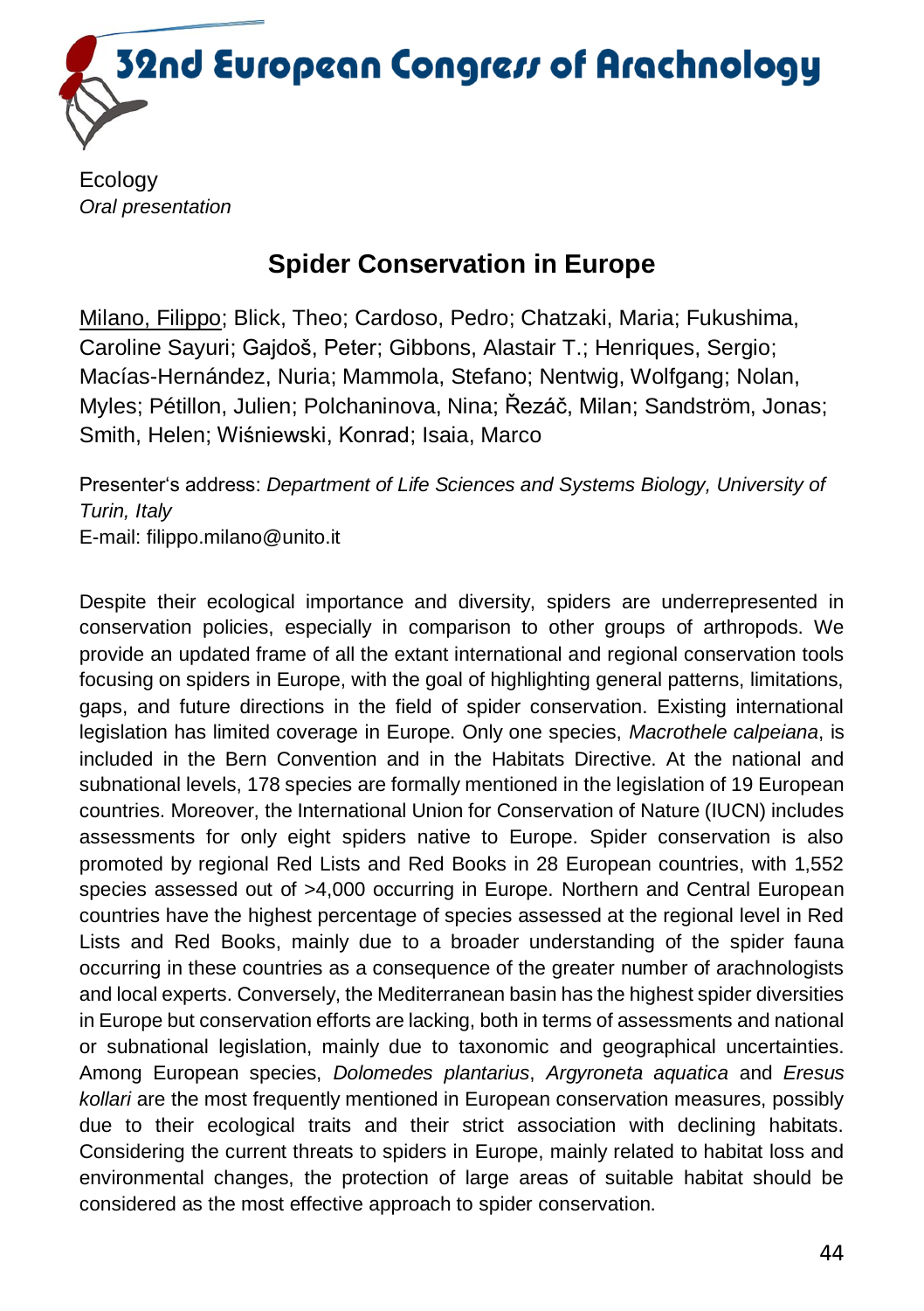Ecology

*Oral presentation*

## Spider Conservation in Europe

Milano, Filippo; Blick, Theo; Cardoso, Pedro; Chatzaki, Maria; Fukushima, Caroline Sayuri; Gajdoš, Peter; Gibbons, Alastair T.; Henriques, Sergio; Macías-Hernández, Nuria; Mammola, Stefano; Nentwig, Wolfgang; Nolan, Myles; Pétillon, Julien; Polchaninova, Nina; Řezáč, Milan; Sandström, Jonas; Smith, Helen; Wiśniewski, Konrad; Isaia, Marco

Presenter's address: *Department of Life Sciences and Systems Biology, University of Turin, Italy*
E-mail: filippo.milano@unito.it

Despite their ecological importance and diversity, spiders are underrepresented in conservation policies, especially in comparison to other groups of arthropods. We provide an updated frame of all the extant international and regional conservation tools focusing on spiders in Europe, with the goal of highlighting general patterns, limitations, gaps, and future directions in the field of spider conservation. Existing international legislation has limited coverage in Europe. Only one species, *Macrothele calpeiana*, is included in the Bern Convention and in the Habitats Directive. At the national and subnational levels, 178 species are formally mentioned in the legislation of 19 European countries. Moreover, the International Union for Conservation of Nature (IUCN) includes assessments for only eight spiders native to Europe. Spider conservation is also promoted by regional Red Lists and Red Books in 28 European countries, with 1,552 species assessed out of >4,000 occurring in Europe. Northern and Central European countries have the highest percentage of species assessed at the regional level in Red Lists and Red Books, mainly due to a broader understanding of the spider fauna occurring in these countries as a consequence of the greater number of arachnologists and local experts. Conversely, the Mediterranean basin has the highest spider diversities in Europe but conservation efforts are lacking, both in terms of assessments and national or subnational legislation, mainly due to taxonomic and geographical uncertainties. Among European species, *Dolomedes plantarius*, *Argyroneta aquatica* and *Eresus kollari* are the most frequently mentioned in European conservation measures, possibly due to their ecological traits and their strict association with declining habitats. Considering the current threats to spiders in Europe, mainly related to habitat loss and environmental changes, the protection of large areas of suitable habitat should be considered as the most effective approach to spider conservation.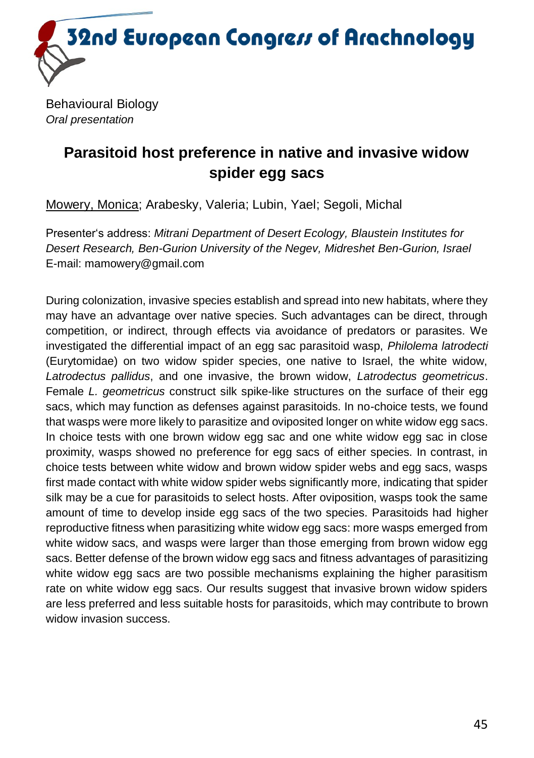Behavioural Biology
*Oral presentation*

# Parasitoid host preference in native and invasive widow spider egg sacs

Mowery, Monica; Arabesky, Valeria; Lubin, Yael; Segoli, Michal

Presenter's address: *Mitrani Department of Desert Ecology, Blaustein Institutes for Desert Research, Ben-Gurion University of the Negev, Midreshet Ben-Gurion, Israel*
E-mail: mamowery@gmail.com

During colonization, invasive species establish and spread into new habitats, where they may have an advantage over native species. Such advantages can be direct, through competition, or indirect, through effects via avoidance of predators or parasites. We investigated the differential impact of an egg sac parasitoid wasp, *Philolema latrodecti* (Eurytomidae) on two widow spider species, one native to Israel, the white widow, *Latrodectus pallidus*, and one invasive, the brown widow, *Latrodectus geometricus*. Female *L. geometricus* construct silk spike-like structures on the surface of their egg sacs, which may function as defenses against parasitoids. In no-choice tests, we found that wasps were more likely to parasitize and oviposited longer on white widow egg sacs. In choice tests with one brown widow egg sac and one white widow egg sac in close proximity, wasps showed no preference for egg sacs of either species. In contrast, in choice tests between white widow and brown widow spider webs and egg sacs, wasps first made contact with white widow spider webs significantly more, indicating that spider silk may be a cue for parasitoids to select hosts. After oviposition, wasps took the same amount of time to develop inside egg sacs of the two species. Parasitoids had higher reproductive fitness when parasitizing white widow egg sacs: more wasps emerged from white widow sacs, and wasps were larger than those emerging from brown widow egg sacs. Better defense of the brown widow egg sacs and fitness advantages of parasitizing white widow egg sacs are two possible mechanisms explaining the higher parasitism rate on white widow egg sacs. Our results suggest that invasive brown widow spiders are less preferred and less suitable hosts for parasitoids, which may contribute to brown widow invasion success.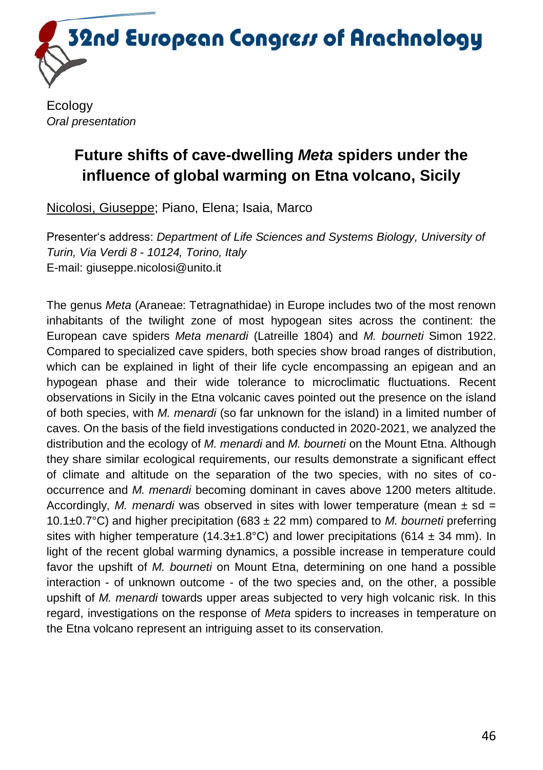Ecology

*Oral presentation*

## Future shifts of cave-dwelling *Meta* spiders under the influence of global warming on Etna volcano, Sicily

<u>Nicolosi, Giuseppe</u>; Piano, Elena; Isaia, Marco

Presenter's address: *Department of Life Sciences and Systems Biology, University of Turin, Via Verdi 8 - 10124, Torino, Italy*
E-mail: giuseppe.nicolosi@unito.it

The genus *Meta* (Araneae: Tetragnathidae) in Europe includes two of the most renown inhabitants of the twilight zone of most hypogean sites across the continent: the European cave spiders *Meta menardi* (Latreille 1804) and *M. bourneti* Simon 1922. Compared to specialized cave spiders, both species show broad ranges of distribution, which can be explained in light of their life cycle encompassing an epigean and an hypogean phase and their wide tolerance to microclimatic fluctuations. Recent observations in Sicily in the Etna volcanic caves pointed out the presence on the island of both species, with *M. menardi* (so far unknown for the island) in a limited number of caves. On the basis of the field investigations conducted in 2020-2021, we analyzed the distribution and the ecology of *M. menardi* and *M. bourneti* on the Mount Etna. Although they share similar ecological requirements, our results demonstrate a significant effect of climate and altitude on the separation of the two species, with no sites of co-occurrence and *M. menardi* becoming dominant in caves above 1200 meters altitude. Accordingly, *M. menardi* was observed in sites with lower temperature (mean ± sd = 10.1±0.7°C) and higher precipitation (683 ± 22 mm) compared to *M. bourneti* preferring sites with higher temperature (14.3±1.8°C) and lower precipitations (614 ± 34 mm). In light of the recent global warming dynamics, a possible increase in temperature could favor the upshift of *M. bourneti* on Mount Etna, determining on one hand a possible interaction - of unknown outcome - of the two species and, on the other, a possible upshift of *M. menardi* towards upper areas subjected to very high volcanic risk. In this regard, investigations on the response of *Meta* spiders to increases in temperature on the Etna volcano represent an intriguing asset to its conservation.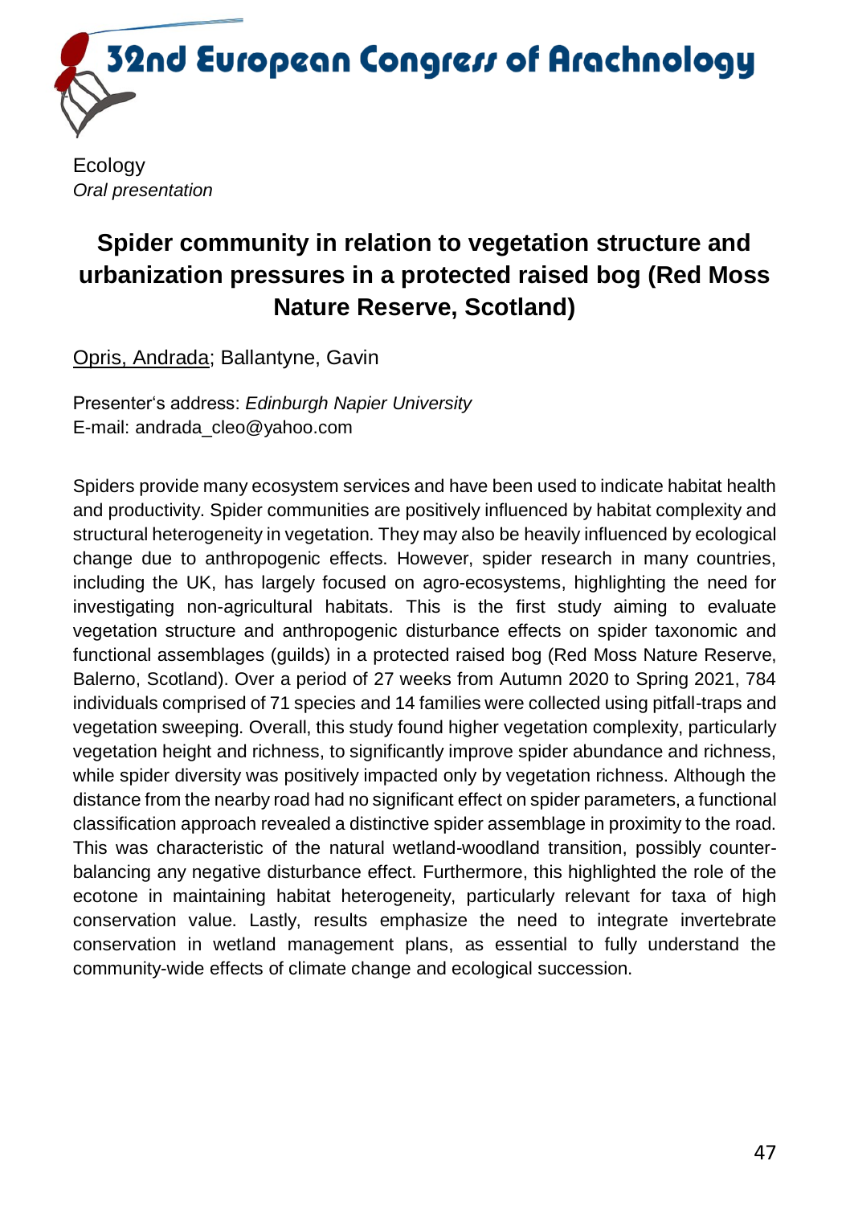Ecology
*Oral presentation*

## Spider community in relation to vegetation structure and urbanization pressures in a protected raised bog (Red Moss Nature Reserve, Scotland)

Opris, Andrada; Ballantyne, Gavin

Presenter's address: *Edinburgh Napier University*
E-mail: andrada_cleo@yahoo.com

Spiders provide many ecosystem services and have been used to indicate habitat health and productivity. Spider communities are positively influenced by habitat complexity and structural heterogeneity in vegetation. They may also be heavily influenced by ecological change due to anthropogenic effects. However, spider research in many countries, including the UK, has largely focused on agro-ecosystems, highlighting the need for investigating non-agricultural habitats. This is the first study aiming to evaluate vegetation structure and anthropogenic disturbance effects on spider taxonomic and functional assemblages (guilds) in a protected raised bog (Red Moss Nature Reserve, Balerno, Scotland). Over a period of 27 weeks from Autumn 2020 to Spring 2021, 784 individuals comprised of 71 species and 14 families were collected using pitfall-traps and vegetation sweeping. Overall, this study found higher vegetation complexity, particularly vegetation height and richness, to significantly improve spider abundance and richness, while spider diversity was positively impacted only by vegetation richness. Although the distance from the nearby road had no significant effect on spider parameters, a functional classification approach revealed a distinctive spider assemblage in proximity to the road. This was characteristic of the natural wetland-woodland transition, possibly counter-balancing any negative disturbance effect. Furthermore, this highlighted the role of the ecotone in maintaining habitat heterogeneity, particularly relevant for taxa of high conservation value. Lastly, results emphasize the need to integrate invertebrate conservation in wetland management plans, as essential to fully understand the community-wide effects of climate change and ecological succession.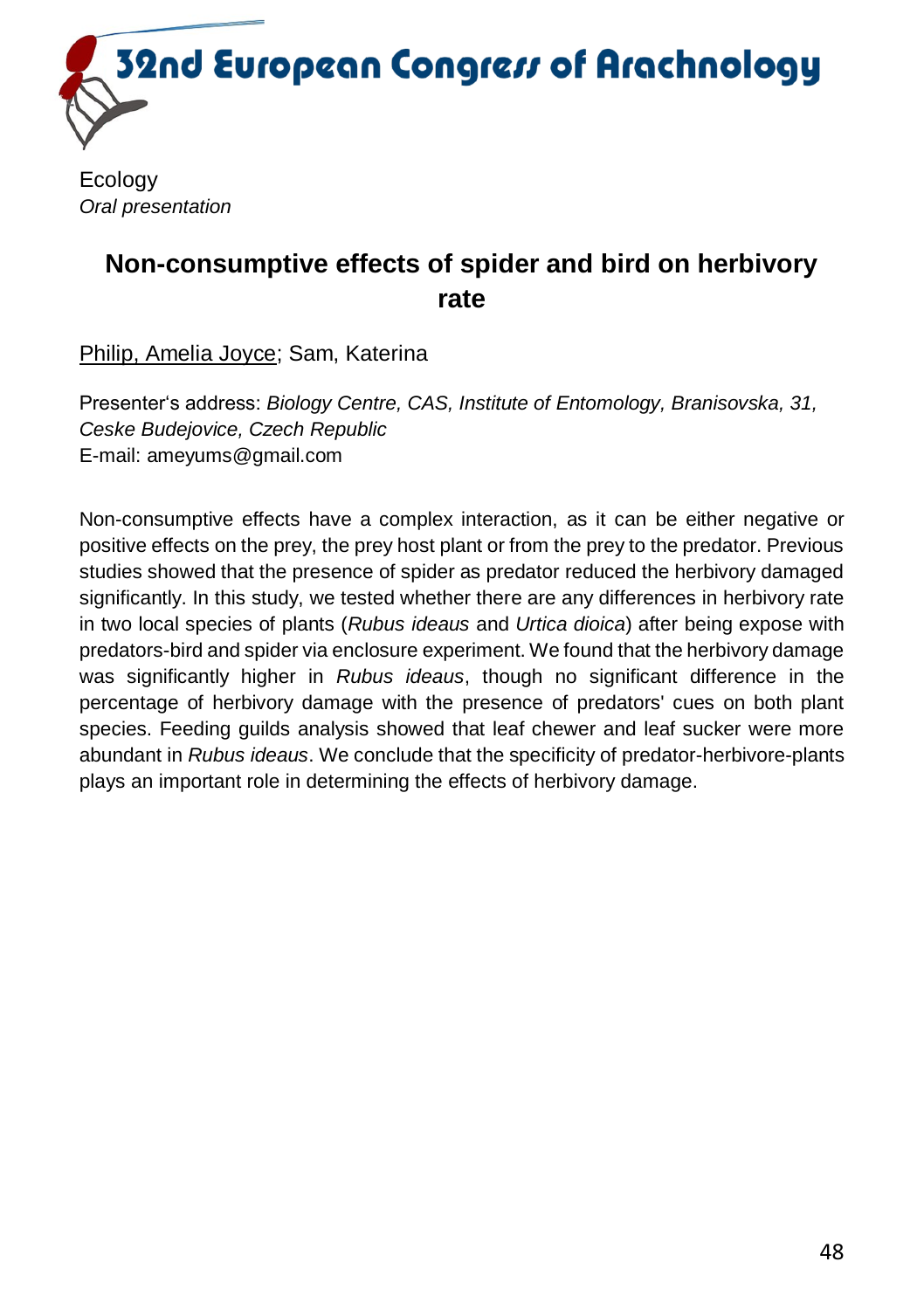Ecology
*Oral presentation*

## Non-consumptive effects of spider and bird on herbivory rate

Philip, Amelia Joyce; Sam, Katerina

Presenter's address: *Biology Centre, CAS, Institute of Entomology, Branisovska, 31, Ceske Budejovice, Czech Republic*
E-mail: ameyums@gmail.com

Non-consumptive effects have a complex interaction, as it can be either negative or positive effects on the prey, the prey host plant or from the prey to the predator. Previous studies showed that the presence of spider as predator reduced the herbivory damaged significantly. In this study, we tested whether there are any differences in herbivory rate in two local species of plants (*Rubus ideaus* and *Urtica dioica*) after being expose with predators-bird and spider via enclosure experiment. We found that the herbivory damage was significantly higher in *Rubus ideaus*, though no significant difference in the percentage of herbivory damage with the presence of predators' cues on both plant species. Feeding guilds analysis showed that leaf chewer and leaf sucker were more abundant in *Rubus ideaus*. We conclude that the specificity of predator-herbivore-plants plays an important role in determining the effects of herbivory damage.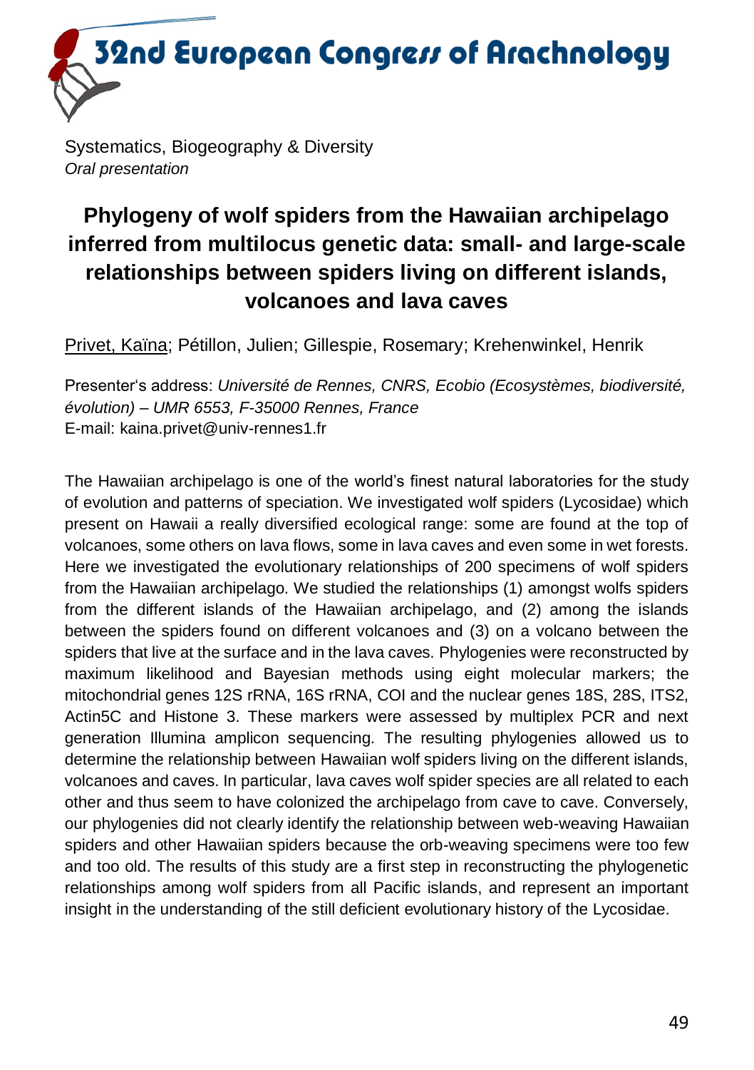Systematics, Biogeography & Diversity
*Oral presentation*

# Phylogeny of wolf spiders from the Hawaiian archipelago inferred from multilocus genetic data: small- and large-scale relationships between spiders living on different islands, volcanoes and lava caves

<u>Privet, Kaïna</u>; Pétillon, Julien; Gillespie, Rosemary; Krehenwinkel, Henrik

Presenter's address: *Université de Rennes, CNRS, Ecobio (Ecosystèmes, biodiversité, évolution) – UMR 6553, F-35000 Rennes, France*
E-mail: kaina.privet@univ-rennes1.fr

The Hawaiian archipelago is one of the world's finest natural laboratories for the study of evolution and patterns of speciation. We investigated wolf spiders (Lycosidae) which present on Hawaii a really diversified ecological range: some are found at the top of volcanoes, some others on lava flows, some in lava caves and even some in wet forests. Here we investigated the evolutionary relationships of 200 specimens of wolf spiders from the Hawaiian archipelago. We studied the relationships (1) amongst wolfs spiders from the different islands of the Hawaiian archipelago, and (2) among the islands between the spiders found on different volcanoes and (3) on a volcano between the spiders that live at the surface and in the lava caves. Phylogenies were reconstructed by maximum likelihood and Bayesian methods using eight molecular markers; the mitochondrial genes 12S rRNA, 16S rRNA, COI and the nuclear genes 18S, 28S, ITS2, Actin5C and Histone 3. These markers were assessed by multiplex PCR and next generation Illumina amplicon sequencing. The resulting phylogenies allowed us to determine the relationship between Hawaiian wolf spiders living on the different islands, volcanoes and caves. In particular, lava caves wolf spider species are all related to each other and thus seem to have colonized the archipelago from cave to cave. Conversely, our phylogenies did not clearly identify the relationship between web-weaving Hawaiian spiders and other Hawaiian spiders because the orb-weaving specimens were too few and too old. The results of this study are a first step in reconstructing the phylogenetic relationships among wolf spiders from all Pacific islands, and represent an important insight in the understanding of the still deficient evolutionary history of the Lycosidae.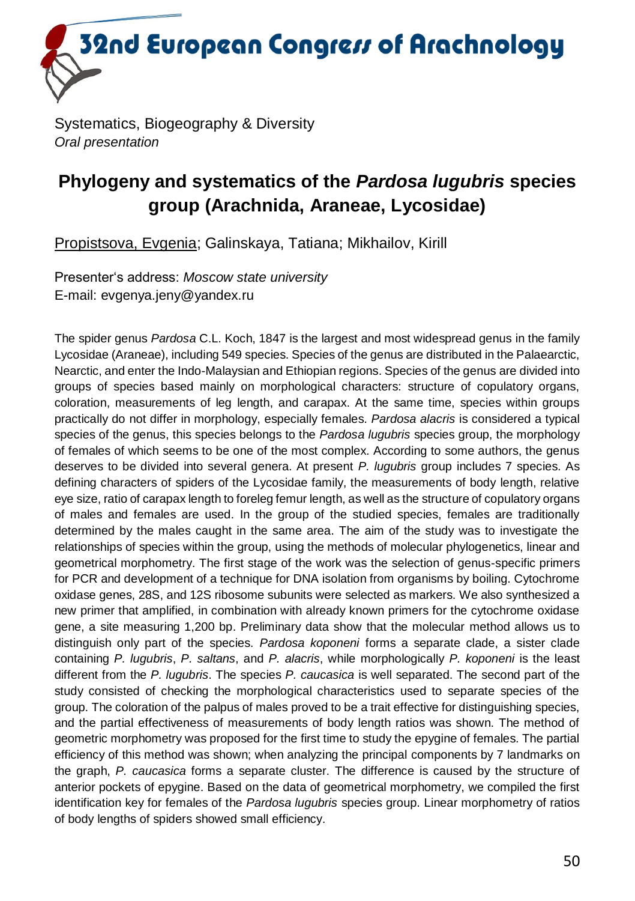Systematics, Biogeography & Diversity
*Oral presentation*

# Phylogeny and systematics of the *Pardosa lugubris* species group (Arachnida, Araneae, Lycosidae)

<u>Propistsova, Evgenia</u>; Galinskaya, Tatiana; Mikhailov, Kirill

Presenter's address: *Moscow state university*
E-mail: evgenya.jeny@yandex.ru

The spider genus *Pardosa* C.L. Koch, 1847 is the largest and most widespread genus in the family Lycosidae (Araneae), including 549 species. Species of the genus are distributed in the Palaearctic, Nearctic, and enter the Indo-Malaysian and Ethiopian regions. Species of the genus are divided into groups of species based mainly on morphological characters: structure of copulatory organs, coloration, measurements of leg length, and carapax. At the same time, species within groups practically do not differ in morphology, especially females. *Pardosa alacris* is considered a typical species of the genus, this species belongs to the *Pardosa lugubris* species group, the morphology of females of which seems to be one of the most complex. According to some authors, the genus deserves to be divided into several genera. At present *P. lugubris* group includes 7 species. As defining characters of spiders of the Lycosidae family, the measurements of body length, relative eye size, ratio of carapax length to foreleg femur length, as well as the structure of copulatory organs of males and females are used. In the group of the studied species, females are traditionally determined by the males caught in the same area. The aim of the study was to investigate the relationships of species within the group, using the methods of molecular phylogenetics, linear and geometrical morphometry. The first stage of the work was the selection of genus-specific primers for PCR and development of a technique for DNA isolation from organisms by boiling. Cytochrome oxidase genes, 28S, and 12S ribosome subunits were selected as markers. We also synthesized a new primer that amplified, in combination with already known primers for the cytochrome oxidase gene, a site measuring 1,200 bp. Preliminary data show that the molecular method allows us to distinguish only part of the species. *Pardosa koponeni* forms a separate clade, a sister clade containing *P. lugubris*, *P. saltans*, and *P. alacris*, while morphologically *P. koponeni* is the least different from the *P. lugubris*. The species *P. caucasica* is well separated. The second part of the study consisted of checking the morphological characteristics used to separate species of the group. The coloration of the palpus of males proved to be a trait effective for distinguishing species, and the partial effectiveness of measurements of body length ratios was shown. The method of geometric morphometry was proposed for the first time to study the epygine of females. The partial efficiency of this method was shown; when analyzing the principal components by 7 landmarks on the graph, *P. caucasica* forms a separate cluster. The difference is caused by the structure of anterior pockets of epygine. Based on the data of geometrical morphometry, we compiled the first identification key for females of the *Pardosa lugubris* species group. Linear morphometry of ratios of body lengths of spiders showed small efficiency.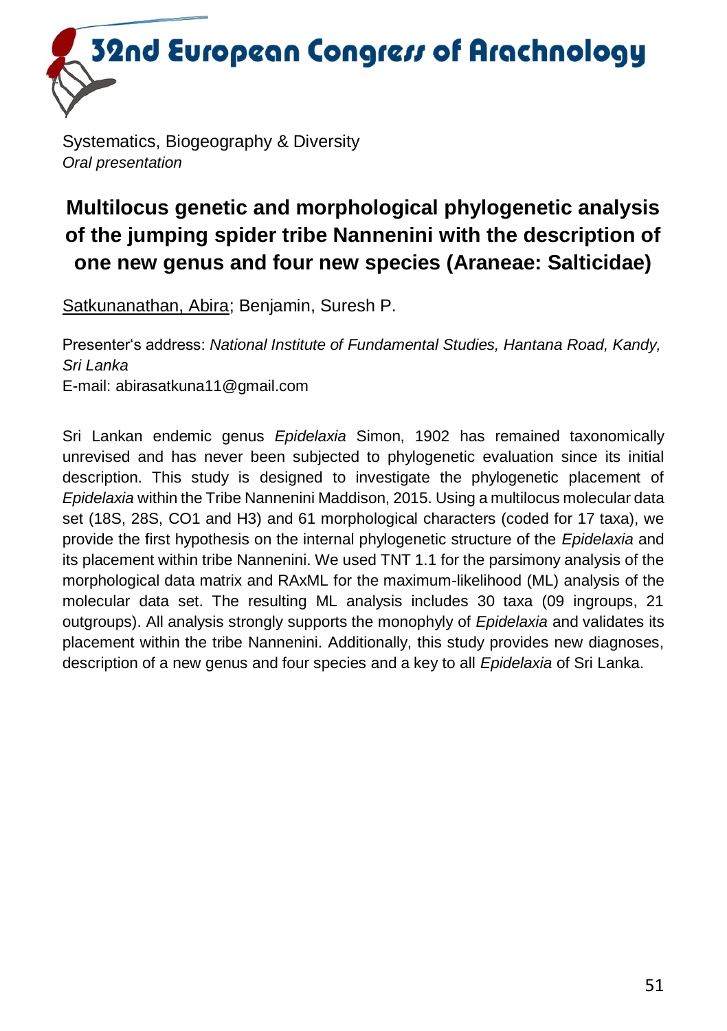Systematics, Biogeography & Diversity
*Oral presentation*

## Multilocus genetic and morphological phylogenetic analysis of the jumping spider tribe Nannenini with the description of one new genus and four new species (Araneae: Salticidae)

Satkunanathan, Abira; Benjamin, Suresh P.

Presenter's address: *National Institute of Fundamental Studies, Hantana Road, Kandy, Sri Lanka*
E-mail: abirasatkuna11@gmail.com

Sri Lankan endemic genus *Epidelaxia* Simon, 1902 has remained taxonomically unrevised and has never been subjected to phylogenetic evaluation since its initial description. This study is designed to investigate the phylogenetic placement of *Epidelaxia* within the Tribe Nannenini Maddison, 2015. Using a multilocus molecular data set (18S, 28S, CO1 and H3) and 61 morphological characters (coded for 17 taxa), we provide the first hypothesis on the internal phylogenetic structure of the *Epidelaxia* and its placement within tribe Nannenini. We used TNT 1.1 for the parsimony analysis of the morphological data matrix and RAxML for the maximum-likelihood (ML) analysis of the molecular data set. The resulting ML analysis includes 30 taxa (09 ingroups, 21 outgroups). All analysis strongly supports the monophyly of *Epidelaxia* and validates its placement within the tribe Nannenini. Additionally, this study provides new diagnoses, description of a new genus and four species and a key to all *Epidelaxia* of Sri Lanka.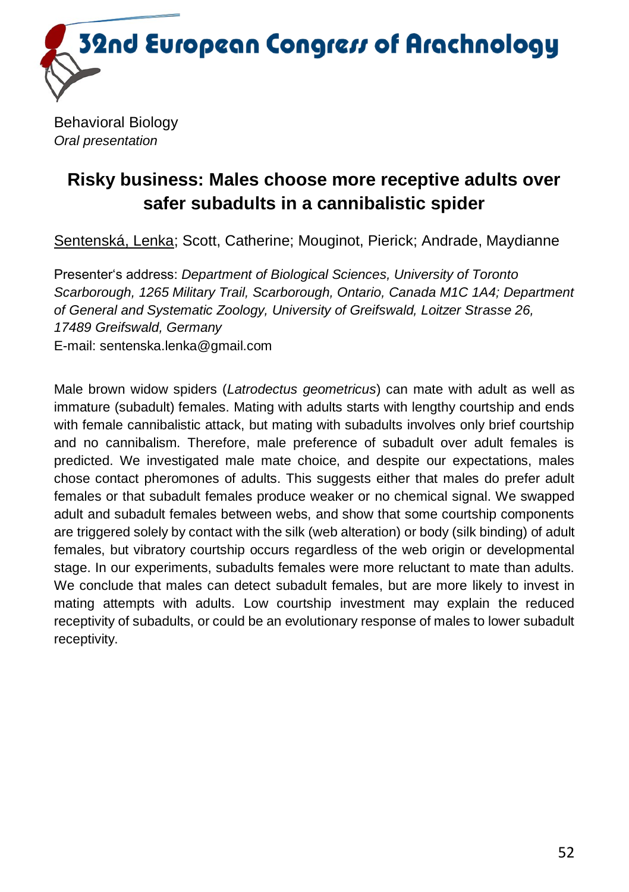Behavioral Biology
*Oral presentation*

## Risky business: Males choose more receptive adults over safer subadults in a cannibalistic spider

Sentenská, Lenka; Scott, Catherine; Mouginot, Pierick; Andrade, Maydianne

Presenter's address: *Department of Biological Sciences, University of Toronto Scarborough, 1265 Military Trail, Scarborough, Ontario, Canada M1C 1A4; Department of General and Systematic Zoology, University of Greifswald, Loitzer Strasse 26, 17489 Greifswald, Germany*
E-mail: sentenska.lenka@gmail.com

Male brown widow spiders (*Latrodectus geometricus*) can mate with adult as well as immature (subadult) females. Mating with adults starts with lengthy courtship and ends with female cannibalistic attack, but mating with subadults involves only brief courtship and no cannibalism. Therefore, male preference of subadult over adult females is predicted. We investigated male mate choice, and despite our expectations, males chose contact pheromones of adults. This suggests either that males do prefer adult females or that subadult females produce weaker or no chemical signal. We swapped adult and subadult females between webs, and show that some courtship components are triggered solely by contact with the silk (web alteration) or body (silk binding) of adult females, but vibratory courtship occurs regardless of the web origin or developmental stage. In our experiments, subadults females were more reluctant to mate than adults. We conclude that males can detect subadult females, but are more likely to invest in mating attempts with adults. Low courtship investment may explain the reduced receptivity of subadults, or could be an evolutionary response of males to lower subadult receptivity.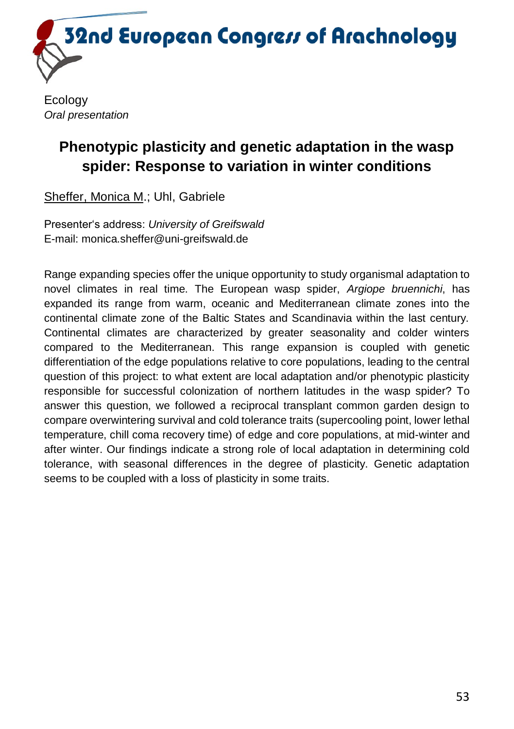Ecology

*Oral presentation*

## Phenotypic plasticity and genetic adaptation in the wasp spider: Response to variation in winter conditions

<u>Sheffer, Monica M</u>.; Uhl, Gabriele

Presenter's address: *University of Greifswald*
E-mail: monica.sheffer@uni-greifswald.de

Range expanding species offer the unique opportunity to study organismal adaptation to novel climates in real time. The European wasp spider, *Argiope bruennichi*, has expanded its range from warm, oceanic and Mediterranean climate zones into the continental climate zone of the Baltic States and Scandinavia within the last century. Continental climates are characterized by greater seasonality and colder winters compared to the Mediterranean. This range expansion is coupled with genetic differentiation of the edge populations relative to core populations, leading to the central question of this project: to what extent are local adaptation and/or phenotypic plasticity responsible for successful colonization of northern latitudes in the wasp spider? To answer this question, we followed a reciprocal transplant common garden design to compare overwintering survival and cold tolerance traits (supercooling point, lower lethal temperature, chill coma recovery time) of edge and core populations, at mid-winter and after winter. Our findings indicate a strong role of local adaptation in determining cold tolerance, with seasonal differences in the degree of plasticity. Genetic adaptation seems to be coupled with a loss of plasticity in some traits.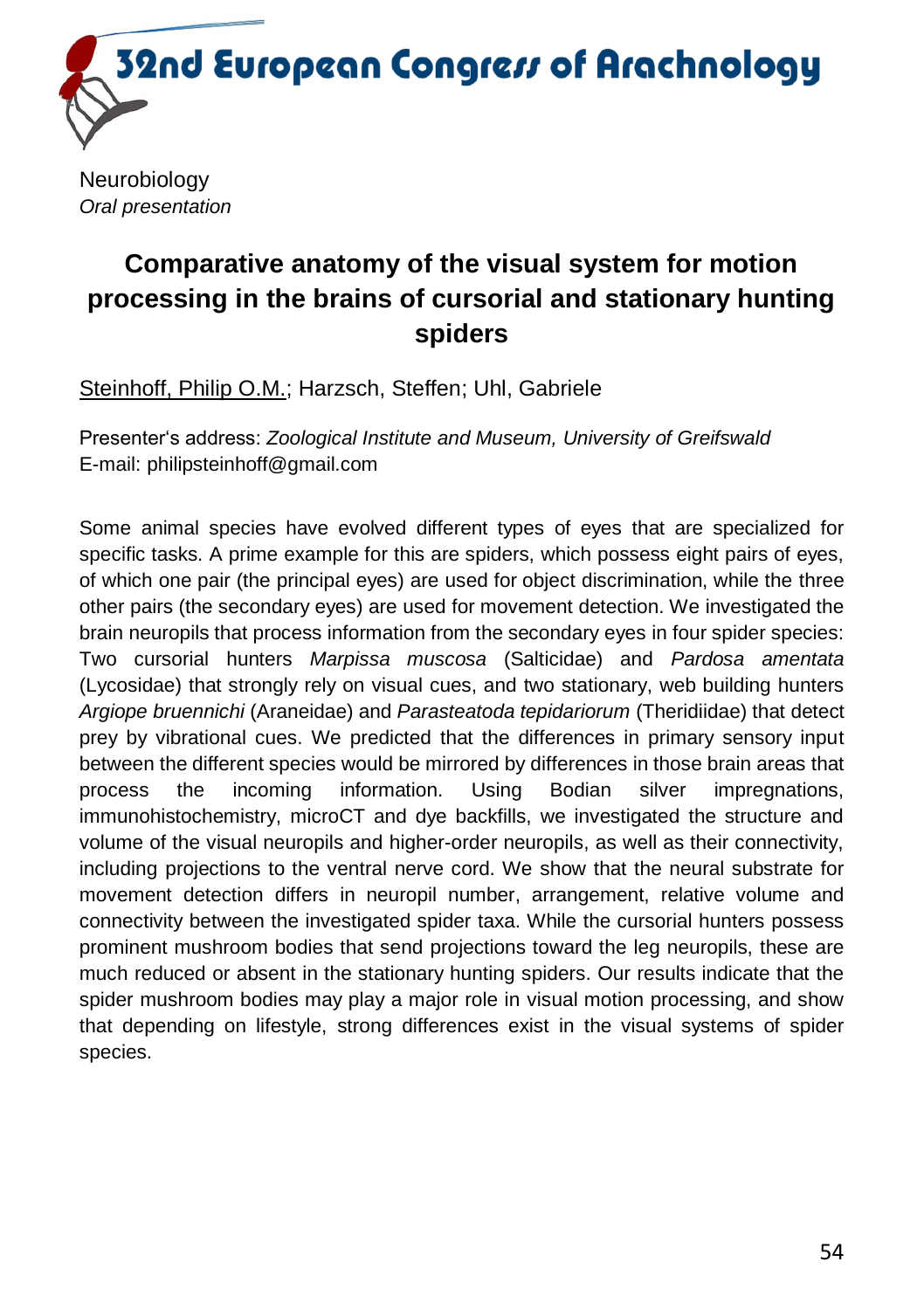Neurobiology
*Oral presentation*

# Comparative anatomy of the visual system for motion processing in the brains of cursorial and stationary hunting spiders

Steinhoff, Philip O.M.; Harzsch, Steffen; Uhl, Gabriele

Presenter's address: *Zoological Institute and Museum, University of Greifswald*
E-mail: philipsteinhoff@gmail.com

Some animal species have evolved different types of eyes that are specialized for specific tasks. A prime example for this are spiders, which possess eight pairs of eyes, of which one pair (the principal eyes) are used for object discrimination, while the three other pairs (the secondary eyes) are used for movement detection. We investigated the brain neuropils that process information from the secondary eyes in four spider species: Two cursorial hunters *Marpissa muscosa* (Salticidae) and *Pardosa amentata* (Lycosidae) that strongly rely on visual cues, and two stationary, web building hunters *Argiope bruennichi* (Araneidae) and *Parasteatoda tepidariorum* (Theridiidae) that detect prey by vibrational cues. We predicted that the differences in primary sensory input between the different species would be mirrored by differences in those brain areas that process the incoming information. Using Bodian silver impregnations, immunohistochemistry, microCT and dye backfills, we investigated the structure and volume of the visual neuropils and higher-order neuropils, as well as their connectivity, including projections to the ventral nerve cord. We show that the neural substrate for movement detection differs in neuropil number, arrangement, relative volume and connectivity between the investigated spider taxa. While the cursorial hunters possess prominent mushroom bodies that send projections toward the leg neuropils, these are much reduced or absent in the stationary hunting spiders. Our results indicate that the spider mushroom bodies may play a major role in visual motion processing, and show that depending on lifestyle, strong differences exist in the visual systems of spider species.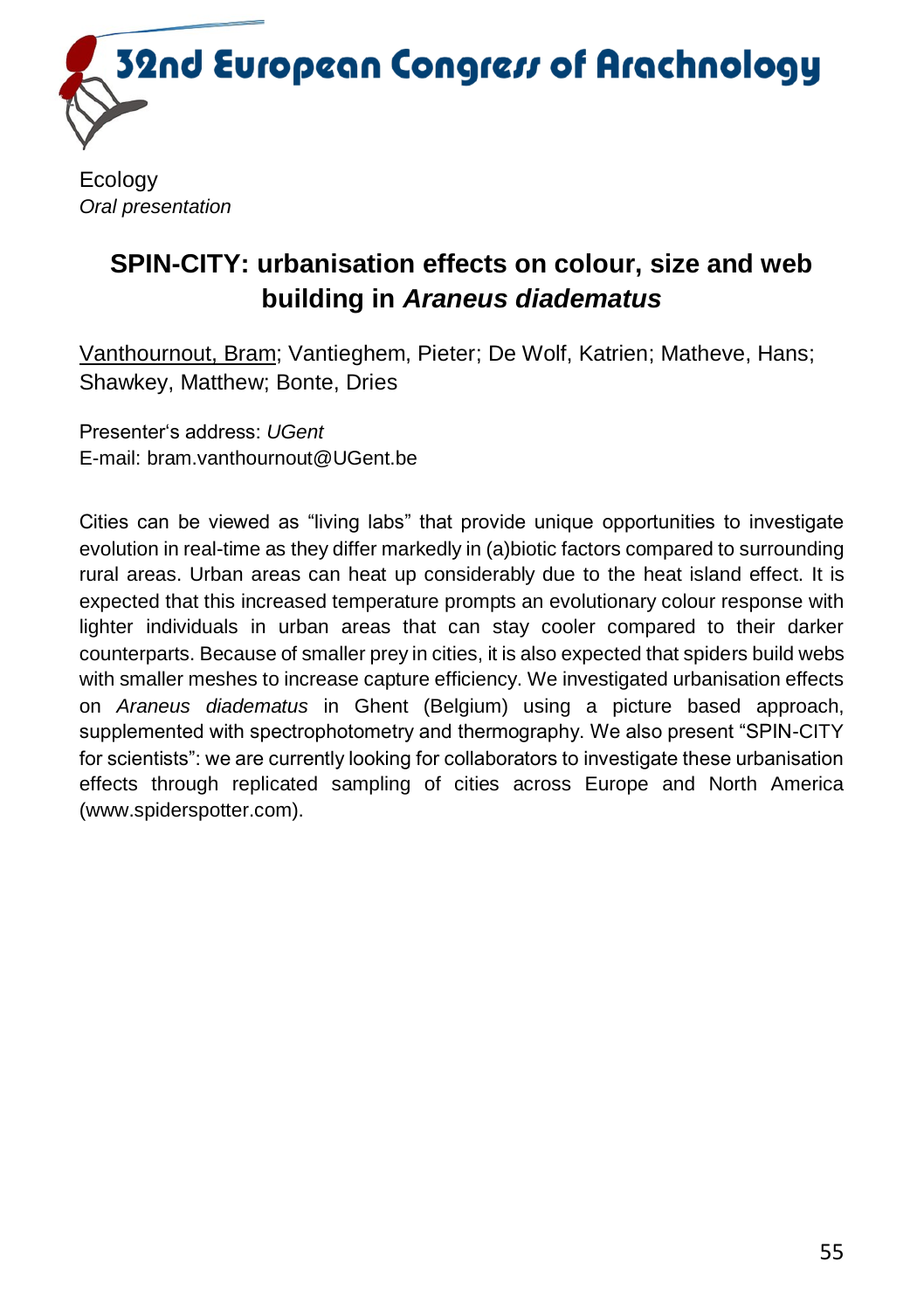Ecology

*Oral presentation*

## SPIN-CITY: urbanisation effects on colour, size and web building in *Araneus diadematus*

<u>Vanthournout, Bram</u>; Vantieghem, Pieter; De Wolf, Katrien; Matheve, Hans; Shawkey, Matthew; Bonte, Dries

Presenter's address: *UGent*
E-mail: bram.vanthournout@UGent.be

Cities can be viewed as "living labs" that provide unique opportunities to investigate evolution in real-time as they differ markedly in (a)biotic factors compared to surrounding rural areas. Urban areas can heat up considerably due to the heat island effect. It is expected that this increased temperature prompts an evolutionary colour response with lighter individuals in urban areas that can stay cooler compared to their darker counterparts. Because of smaller prey in cities, it is also expected that spiders build webs with smaller meshes to increase capture efficiency. We investigated urbanisation effects on *Araneus diadematus* in Ghent (Belgium) using a picture based approach, supplemented with spectrophotometry and thermography. We also present "SPIN-CITY for scientists": we are currently looking for collaborators to investigate these urbanisation effects through replicated sampling of cities across Europe and North America (www.spiderspotter.com).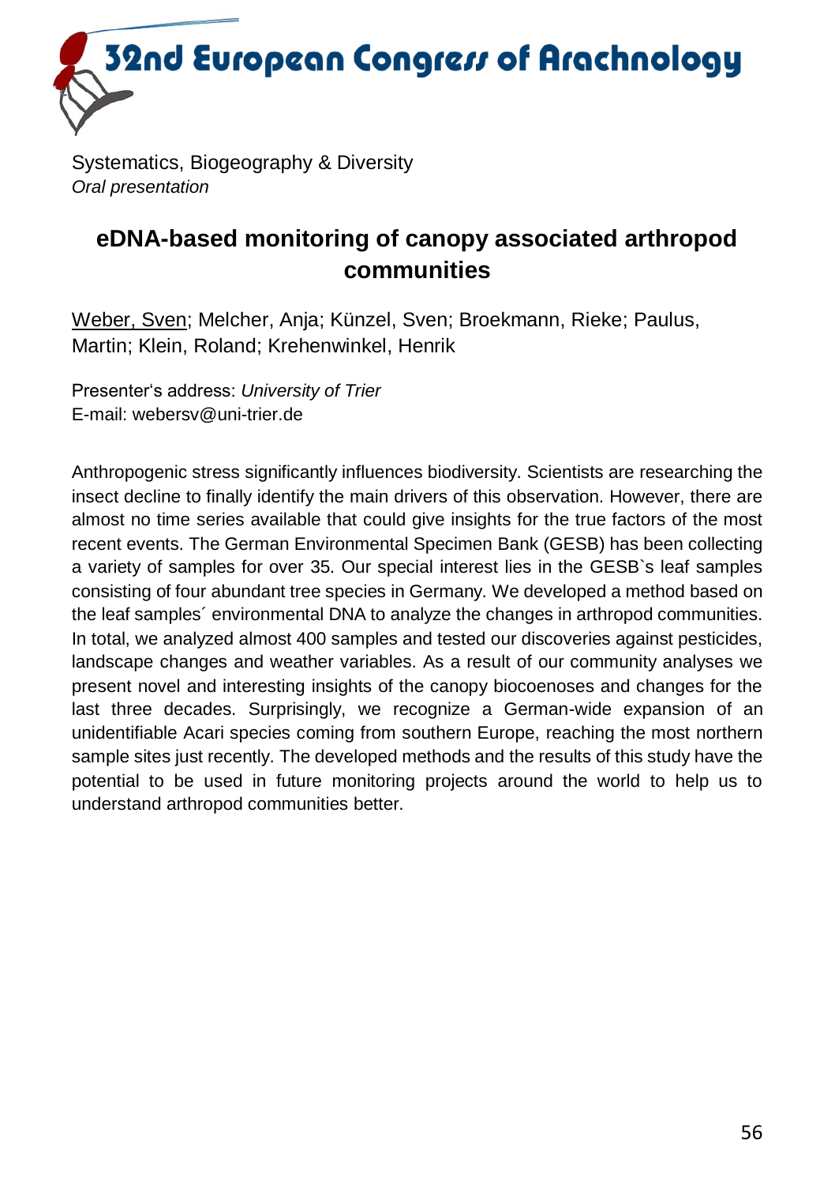Systematics, Biogeography & Diversity
*Oral presentation*

## eDNA-based monitoring of canopy associated arthropod communities

<u>Weber, Sven</u>; Melcher, Anja; Künzel, Sven; Broekmann, Rieke; Paulus, Martin; Klein, Roland; Krehenwinkel, Henrik

Presenter's address: *University of Trier*
E-mail: webersv@uni-trier.de

Anthropogenic stress significantly influences biodiversity. Scientists are researching the insect decline to finally identify the main drivers of this observation. However, there are almost no time series available that could give insights for the true factors of the most recent events. The German Environmental Specimen Bank (GESB) has been collecting a variety of samples for over 35. Our special interest lies in the GESB`s leaf samples consisting of four abundant tree species in Germany. We developed a method based on the leaf samples´ environmental DNA to analyze the changes in arthropod communities. In total, we analyzed almost 400 samples and tested our discoveries against pesticides, landscape changes and weather variables. As a result of our community analyses we present novel and interesting insights of the canopy biocoenoses and changes for the last three decades. Surprisingly, we recognize a German-wide expansion of an unidentifiable Acari species coming from southern Europe, reaching the most northern sample sites just recently. The developed methods and the results of this study have the potential to be used in future monitoring projects around the world to help us to understand arthropod communities better.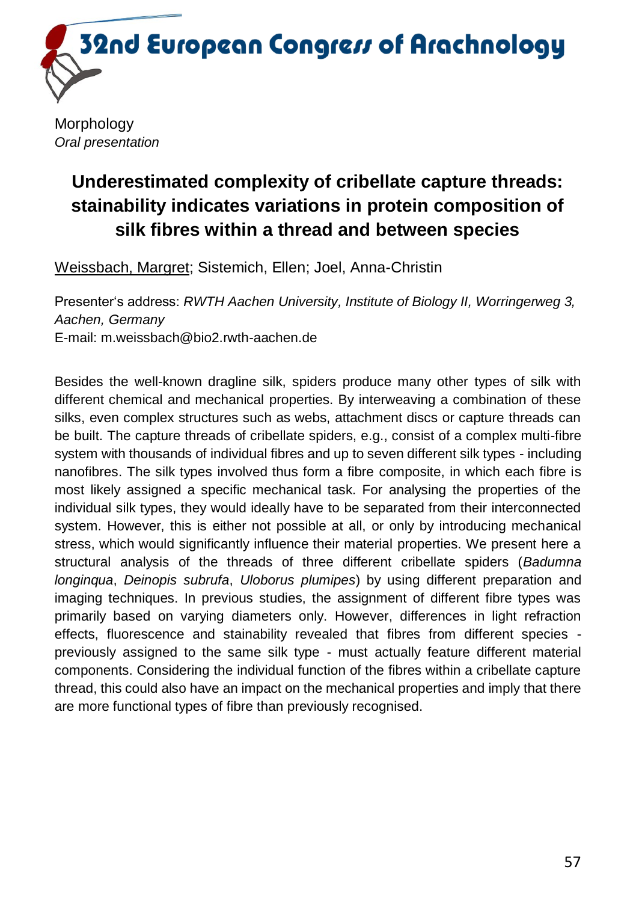Morphology
*Oral presentation*

# Underestimated complexity of cribellate capture threads: stainability indicates variations in protein composition of silk fibres within a thread and between species

Weissbach, Margret; Sistemich, Ellen; Joel, Anna-Christin

Presenter's address: *RWTH Aachen University, Institute of Biology II, Worringerweg 3, Aachen, Germany*
E-mail: m.weissbach@bio2.rwth-aachen.de

Besides the well-known dragline silk, spiders produce many other types of silk with different chemical and mechanical properties. By interweaving a combination of these silks, even complex structures such as webs, attachment discs or capture threads can be built. The capture threads of cribellate spiders, e.g., consist of a complex multi-fibre system with thousands of individual fibres and up to seven different silk types - including nanofibres. The silk types involved thus form a fibre composite, in which each fibre is most likely assigned a specific mechanical task. For analysing the properties of the individual silk types, they would ideally have to be separated from their interconnected system. However, this is either not possible at all, or only by introducing mechanical stress, which would significantly influence their material properties. We present here a structural analysis of the threads of three different cribellate spiders (*Badumna longinqua*, *Deinopis subrufa*, *Uloborus plumipes*) by using different preparation and imaging techniques. In previous studies, the assignment of different fibre types was primarily based on varying diameters only. However, differences in light refraction effects, fluorescence and stainability revealed that fibres from different species - previously assigned to the same silk type - must actually feature different material components. Considering the individual function of the fibres within a cribellate capture thread, this could also have an impact on the mechanical properties and imply that there are more functional types of fibre than previously recognised.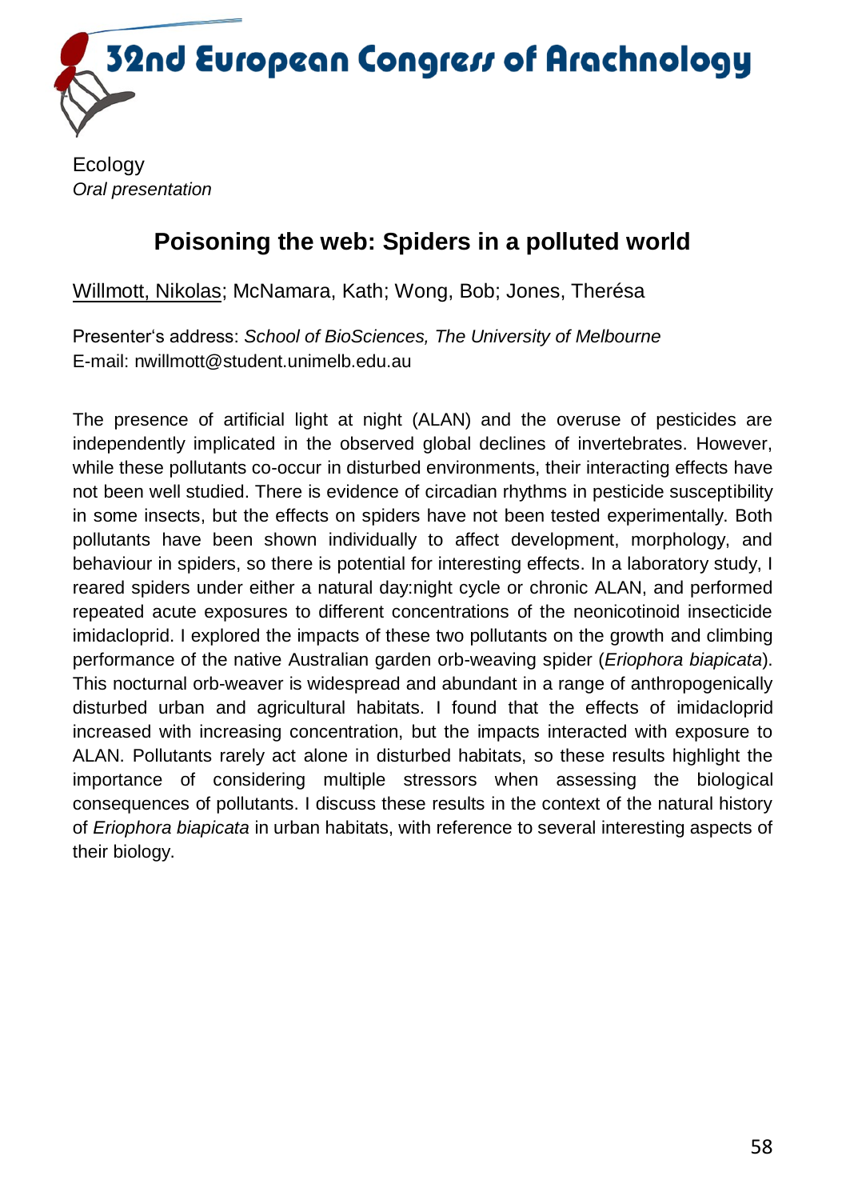Ecology

*Oral presentation*

## Poisoning the web: Spiders in a polluted world

Willmott, Nikolas; McNamara, Kath; Wong, Bob; Jones, Therésa

Presenter's address: *School of BioSciences, The University of Melbourne*
E-mail: nwillmott@student.unimelb.edu.au

The presence of artificial light at night (ALAN) and the overuse of pesticides are independently implicated in the observed global declines of invertebrates. However, while these pollutants co-occur in disturbed environments, their interacting effects have not been well studied. There is evidence of circadian rhythms in pesticide susceptibility in some insects, but the effects on spiders have not been tested experimentally. Both pollutants have been shown individually to affect development, morphology, and behaviour in spiders, so there is potential for interesting effects. In a laboratory study, I reared spiders under either a natural day:night cycle or chronic ALAN, and performed repeated acute exposures to different concentrations of the neonicotinoid insecticide imidacloprid. I explored the impacts of these two pollutants on the growth and climbing performance of the native Australian garden orb-weaving spider (*Eriophora biapicata*). This nocturnal orb-weaver is widespread and abundant in a range of anthropogenically disturbed urban and agricultural habitats. I found that the effects of imidacloprid increased with increasing concentration, but the impacts interacted with exposure to ALAN. Pollutants rarely act alone in disturbed habitats, so these results highlight the importance of considering multiple stressors when assessing the biological consequences of pollutants. I discuss these results in the context of the natural history of *Eriophora biapicata* in urban habitats, with reference to several interesting aspects of their biology.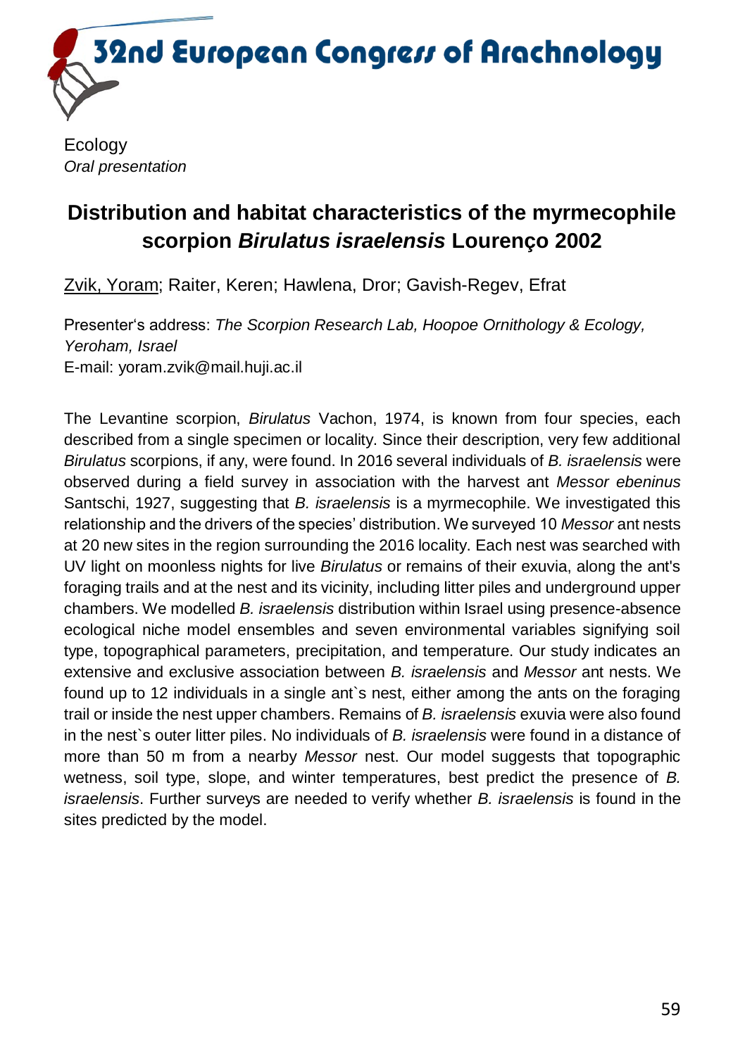Ecology

*Oral presentation*

## Distribution and habitat characteristics of the myrmecophile scorpion *Birulatus israelensis* Lourenço 2002

Zvik, Yoram; Raiter, Keren; Hawlena, Dror; Gavish-Regev, Efrat

Presenter's address: *The Scorpion Research Lab, Hoopoe Ornithology & Ecology, Yeroham, Israel*
E-mail: yoram.zvik@mail.huji.ac.il

The Levantine scorpion, *Birulatus* Vachon, 1974, is known from four species, each described from a single specimen or locality. Since their description, very few additional *Birulatus* scorpions, if any, were found. In 2016 several individuals of *B. israelensis* were observed during a field survey in association with the harvest ant *Messor ebeninus* Santschi, 1927, suggesting that *B. israelensis* is a myrmecophile. We investigated this relationship and the drivers of the species' distribution. We surveyed 10 *Messor* ant nests at 20 new sites in the region surrounding the 2016 locality. Each nest was searched with UV light on moonless nights for live *Birulatus* or remains of their exuvia, along the ant's foraging trails and at the nest and its vicinity, including litter piles and underground upper chambers. We modelled *B. israelensis* distribution within Israel using presence-absence ecological niche model ensembles and seven environmental variables signifying soil type, topographical parameters, precipitation, and temperature. Our study indicates an extensive and exclusive association between *B. israelensis* and *Messor* ant nests. We found up to 12 individuals in a single ant`s nest, either among the ants on the foraging trail or inside the nest upper chambers. Remains of *B. israelensis* exuvia were also found in the nest`s outer litter piles. No individuals of *B. israelensis* were found in a distance of more than 50 m from a nearby *Messor* nest. Our model suggests that topographic wetness, soil type, slope, and winter temperatures, best predict the presence of *B. israelensis*. Further surveys are needed to verify whether *B. israelensis* is found in the sites predicted by the model.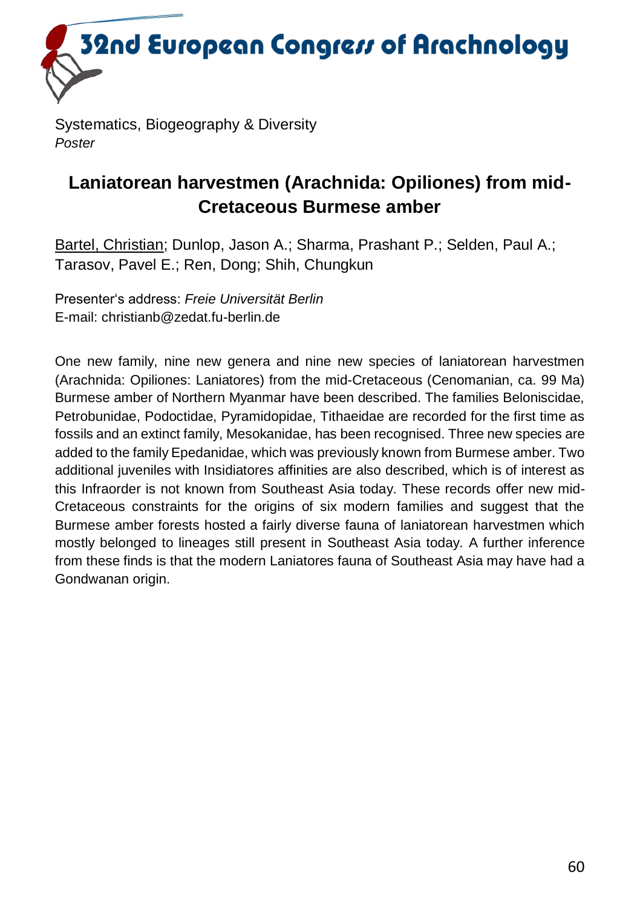Systematics, Biogeography & Diversity
*Poster*

# Laniatorean harvestmen (Arachnida: Opiliones) from mid-Cretaceous Burmese amber

Bartel, Christian; Dunlop, Jason A.; Sharma, Prashant P.; Selden, Paul A.; Tarasov, Pavel E.; Ren, Dong; Shih, Chungkun

Presenter's address: *Freie Universität Berlin*
E-mail: christianb@zedat.fu-berlin.de

One new family, nine new genera and nine new species of laniatorean harvestmen (Arachnida: Opiliones: Laniatores) from the mid-Cretaceous (Cenomanian, ca. 99 Ma) Burmese amber of Northern Myanmar have been described. The families Beloniscidae, Petrobunidae, Podoctidae, Pyramidopidae, Tithaeidae are recorded for the first time as fossils and an extinct family, Mesokanidae, has been recognised. Three new species are added to the family Epedanidae, which was previously known from Burmese amber. Two additional juveniles with Insidiatores affinities are also described, which is of interest as this Infraorder is not known from Southeast Asia today. These records offer new mid-Cretaceous constraints for the origins of six modern families and suggest that the Burmese amber forests hosted a fairly diverse fauna of laniatorean harvestmen which mostly belonged to lineages still present in Southeast Asia today. A further inference from these finds is that the modern Laniatores fauna of Southeast Asia may have had a Gondwanan origin.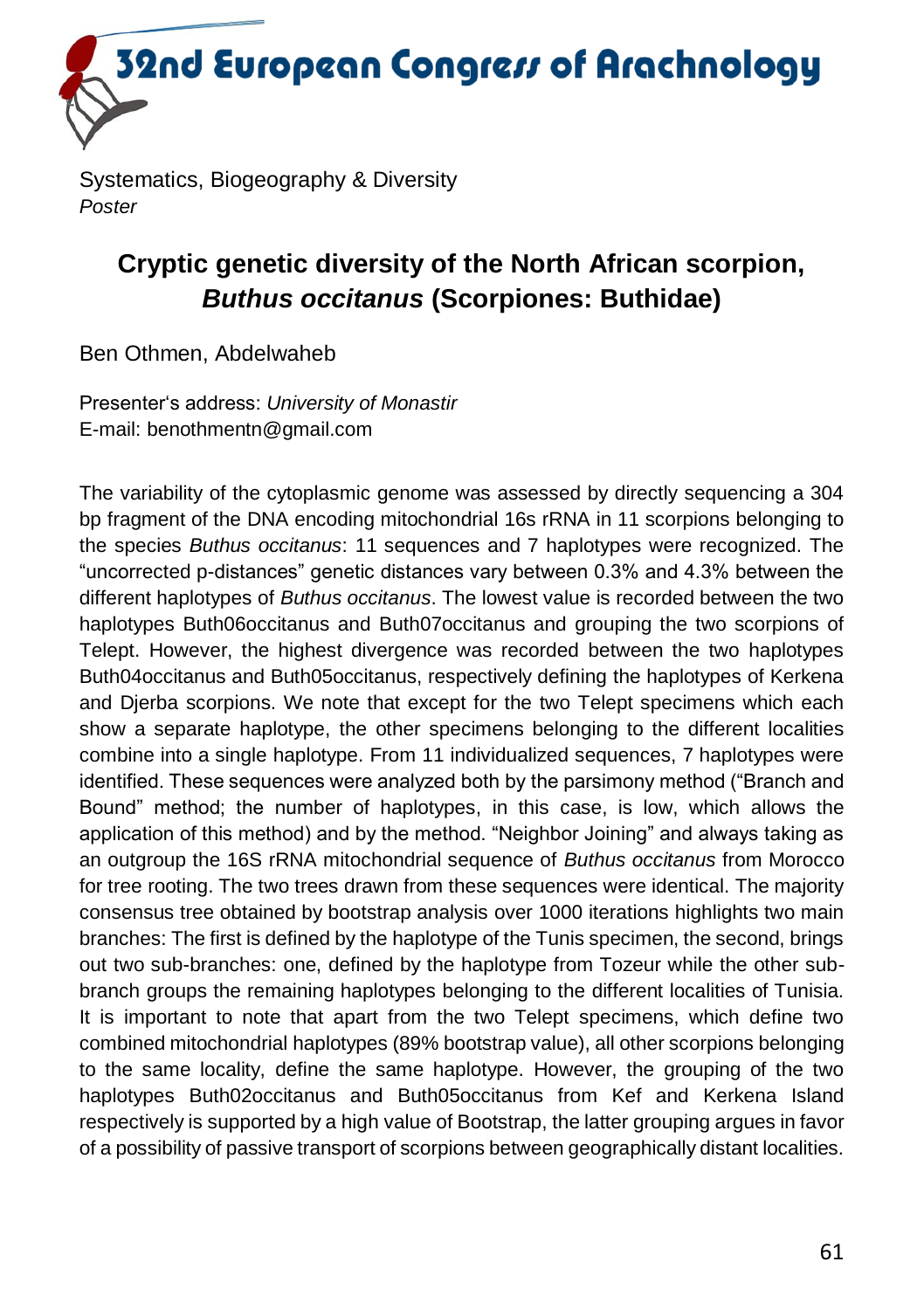Systematics, Biogeography & Diversity
*Poster*

# Cryptic genetic diversity of the North African scorpion, *Buthus occitanus* (Scorpiones: Buthidae)

Ben Othmen, Abdelwaheb

Presenter‘s address: *University of Monastir*
E-mail: benothmentn@gmail.com

The variability of the cytoplasmic genome was assessed by directly sequencing a 304 bp fragment of the DNA encoding mitochondrial 16s rRNA in 11 scorpions belonging to the species *Buthus occitanus*: 11 sequences and 7 haplotypes were recognized. The “uncorrected p-distances” genetic distances vary between 0.3% and 4.3% between the different haplotypes of *Buthus occitanus*. The lowest value is recorded between the two haplotypes Buth06occitanus and Buth07occitanus and grouping the two scorpions of Telept. However, the highest divergence was recorded between the two haplotypes Buth04occitanus and Buth05occitanus, respectively defining the haplotypes of Kerkena and Djerba scorpions. We note that except for the two Telept specimens which each show a separate haplotype, the other specimens belonging to the different localities combine into a single haplotype. From 11 individualized sequences, 7 haplotypes were identified. These sequences were analyzed both by the parsimony method (“Branch and Bound” method; the number of haplotypes, in this case, is low, which allows the application of this method) and by the method. “Neighbor Joining” and always taking as an outgroup the 16S rRNA mitochondrial sequence of *Buthus occitanus* from Morocco for tree rooting. The two trees drawn from these sequences were identical. The majority consensus tree obtained by bootstrap analysis over 1000 iterations highlights two main branches: The first is defined by the haplotype of the Tunis specimen, the second, brings out two sub-branches: one, defined by the haplotype from Tozeur while the other sub-branch groups the remaining haplotypes belonging to the different localities of Tunisia. It is important to note that apart from the two Telept specimens, which define two combined mitochondrial haplotypes (89% bootstrap value), all other scorpions belonging to the same locality, define the same haplotype. However, the grouping of the two haplotypes Buth02occitanus and Buth05occitanus from Kef and Kerkena Island respectively is supported by a high value of Bootstrap, the latter grouping argues in favor of a possibility of passive transport of scorpions between geographically distant localities.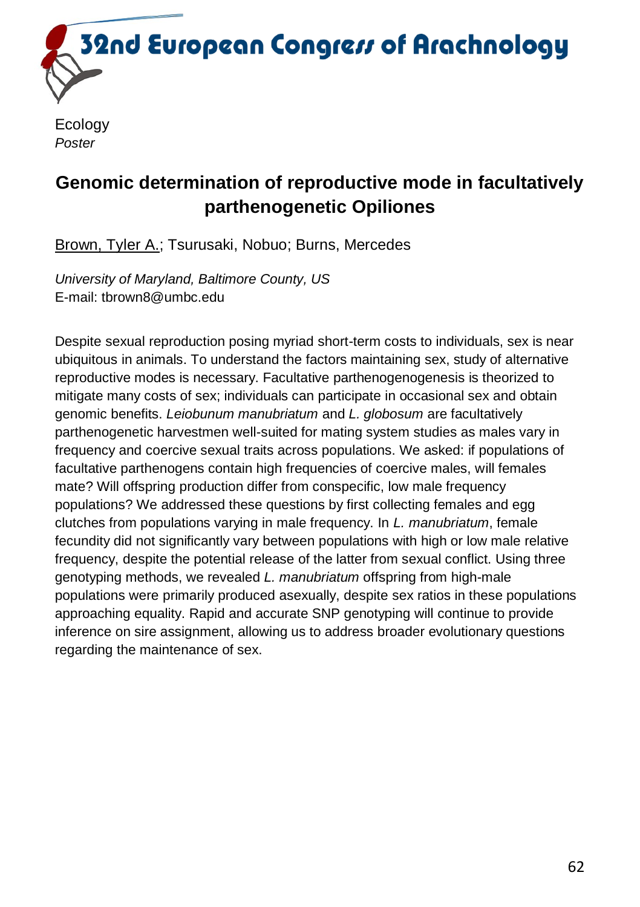Ecology
*Poster*

## Genomic determination of reproductive mode in facultatively parthenogenetic Opiliones

Brown, Tyler A.; Tsurusaki, Nobuo; Burns, Mercedes

*University of Maryland, Baltimore County, US*
E-mail: tbrown8@umbc.edu

Despite sexual reproduction posing myriad short-term costs to individuals, sex is near ubiquitous in animals. To understand the factors maintaining sex, study of alternative reproductive modes is necessary. Facultative parthenogenogenesis is theorized to mitigate many costs of sex; individuals can participate in occasional sex and obtain genomic benefits. *Leiobunum manubriatum* and *L. globosum* are facultatively parthenogenetic harvestmen well-suited for mating system studies as males vary in frequency and coercive sexual traits across populations. We asked: if populations of facultative parthenogens contain high frequencies of coercive males, will females mate? Will offspring production differ from conspecific, low male frequency populations? We addressed these questions by first collecting females and egg clutches from populations varying in male frequency. In *L. manubriatum*, female fecundity did not significantly vary between populations with high or low male relative frequency, despite the potential release of the latter from sexual conflict. Using three genotyping methods, we revealed *L. manubriatum* offspring from high-male populations were primarily produced asexually, despite sex ratios in these populations approaching equality. Rapid and accurate SNP genotyping will continue to provide inference on sire assignment, allowing us to address broader evolutionary questions regarding the maintenance of sex.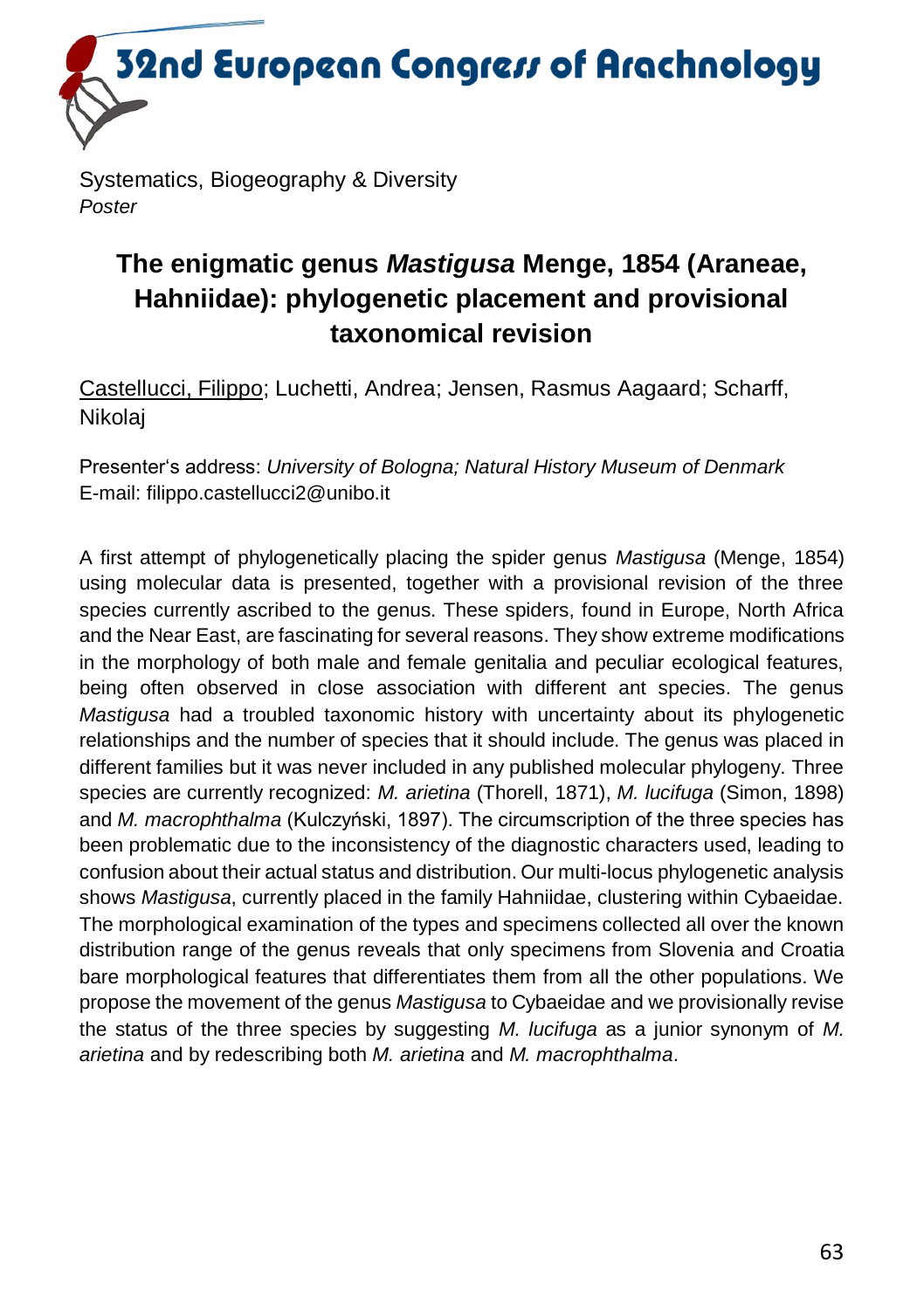Systematics, Biogeography & Diversity
*Poster*

# The enigmatic genus *Mastigusa* Menge, 1854 (Araneae, Hahniidae): phylogenetic placement and provisional taxonomical revision

Castellucci, Filippo; Luchetti, Andrea; Jensen, Rasmus Aagaard; Scharff, Nikolaj

Presenter's address: *University of Bologna; Natural History Museum of Denmark*
E-mail: filippo.castellucci2@unibo.it

A first attempt of phylogenetically placing the spider genus *Mastigusa* (Menge, 1854) using molecular data is presented, together with a provisional revision of the three species currently ascribed to the genus. These spiders, found in Europe, North Africa and the Near East, are fascinating for several reasons. They show extreme modifications in the morphology of both male and female genitalia and peculiar ecological features, being often observed in close association with different ant species. The genus *Mastigusa* had a troubled taxonomic history with uncertainty about its phylogenetic relationships and the number of species that it should include. The genus was placed in different families but it was never included in any published molecular phylogeny. Three species are currently recognized: *M. arietina* (Thorell, 1871), *M. lucifuga* (Simon, 1898) and *M. macrophthalma* (Kulczyński, 1897). The circumscription of the three species has been problematic due to the inconsistency of the diagnostic characters used, leading to confusion about their actual status and distribution. Our multi-locus phylogenetic analysis shows *Mastigusa*, currently placed in the family Hahniidae, clustering within Cybaeidae. The morphological examination of the types and specimens collected all over the known distribution range of the genus reveals that only specimens from Slovenia and Croatia bare morphological features that differentiates them from all the other populations. We propose the movement of the genus *Mastigusa* to Cybaeidae and we provisionally revise the status of the three species by suggesting *M. lucifuga* as a junior synonym of *M. arietina* and by redescribing both *M. arietina* and *M. macrophthalma*.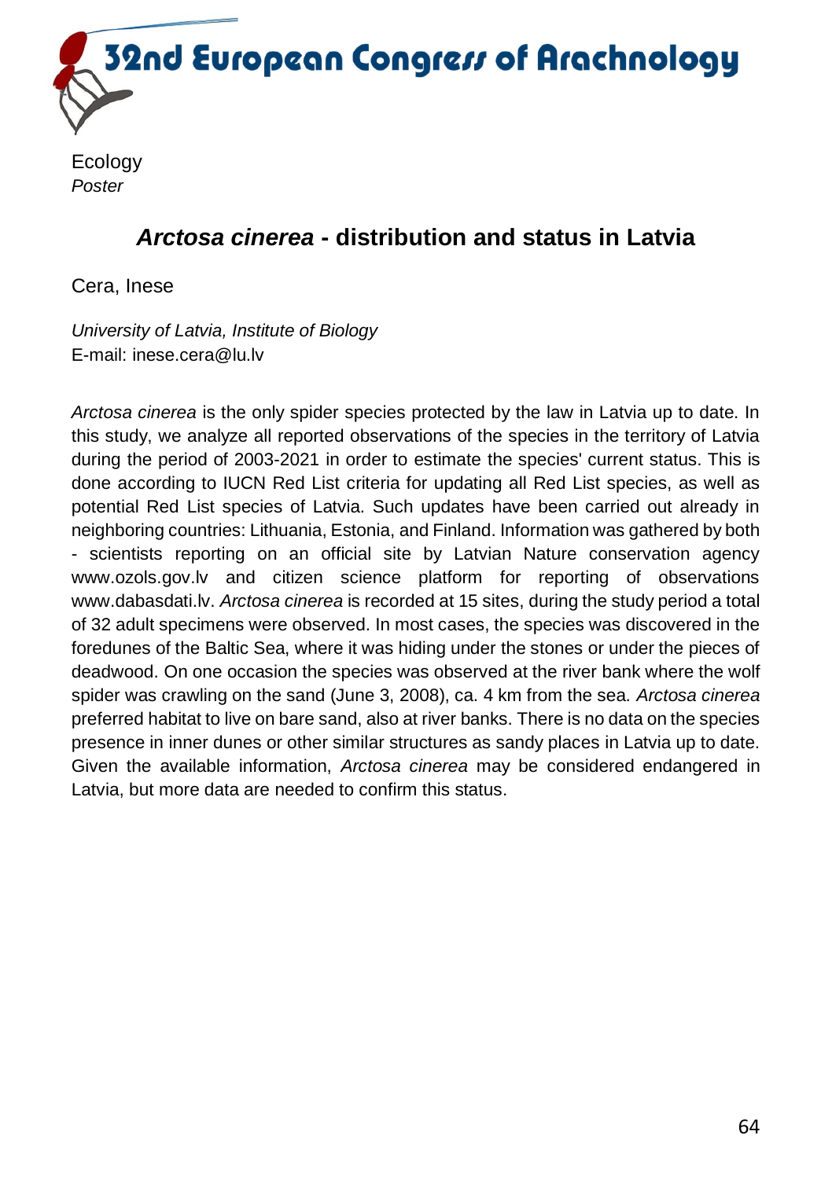Ecology

*Poster*

## *Arctosa cinerea* - distribution and status in Latvia

Cera, Inese

*University of Latvia, Institute of Biology*
E-mail: inese.cera@lu.lv

*Arctosa cinerea* is the only spider species protected by the law in Latvia up to date. In this study, we analyze all reported observations of the species in the territory of Latvia during the period of 2003-2021 in order to estimate the species' current status. This is done according to IUCN Red List criteria for updating all Red List species, as well as potential Red List species of Latvia. Such updates have been carried out already in neighboring countries: Lithuania, Estonia, and Finland. Information was gathered by both - scientists reporting on an official site by Latvian Nature conservation agency www.ozols.gov.lv and citizen science platform for reporting of observations www.dabasdati.lv. *Arctosa cinerea* is recorded at 15 sites, during the study period a total of 32 adult specimens were observed. In most cases, the species was discovered in the foredunes of the Baltic Sea, where it was hiding under the stones or under the pieces of deadwood. On one occasion the species was observed at the river bank where the wolf spider was crawling on the sand (June 3, 2008), ca. 4 km from the sea. *Arctosa cinerea* preferred habitat to live on bare sand, also at river banks. There is no data on the species presence in inner dunes or other similar structures as sandy places in Latvia up to date. Given the available information, *Arctosa cinerea* may be considered endangered in Latvia, but more data are needed to confirm this status.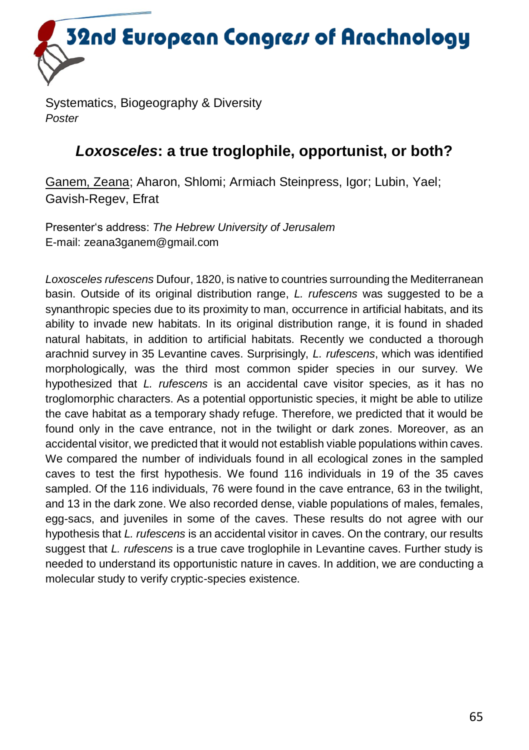Systematics, Biogeography & Diversity
*Poster*

## ***Loxosceles*: a true troglophile, opportunist, or both?**

Ganem, Zeana; Aharon, Shlomi; Armiach Steinpress, Igor; Lubin, Yael; Gavish-Regev, Efrat

Presenter's address: *The Hebrew University of Jerusalem*
E-mail: zeana3ganem@gmail.com

*Loxosceles rufescens* Dufour, 1820, is native to countries surrounding the Mediterranean basin. Outside of its original distribution range, *L. rufescens* was suggested to be a synanthropic species due to its proximity to man, occurrence in artificial habitats, and its ability to invade new habitats. In its original distribution range, it is found in shaded natural habitats, in addition to artificial habitats. Recently we conducted a thorough arachnid survey in 35 Levantine caves. Surprisingly, *L. rufescens*, which was identified morphologically, was the third most common spider species in our survey. We hypothesized that *L. rufescens* is an accidental cave visitor species, as it has no troglomorphic characters. As a potential opportunistic species, it might be able to utilize the cave habitat as a temporary shady refuge. Therefore, we predicted that it would be found only in the cave entrance, not in the twilight or dark zones. Moreover, as an accidental visitor, we predicted that it would not establish viable populations within caves. We compared the number of individuals found in all ecological zones in the sampled caves to test the first hypothesis. We found 116 individuals in 19 of the 35 caves sampled. Of the 116 individuals, 76 were found in the cave entrance, 63 in the twilight, and 13 in the dark zone. We also recorded dense, viable populations of males, females, egg-sacs, and juveniles in some of the caves. These results do not agree with our hypothesis that *L. rufescens* is an accidental visitor in caves. On the contrary, our results suggest that *L. rufescens* is a true cave troglophile in Levantine caves. Further study is needed to understand its opportunistic nature in caves. In addition, we are conducting a molecular study to verify cryptic-species existence.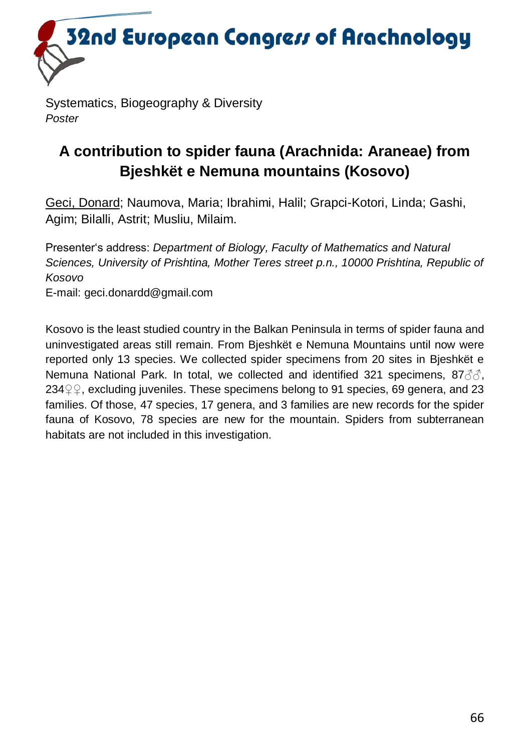Systematics, Biogeography & Diversity
*Poster*

## A contribution to spider fauna (Arachnida: Araneae) from Bjeshkët e Nemuna mountains (Kosovo)

Geci, Donard; Naumova, Maria; Ibrahimi, Halil; Grapci-Kotori, Linda; Gashi, Agim; Bilalli, Astrit; Musliu, Milaim.

Presenter's address: *Department of Biology, Faculty of Mathematics and Natural Sciences, University of Prishtina, Mother Teres street p.n., 10000 Prishtina, Republic of Kosovo*
E-mail: geci.donardd@gmail.com

Kosovo is the least studied country in the Balkan Peninsula in terms of spider fauna and uninvestigated areas still remain. From Bjeshkët e Nemuna Mountains until now were reported only 13 species. We collected spider specimens from 20 sites in Bjeshkët e Nemuna National Park. In total, we collected and identified 321 specimens, 87♂♂, 234♀♀, excluding juveniles. These specimens belong to 91 species, 69 genera, and 23 families. Of those, 47 species, 17 genera, and 3 families are new records for the spider fauna of Kosovo, 78 species are new for the mountain. Spiders from subterranean habitats are not included in this investigation.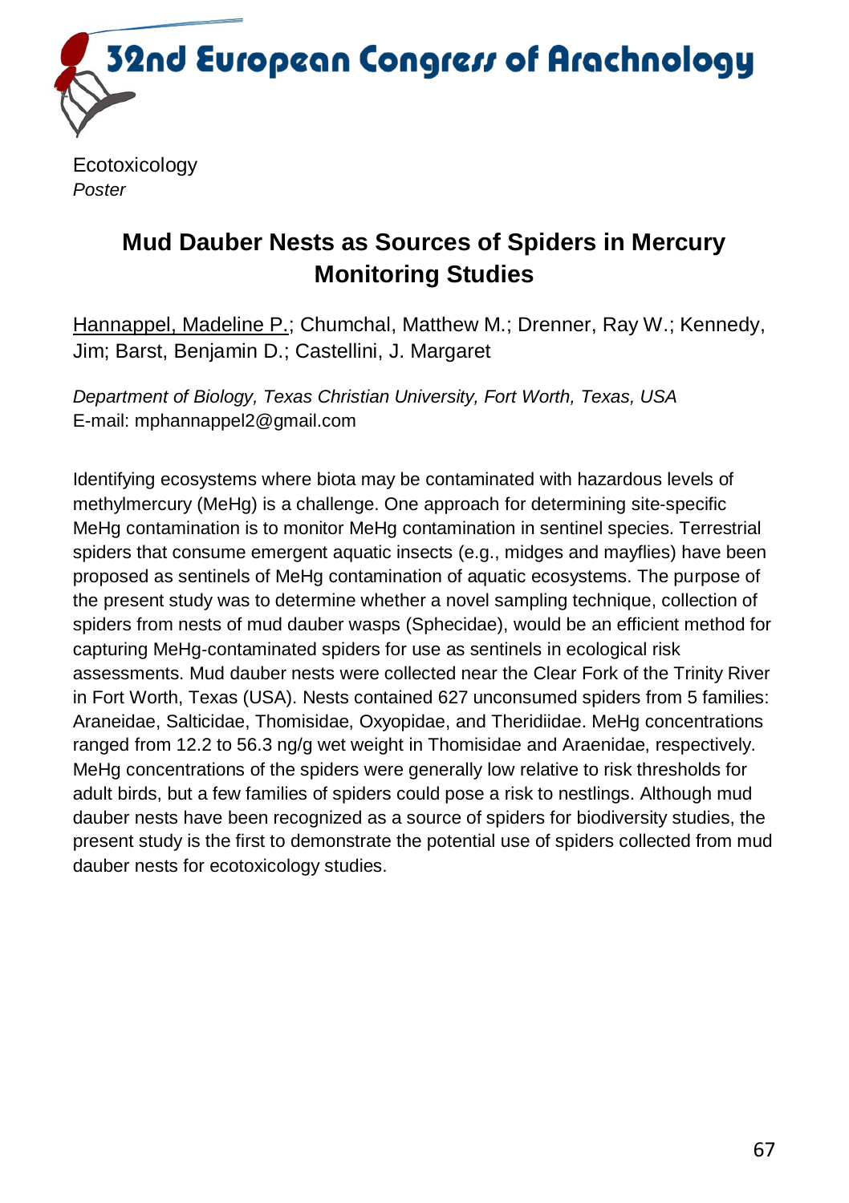Ecotoxicology

*Poster*

## Mud Dauber Nests as Sources of Spiders in Mercury Monitoring Studies

Hannappel, Madeline P.; Chumchal, Matthew M.; Drenner, Ray W.; Kennedy, Jim; Barst, Benjamin D.; Castellini, J. Margaret

*Department of Biology, Texas Christian University, Fort Worth, Texas, USA*
E-mail: mphannappel2@gmail.com

Identifying ecosystems where biota may be contaminated with hazardous levels of methylmercury (MeHg) is a challenge. One approach for determining site-specific MeHg contamination is to monitor MeHg contamination in sentinel species. Terrestrial spiders that consume emergent aquatic insects (e.g., midges and mayflies) have been proposed as sentinels of MeHg contamination of aquatic ecosystems. The purpose of the present study was to determine whether a novel sampling technique, collection of spiders from nests of mud dauber wasps (Sphecidae), would be an efficient method for capturing MeHg-contaminated spiders for use as sentinels in ecological risk assessments. Mud dauber nests were collected near the Clear Fork of the Trinity River in Fort Worth, Texas (USA). Nests contained 627 unconsumed spiders from 5 families: Araneidae, Salticidae, Thomisidae, Oxyopidae, and Theridiidae. MeHg concentrations ranged from 12.2 to 56.3 ng/g wet weight in Thomisidae and Araenidae, respectively. MeHg concentrations of the spiders were generally low relative to risk thresholds for adult birds, but a few families of spiders could pose a risk to nestlings. Although mud dauber nests have been recognized as a source of spiders for biodiversity studies, the present study is the first to demonstrate the potential use of spiders collected from mud dauber nests for ecotoxicology studies.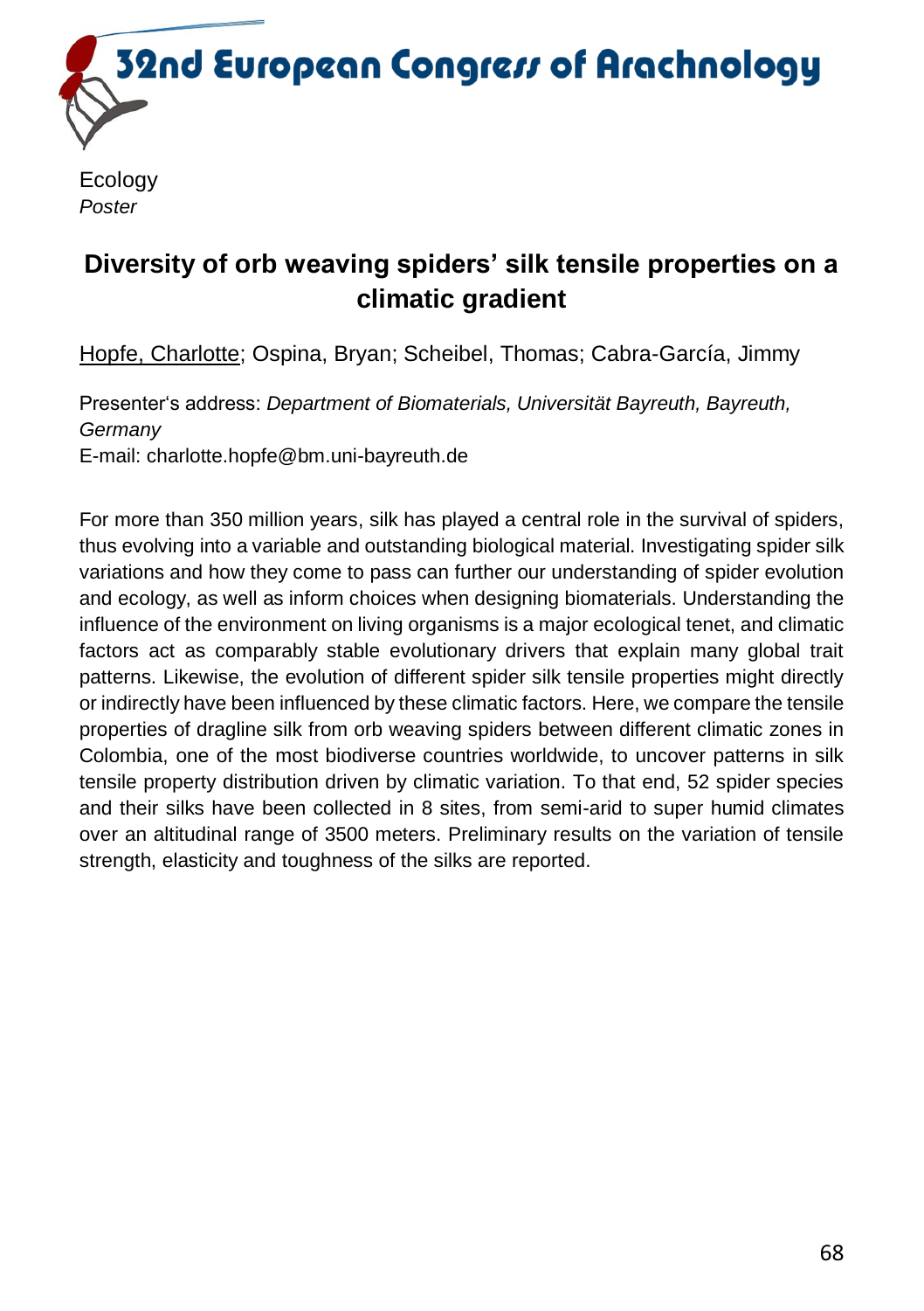Ecology

*Poster*

## Diversity of orb weaving spiders' silk tensile properties on a climatic gradient

Hopfe, Charlotte; Ospina, Bryan; Scheibel, Thomas; Cabra-García, Jimmy

Presenter's address: *Department of Biomaterials, Universität Bayreuth, Bayreuth, Germany*

E-mail: charlotte.hopfe@bm.uni-bayreuth.de

For more than 350 million years, silk has played a central role in the survival of spiders, thus evolving into a variable and outstanding biological material. Investigating spider silk variations and how they come to pass can further our understanding of spider evolution and ecology, as well as inform choices when designing biomaterials. Understanding the influence of the environment on living organisms is a major ecological tenet, and climatic factors act as comparably stable evolutionary drivers that explain many global trait patterns. Likewise, the evolution of different spider silk tensile properties might directly or indirectly have been influenced by these climatic factors. Here, we compare the tensile properties of dragline silk from orb weaving spiders between different climatic zones in Colombia, one of the most biodiverse countries worldwide, to uncover patterns in silk tensile property distribution driven by climatic variation. To that end, 52 spider species and their silks have been collected in 8 sites, from semi-arid to super humid climates over an altitudinal range of 3500 meters. Preliminary results on the variation of tensile strength, elasticity and toughness of the silks are reported.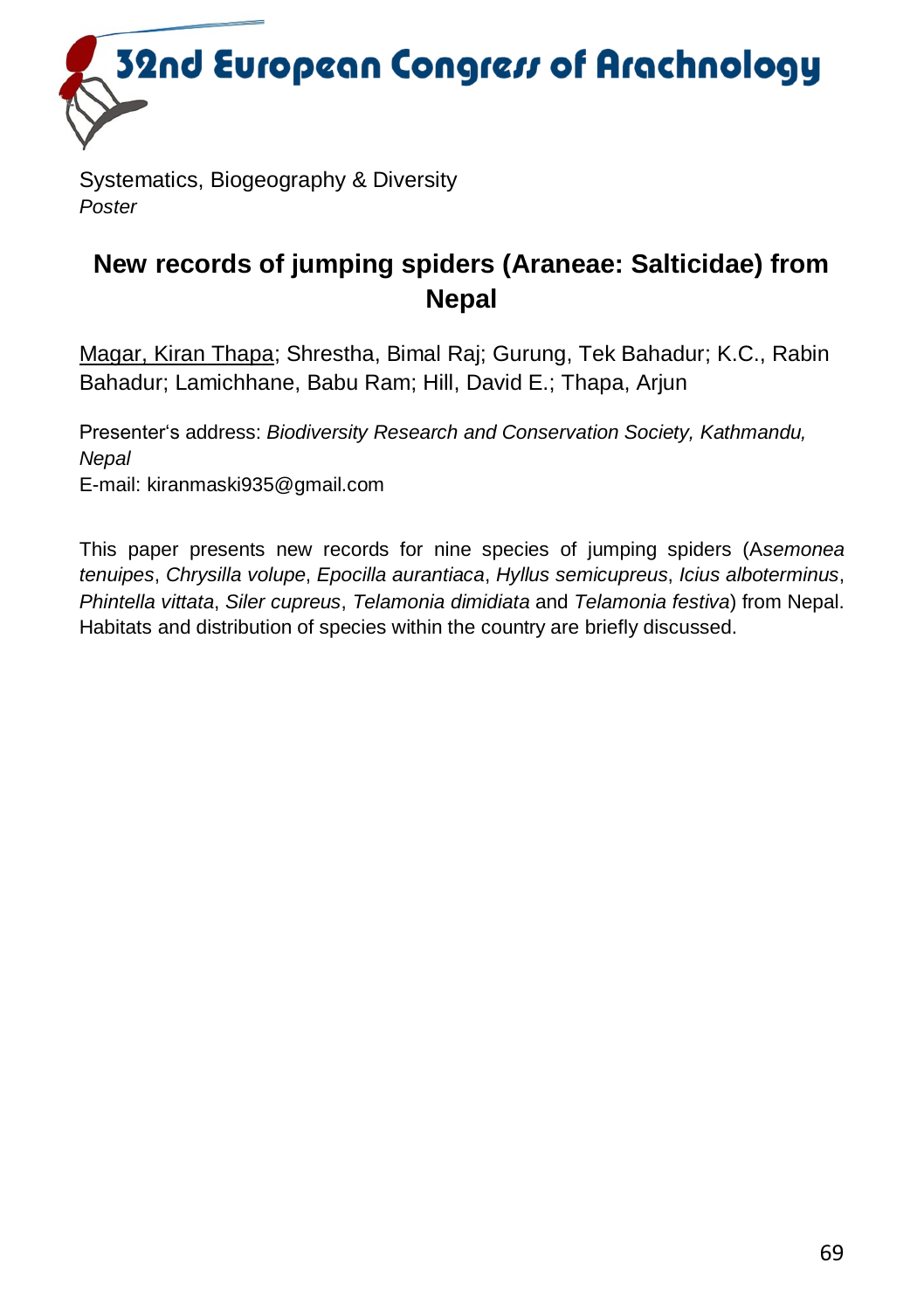Systematics, Biogeography & Diversity
*Poster*

# New records of jumping spiders (Araneae: Salticidae) from Nepal

Magar, Kiran Thapa; Shrestha, Bimal Raj; Gurung, Tek Bahadur; K.C., Rabin Bahadur; Lamichhane, Babu Ram; Hill, David E.; Thapa, Arjun

Presenter's address: *Biodiversity Research and Conservation Society, Kathmandu, Nepal*
E-mail: kiranmaski935@gmail.com

This paper presents new records for nine species of jumping spiders (A*semonea tenuipes*, *Chrysilla volupe*, *Epocilla aurantiaca*, *Hyllus semicupreus*, *Icius alboterminus*, *Phintella vittata*, *Siler cupreus*, *Telamonia dimidiata* and *Telamonia festiva*) from Nepal. Habitats and distribution of species within the country are briefly discussed.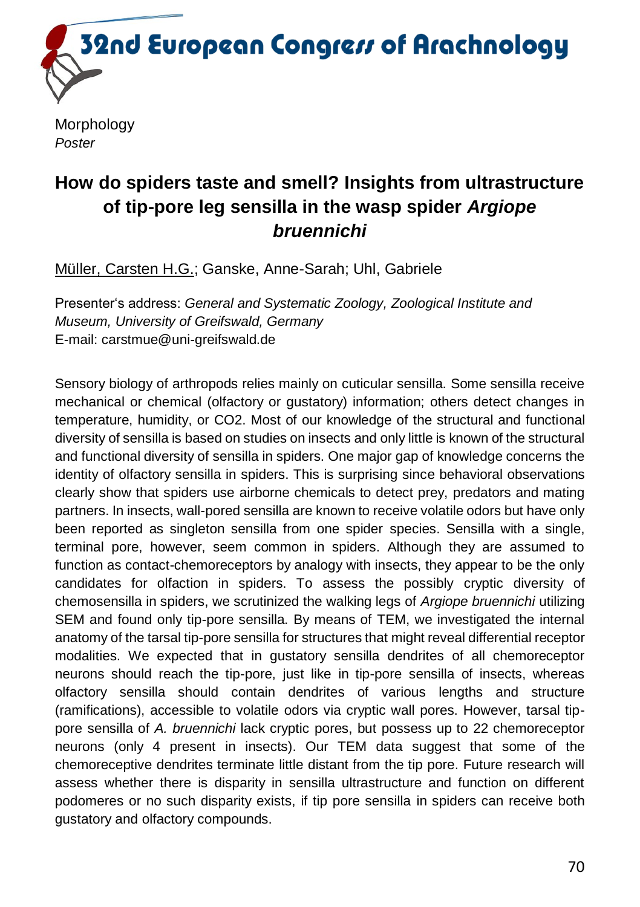Morphology

*Poster*

## How do spiders taste and smell? Insights from ultrastructure of tip-pore leg sensilla in the wasp spider *Argiope bruennichi*

Müller, Carsten H.G.; Ganske, Anne-Sarah; Uhl, Gabriele

Presenter's address: *General and Systematic Zoology, Zoological Institute and Museum, University of Greifswald, Germany*
E-mail: carstmue@uni-greifswald.de

Sensory biology of arthropods relies mainly on cuticular sensilla. Some sensilla receive mechanical or chemical (olfactory or gustatory) information; others detect changes in temperature, humidity, or CO2. Most of our knowledge of the structural and functional diversity of sensilla is based on studies on insects and only little is known of the structural and functional diversity of sensilla in spiders. One major gap of knowledge concerns the identity of olfactory sensilla in spiders. This is surprising since behavioral observations clearly show that spiders use airborne chemicals to detect prey, predators and mating partners. In insects, wall-pored sensilla are known to receive volatile odors but have only been reported as singleton sensilla from one spider species. Sensilla with a single, terminal pore, however, seem common in spiders. Although they are assumed to function as contact-chemoreceptors by analogy with insects, they appear to be the only candidates for olfaction in spiders. To assess the possibly cryptic diversity of chemosensilla in spiders, we scrutinized the walking legs of *Argiope bruennichi* utilizing SEM and found only tip-pore sensilla. By means of TEM, we investigated the internal anatomy of the tarsal tip-pore sensilla for structures that might reveal differential receptor modalities. We expected that in gustatory sensilla dendrites of all chemoreceptor neurons should reach the tip-pore, just like in tip-pore sensilla of insects, whereas olfactory sensilla should contain dendrites of various lengths and structure (ramifications), accessible to volatile odors via cryptic wall pores. However, tarsal tip-pore sensilla of *A. bruennichi* lack cryptic pores, but possess up to 22 chemoreceptor neurons (only 4 present in insects). Our TEM data suggest that some of the chemoreceptive dendrites terminate little distant from the tip pore. Future research will assess whether there is disparity in sensilla ultrastructure and function on different podomeres or no such disparity exists, if tip pore sensilla in spiders can receive both gustatory and olfactory compounds.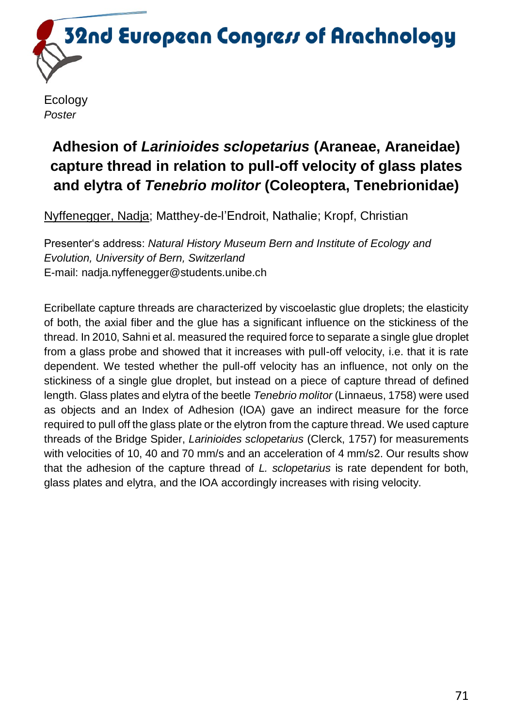Ecology

*Poster*

## Adhesion of *Larinioides sclopetarius* (Araneae, Araneidae) capture thread in relation to pull-off velocity of glass plates and elytra of *Tenebrio molitor* (Coleoptera, Tenebrionidae)

Nyffenegger, Nadja; Matthey-de-l'Endroit, Nathalie; Kropf, Christian

Presenter's address: *Natural History Museum Bern and Institute of Ecology and Evolution, University of Bern, Switzerland*
E-mail: nadja.nyffenegger@students.unibe.ch

Ecribellate capture threads are characterized by viscoelastic glue droplets; the elasticity of both, the axial fiber and the glue has a significant influence on the stickiness of the thread. In 2010, Sahni et al. measured the required force to separate a single glue droplet from a glass probe and showed that it increases with pull-off velocity, i.e. that it is rate dependent. We tested whether the pull-off velocity has an influence, not only on the stickiness of a single glue droplet, but instead on a piece of capture thread of defined length. Glass plates and elytra of the beetle *Tenebrio molitor* (Linnaeus, 1758) were used as objects and an Index of Adhesion (IOA) gave an indirect measure for the force required to pull off the glass plate or the elytron from the capture thread. We used capture threads of the Bridge Spider, *Larinioides sclopetarius* (Clerck, 1757) for measurements with velocities of 10, 40 and 70 mm/s and an acceleration of 4 mm/s2. Our results show that the adhesion of the capture thread of *L. sclopetarius* is rate dependent for both, glass plates and elytra, and the IOA accordingly increases with rising velocity.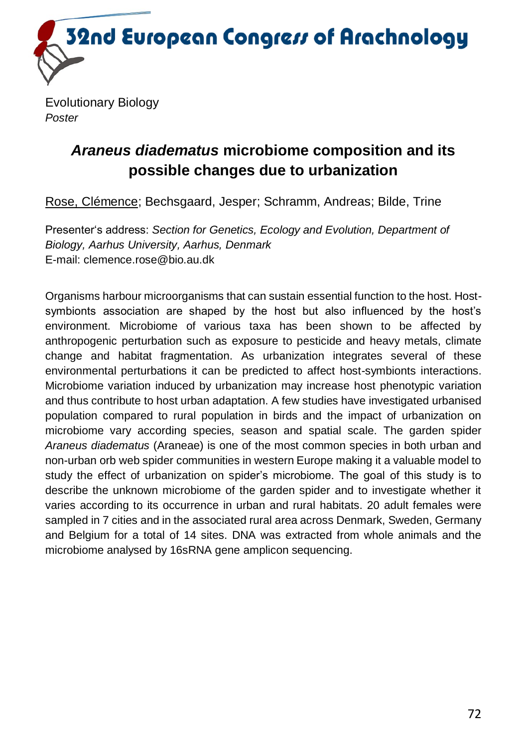Evolutionary Biology
*Poster*

## *Araneus diadematus* microbiome composition and its possible changes due to urbanization

Rose, Clémence; Bechsgaard, Jesper; Schramm, Andreas; Bilde, Trine

Presenter's address: *Section for Genetics, Ecology and Evolution, Department of Biology, Aarhus University, Aarhus, Denmark*
E-mail: clemence.rose@bio.au.dk

Organisms harbour microorganisms that can sustain essential function to the host. Host-symbionts association are shaped by the host but also influenced by the host's environment. Microbiome of various taxa has been shown to be affected by anthropogenic perturbation such as exposure to pesticide and heavy metals, climate change and habitat fragmentation. As urbanization integrates several of these environmental perturbations it can be predicted to affect host-symbionts interactions. Microbiome variation induced by urbanization may increase host phenotypic variation and thus contribute to host urban adaptation. A few studies have investigated urbanised population compared to rural population in birds and the impact of urbanization on microbiome vary according species, season and spatial scale. The garden spider *Araneus diadematus* (Araneae) is one of the most common species in both urban and non-urban orb web spider communities in western Europe making it a valuable model to study the effect of urbanization on spider's microbiome. The goal of this study is to describe the unknown microbiome of the garden spider and to investigate whether it varies according to its occurrence in urban and rural habitats. 20 adult females were sampled in 7 cities and in the associated rural area across Denmark, Sweden, Germany and Belgium for a total of 14 sites. DNA was extracted from whole animals and the microbiome analysed by 16sRNA gene amplicon sequencing.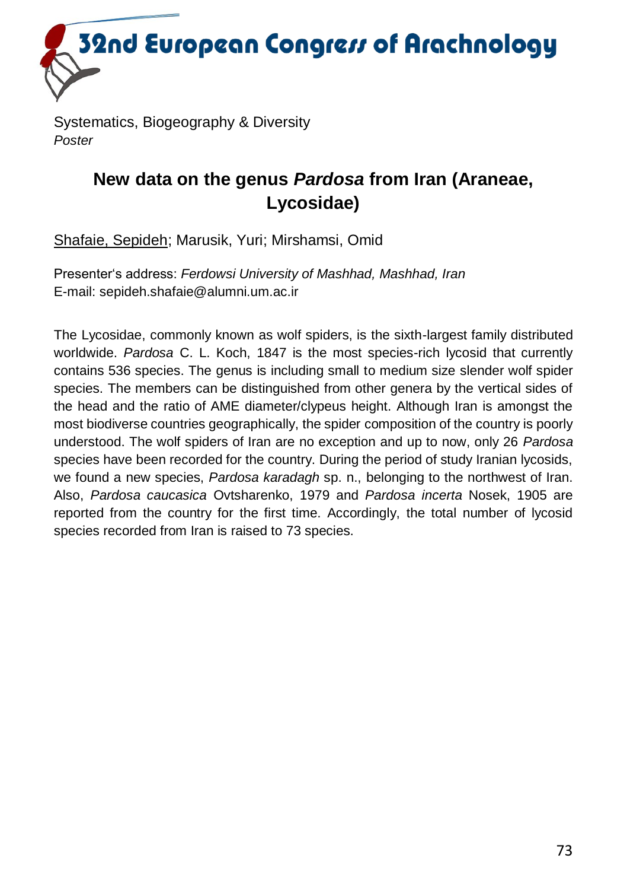Systematics, Biogeography & Diversity
*Poster*

## New data on the genus *Pardosa* from Iran (Araneae, Lycosidae)

Shafaie, Sepideh; Marusik, Yuri; Mirshamsi, Omid

Presenter's address: *Ferdowsi University of Mashhad, Mashhad, Iran*
E-mail: sepideh.shafaie@alumni.um.ac.ir

The Lycosidae, commonly known as wolf spiders, is the sixth-largest family distributed worldwide. *Pardosa* C. L. Koch, 1847 is the most species-rich lycosid that currently contains 536 species. The genus is including small to medium size slender wolf spider species. The members can be distinguished from other genera by the vertical sides of the head and the ratio of AME diameter/clypeus height. Although Iran is amongst the most biodiverse countries geographically, the spider composition of the country is poorly understood. The wolf spiders of Iran are no exception and up to now, only 26 *Pardosa* species have been recorded for the country. During the period of study Iranian lycosids, we found a new species, *Pardosa karadagh* sp. n., belonging to the northwest of Iran. Also, *Pardosa caucasica* Ovtsharenko, 1979 and *Pardosa incerta* Nosek, 1905 are reported from the country for the first time. Accordingly, the total number of lycosid species recorded from Iran is raised to 73 species.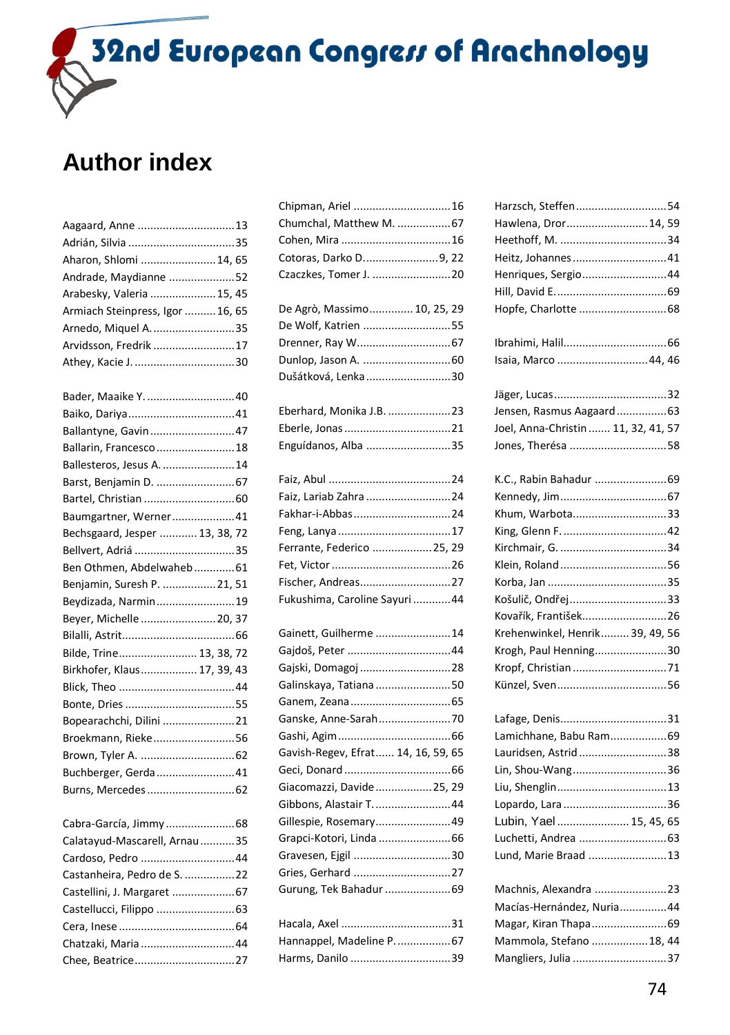# Author index

Aagaard, Anne ............................... 13
Adrián, Silvia .................................. 35
Aharon, Shlomi ........................ 14, 65
Andrade, Maydianne ..................... 52
Arabesky, Valeria .................... 15, 45
Armiach Steinpress, Igor .......... 16, 65
Arnedo, Miquel A. .......................... 35
Arvidsson, Fredrik .......................... 17
Athey, Kacie J. ................................ 30

Bader, Maaike Y. ............................ 40
Baiko, Dariya .................................. 41
Ballantyne, Gavin ........................... 47
Ballarin, Francesco ......................... 18
Ballesteros, Jesus A. ....................... 14
Barst, Benjamin D. ......................... 67
Bartel, Christian ............................. 60
Baumgartner, Werner .................... 41
Bechsgaard, Jesper ........... 13, 38, 72
Bellvert, Adriá ................................ 35
Ben Othmen, Abdelwaheb ............. 61
Benjamin, Suresh P. ................. 21, 51
Beydizada, Narmin ......................... 19
Beyer, Michelle ........................ 20, 37
Bilalli, Astrit .................................... 66
Bilde, Trine ......................... 13, 38, 72
Birkhofer, Klaus .................. 17, 39, 43
Blick, Theo ..................................... 44
Bonte, Dries ................................... 55
Bopearachchi, Dilini ....................... 21
Broekmann, Rieke .......................... 56
Brown, Tyler A. .............................. 62
Buchberger, Gerda ......................... 41
Burns, Mercedes ............................ 62

Cabra-García, Jimmy ...................... 68
Calatayud-Mascarell, Arnau ........... 35
Cardoso, Pedro .............................. 44
Castanheira, Pedro de S. ................ 22
Castellini, J. Margaret .................... 67
Castellucci, Filippo ......................... 63
Cera, Inese ..................................... 64
Chatzaki, Maria .............................. 44
Chee, Beatrice ................................ 27
Chipman, Ariel ............................... 16
Chumchal, Matthew M. ................. 67
Cohen, Mira ................................... 16
Cotoras, Darko D. ....................... 9, 22
Czaczkes, Tomer J. ......................... 20

De Agrò, Massimo ............. 10, 25, 29
De Wolf, Katrien ............................ 55
Drenner, Ray W. ............................. 67
Dunlop, Jason A. ............................ 60
Dušátková, Lenka ........................... 30

Eberhard, Monika J.B. .................... 23
Eberle, Jonas .................................. 21
Enguídanos, Alba ........................... 35

Faiz, Abul ....................................... 24
Faiz, Lariab Zahra ........................... 24
Fakhar-i-Abbas ............................... 24
Feng, Lanya .................................... 17
Ferrante, Federico .................... 25, 29
Fet, Victor ...................................... 26
Fischer, Andreas ............................. 27
Fukushima, Caroline Sayuri ............ 44

Gainett, Guilherme ........................ 14
Gajdoš, Peter ................................. 44
Gajski, Domagoj ............................. 28
Galinskaya, Tatiana ........................ 50
Ganem, Zeana ................................ 65
Ganske, Anne-Sarah ....................... 70
Gashi, Agim .................................... 66
Gavish-Regev, Efrat ...... 14, 16, 59, 65
Geci, Donard .................................. 66
Giacomazzi, Davide .................. 25, 29
Gibbons, Alastair T. ........................ 44
Gillespie, Rosemary ........................ 49
Grapci-Kotori, Linda ....................... 66
Gravesen, Ejgil ............................... 30
Gries, Gerhard ............................... 27
Gurung, Tek Bahadur ..................... 69

Hacala, Axel ................................... 31
Hannappel, Madeline P. ................. 67
Harms, Danilo ................................ 39
Harzsch, Steffen ............................. 54
Hawlena, Dror ........................... 14, 59
Heethoff, M. .................................. 34
Heitz, Johannes .............................. 41
Henriques, Sergio ........................... 44
Hill, David E. ................................... 69
Hopfe, Charlotte ............................ 68

Ibrahimi, Halil ................................. 66
Isaia, Marco ............................. 44, 46

Jäger, Lucas .................................... 32
Jensen, Rasmus Aagaard ................ 63
Joel, Anna-Christin ....... 11, 32, 41, 57
Jones, Therésa ............................... 58

K.C., Rabin Bahadur ....................... 69
Kennedy, Jim .................................. 67
Khum, Warbota ............................... 33
King, Glenn F. ................................. 42
Kirchmair, G. .................................. 34
Klein, Roland .................................. 56
Korba, Jan ...................................... 35
Košulič, Ondřej ............................... 33
Kovařík, František ........................... 26
Krehenwinkel, Henrik ......... 39, 49, 56
Krogh, Paul Henning ....................... 30
Kropf, Christian .............................. 71
Künzel, Sven ................................... 56

Lafage, Denis .................................. 31
Lamichhane, Babu Ram .................. 69
Lauridsen, Astrid ............................ 38
Lin, Shou-Wang .............................. 36
Liu, Shenglin ................................... 13
Lopardo, Lara ................................. 36
Lubin, Yael ......................... 15, 45, 65
Luchetti, Andrea ............................ 63
Lund, Marie Braad .......................... 13

Machnis, Alexandra ....................... 23
Macías-Hernández, Nuria ............... 44
Magar, Kiran Thapa ........................ 69
Mammola, Stefano .................. 18, 44
Mangliers, Julia .............................. 37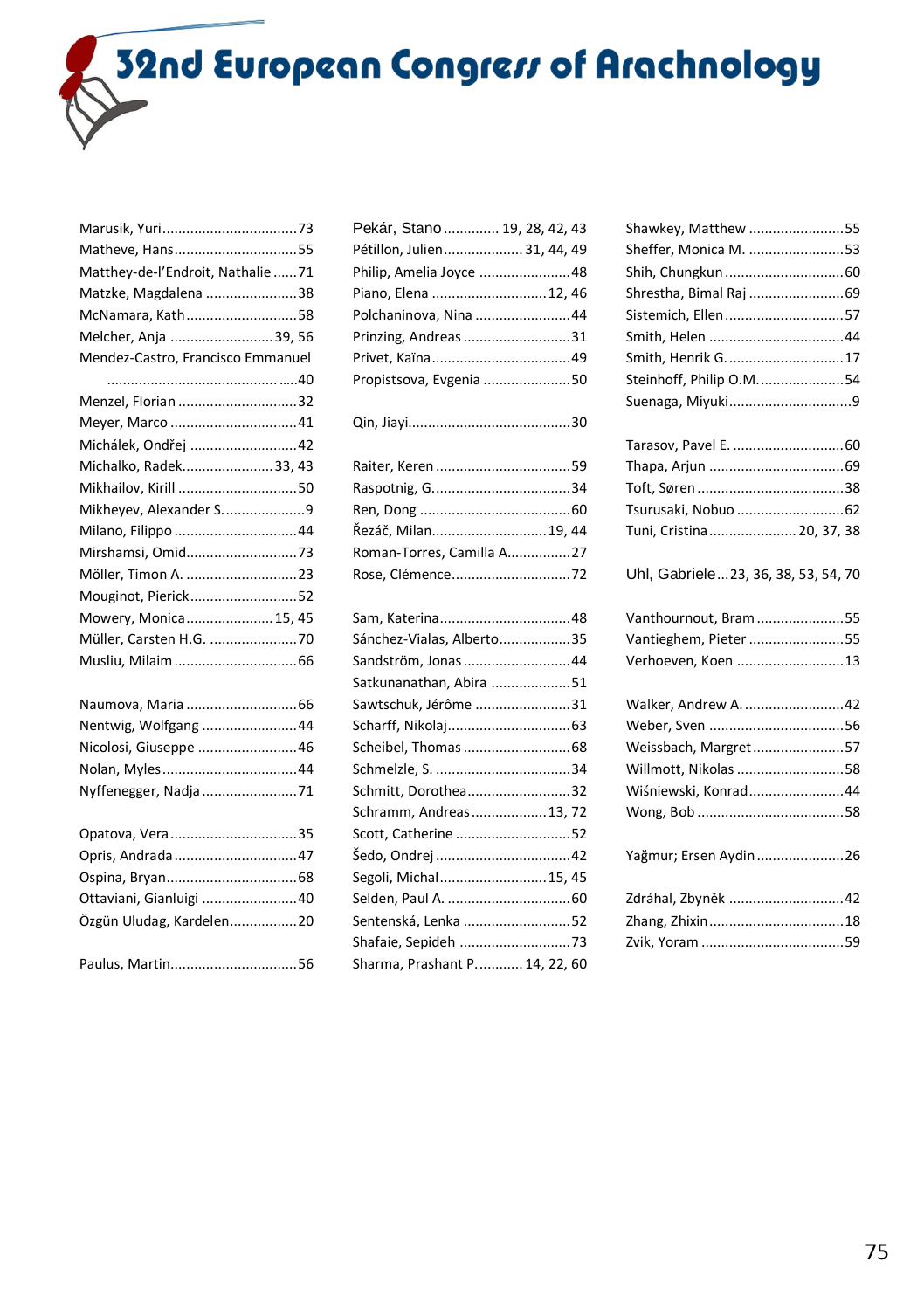Marusik, Yuri..................................73
Matheve, Hans...............................55
Matthey-de-l'Endroit, Nathalie ......71
Matzke, Magdalena .......................38
McNamara, Kath............................58
Melcher, Anja ..........................39, 56
Mendez-Castro, Francisco Emmanuel
............................................. .....40
Menzel, Florian ..............................32
Meyer, Marco ................................41
Michálek, Ondřej ...........................42
Michalko, Radek......................33, 43
Mikhailov, Kirill .............................50
Mikheyev, Alexander S....................9
Milano, Filippo ...............................44
Mirshamsi, Omid............................73
Möller, Timon A. ............................23
Mouginot, Pierick...........................52
Mowery, Monica......................15, 45
Müller, Carsten H.G. ......................70
Musliu, Milaim ...............................66

Naumova, Maria ............................66
Nentwig, Wolfgang ........................44
Nicolosi, Giuseppe .........................46
Nolan, Myles..................................44
Nyffenegger, Nadja ........................71

Opatova, Vera................................35
Opris, Andrada ...............................47
Ospina, Bryan.................................68
Ottaviani, Gianluigi ........................40
Özgün Uludag, Kardelen.................20

Paulus, Martin................................56

Pekár, Stano ............. 19, 28, 42, 43
Pétillon, Julien.................... 31, 44, 49
Philip, Amelia Joyce .......................48
Piano, Elena ............................. 12, 46
Polchaninova, Nina ........................44
Prinzing, Andreas ...........................31
Privet, Kaïna...................................49
Propistsova, Evgenia ......................50

Qin, Jiayi........................................30

Raiter, Keren ..................................59
Raspotnig, G...................................34
Ren, Dong ......................................60
Řezáč, Milan............................ 19, 44
Roman-Torres, Camilla A................27
Rose, Clémence..............................72

Sam, Katerina.................................48
Sánchez-Vialas, Alberto..................35
Sandström, Jonas ...........................44
Satkunanathan, Abira ....................51
Sawtschuk, Jérôme ........................31
Scharff, Nikolaj...............................63
Scheibel, Thomas ...........................68
Schmelzle, S. ..................................34
Schmitt, Dorothea..........................32
Schramm, Andreas...................13, 72
Scott, Catherine .............................52
Šedo, Ondrej ..................................42
Segoli, Michal..........................15, 45
Selden, Paul A. ...............................60
Sentenská, Lenka ...........................52
Shafaie, Sepideh ............................73
Sharma, Prashant P........... 14, 22, 60

Shawkey, Matthew ........................55
Sheffer, Monica M. .........................53
Shih, Chungkun ..............................60
Shrestha, Bimal Raj ........................69
Sistemich, Ellen ..............................57
Smith, Helen ..................................44
Smith, Henrik G. .............................17
Steinhoff, Philip O.M......................54
Suenaga, Miyuki...............................9

Tarasov, Pavel E. ............................60
Thapa, Arjun ..................................69
Toft, Søren .....................................38
Tsurusaki, Nobuo ...........................62
Tuni, Cristina ...................... 20, 37, 38

Uhl, Gabriele...23, 36, 38, 53, 54, 70

Vanthournout, Bram ......................55
Vantieghem, Pieter ........................55
Verhoeven, Koen ...........................13

Walker, Andrew A. .........................42
Weber, Sven ..................................56
Weissbach, Margret.......................57
Willmott, Nikolas ...........................58
Wiśniewski, Konrad........................44
Wong, Bob .....................................58

Yağmur; Ersen Aydin ......................26

Zdráhal, Zbyněk .............................42
Zhang, Zhixin..................................18
Zvik, Yoram ....................................59